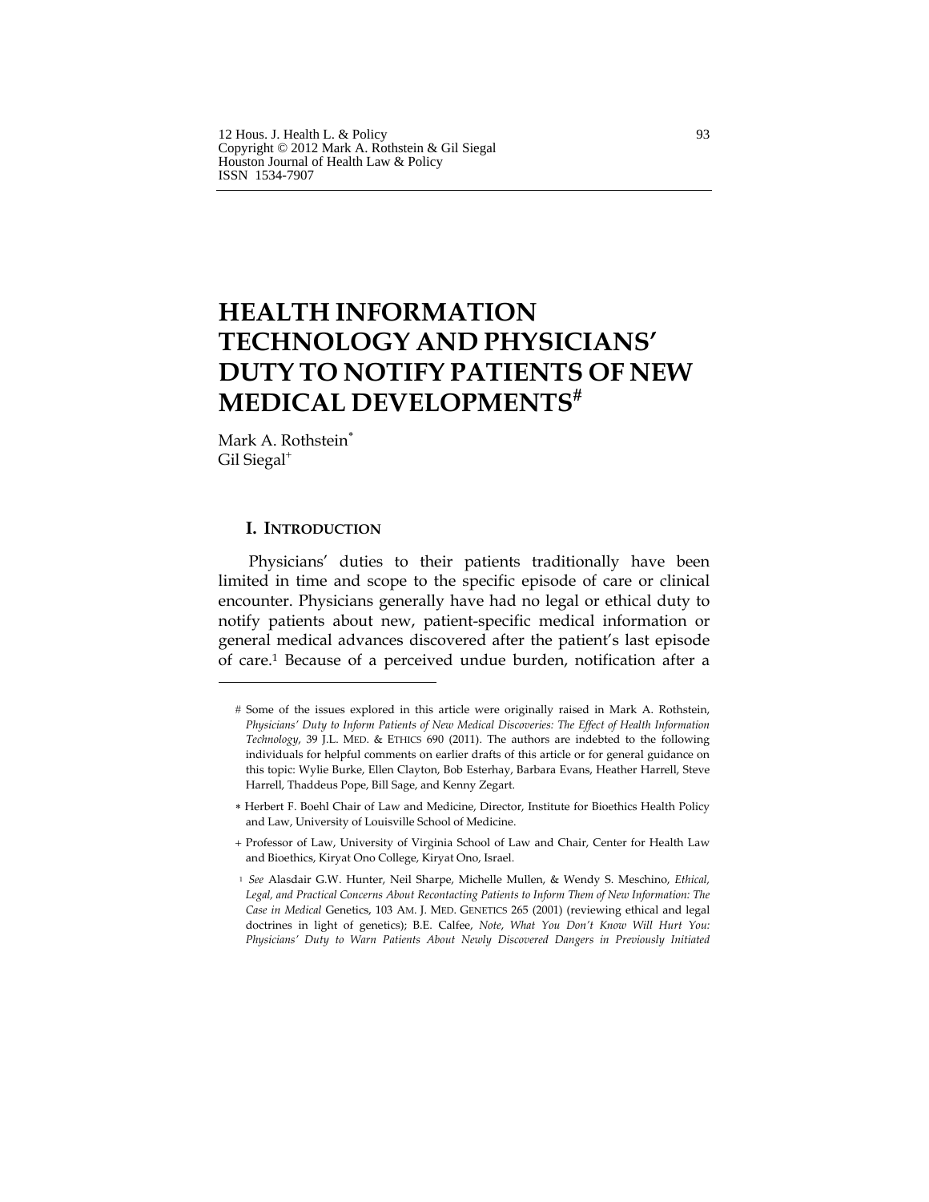# HEALTH INFORMATION TECHNOLOGY AND PHYSICIANS' DUTY TO NOTIFY PATIENTS OF NEW MEDICAL DEVELOPMENTS[#]

Mark A. Rothstein[*]
Gil Siegal[+]

## I. INTRODUCTION

Physicians' duties to their patients traditionally have been limited in time and scope to the specific episode of care or clinical encounter. Physicians generally have had no legal or ethical duty to notify patients about new, patient-specific medical information or general medical advances discovered after the patient's last episode of care.[1] Because of a perceived undue burden, notification after a

---

# Some of the issues explored in this article were originally raised in Mark A. Rothstein, *Physicians' Duty to Inform Patients of New Medical Discoveries: The Effect of Health Information Technology*, 39 J.L. MED. & ETHICS 690 (2011). The authors are indebted to the following individuals for helpful comments on earlier drafts of this article or for general guidance on this topic: Wylie Burke, Ellen Clayton, Bob Esterhay, Barbara Evans, Heather Harrell, Steve Harrell, Thaddeus Pope, Bill Sage, and Kenny Zegart.

\* Herbert F. Boehl Chair of Law and Medicine, Director, Institute for Bioethics Health Policy and Law, University of Louisville School of Medicine.

\+ Professor of Law, University of Virginia School of Law and Chair, Center for Health Law and Bioethics, Kiryat Ono College, Kiryat Ono, Israel.

1 *See* Alasdair G.W. Hunter, Neil Sharpe, Michelle Mullen, & Wendy S. Meschino, *Ethical, Legal, and Practical Concerns About Recontacting Patients to Inform Them of New Information: The Case in Medical* Genetics, 103 AM. J. MED. GENETICS 265 (2001) (reviewing ethical and legal doctrines in light of genetics); B.E. Calfee, *Note, What You Don't Know Will Hurt You: Physicians' Duty to Warn Patients About Newly Discovered Dangers in Previously Initiated*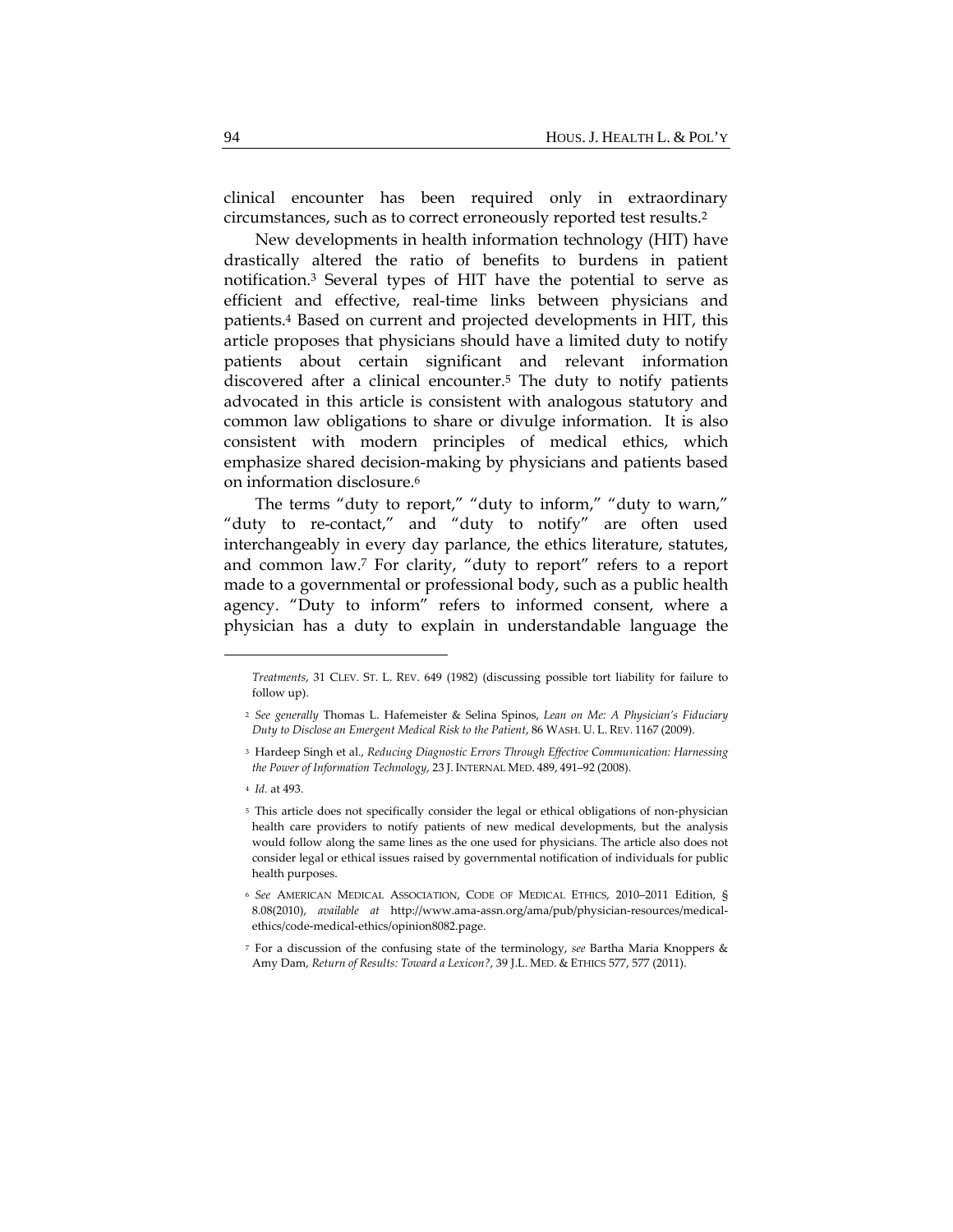clinical encounter has been required only in extraordinary circumstances, such as to correct erroneously reported test results.[2]

New developments in health information technology (HIT) have drastically altered the ratio of benefits to burdens in patient notification.[3] Several types of HIT have the potential to serve as efficient and effective, real-time links between physicians and patients.[4] Based on current and projected developments in HIT, this article proposes that physicians should have a limited duty to notify patients about certain significant and relevant information discovered after a clinical encounter.[5] The duty to notify patients advocated in this article is consistent with analogous statutory and common law obligations to share or divulge information. It is also consistent with modern principles of medical ethics, which emphasize shared decision-making by physicians and patients based on information disclosure.[6]

The terms "duty to report," "duty to inform," "duty to warn," "duty to re-contact," and "duty to notify" are often used interchangeably in every day parlance, the ethics literature, statutes, and common law.[7] For clarity, "duty to report" refers to a report made to a governmental or professional body, such as a public health agency. "Duty to inform" refers to informed consent, where a physician has a duty to explain in understandable language the

---

*Treatments*, 31 CLEV. ST. L. REV. 649 (1982) (discussing possible tort liability for failure to follow up).

[2] *See generally* Thomas L. Hafemeister & Selina Spinos, *Lean on Me: A Physician's Fiduciary Duty to Disclose an Emergent Medical Risk to the Patient*, 86 WASH. U. L. REV. 1167 (2009).

[3] Hardeep Singh et al., *Reducing Diagnostic Errors Through Effective Communication: Harnessing the Power of Information Technology*, 23 J. INTERNAL MED. 489, 491–92 (2008).

[4] *Id.* at 493.

[5] This article does not specifically consider the legal or ethical obligations of non-physician health care providers to notify patients of new medical developments, but the analysis would follow along the same lines as the one used for physicians. The article also does not consider legal or ethical issues raised by governmental notification of individuals for public health purposes.

[6] *See* AMERICAN MEDICAL ASSOCIATION, CODE OF MEDICAL ETHICS, 2010–2011 Edition, § 8.08(2010), *available at* http://www.ama-assn.org/ama/pub/physician-resources/medical-ethics/code-medical-ethics/opinion8082.page.

[7] For a discussion of the confusing state of the terminology, *see* Bartha Maria Knoppers & Amy Dam, *Return of Results: Toward a Lexicon?*, 39 J.L. MED. & ETHICS 577, 577 (2011).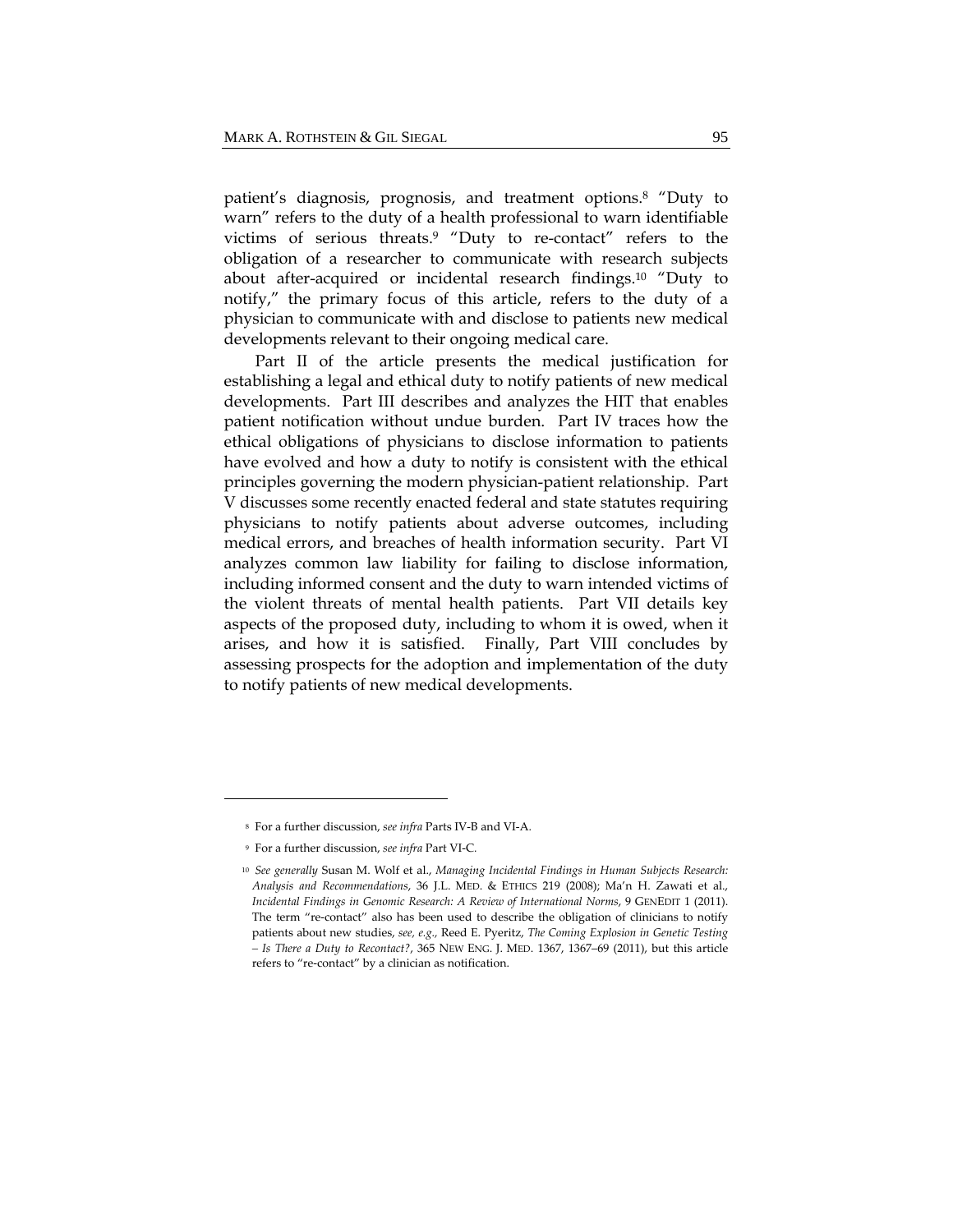patient's diagnosis, prognosis, and treatment options.[8] "Duty to warn" refers to the duty of a health professional to warn identifiable victims of serious threats.[9] "Duty to re-contact" refers to the obligation of a researcher to communicate with research subjects about after-acquired or incidental research findings.[10] "Duty to notify," the primary focus of this article, refers to the duty of a physician to communicate with and disclose to patients new medical developments relevant to their ongoing medical care.

Part II of the article presents the medical justification for establishing a legal and ethical duty to notify patients of new medical developments. Part III describes and analyzes the HIT that enables patient notification without undue burden. Part IV traces how the ethical obligations of physicians to disclose information to patients have evolved and how a duty to notify is consistent with the ethical principles governing the modern physician-patient relationship. Part V discusses some recently enacted federal and state statutes requiring physicians to notify patients about adverse outcomes, including medical errors, and breaches of health information security. Part VI analyzes common law liability for failing to disclose information, including informed consent and the duty to warn intended victims of the violent threats of mental health patients. Part VII details key aspects of the proposed duty, including to whom it is owed, when it arises, and how it is satisfied. Finally, Part VIII concludes by assessing prospects for the adoption and implementation of the duty to notify patients of new medical developments.

---

[8] For a further discussion, *see infra* Parts IV-B and VI-A.

[9] For a further discussion, *see infra* Part VI-C.

[10] *See generally* Susan M. Wolf et al., *Managing Incidental Findings in Human Subjects Research: Analysis and Recommendations*, 36 J.L. MED. & ETHICS 219 (2008); Ma'n H. Zawati et al., *Incidental Findings in Genomic Research: A Review of International Norms*, 9 GENEDIT 1 (2011). The term "re-contact" also has been used to describe the obligation of clinicians to notify patients about new studies, *see, e.g.*, Reed E. Pyeritz, *The Coming Explosion in Genetic Testing – Is There a Duty to Recontact?*, 365 NEW ENG. J. MED. 1367, 1367–69 (2011), but this article refers to "re-contact" by a clinician as notification.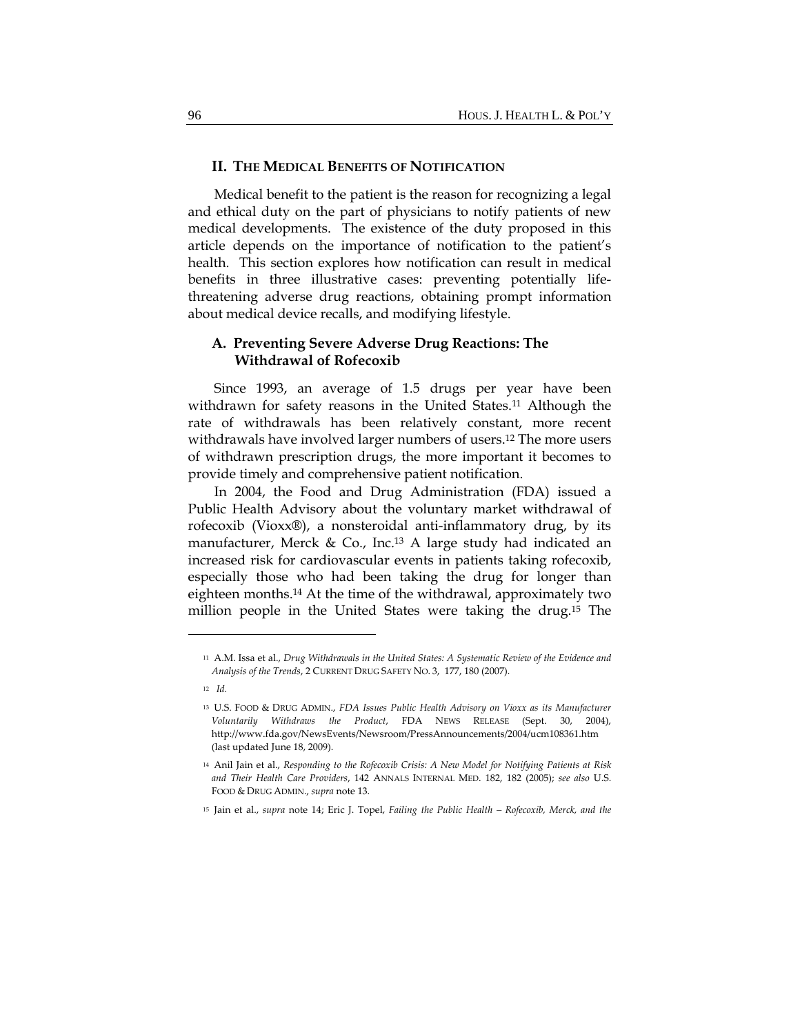## II. THE MEDICAL BENEFITS OF NOTIFICATION

Medical benefit to the patient is the reason for recognizing a legal and ethical duty on the part of physicians to notify patients of new medical developments. The existence of the duty proposed in this article depends on the importance of notification to the patient's health. This section explores how notification can result in medical benefits in three illustrative cases: preventing potentially life-threatening adverse drug reactions, obtaining prompt information about medical device recalls, and modifying lifestyle.

### A. Preventing Severe Adverse Drug Reactions: The Withdrawal of Rofecoxib

Since 1993, an average of 1.5 drugs per year have been withdrawn for safety reasons in the United States.[11] Although the rate of withdrawals has been relatively constant, more recent withdrawals have involved larger numbers of users.[12] The more users of withdrawn prescription drugs, the more important it becomes to provide timely and comprehensive patient notification.

In 2004, the Food and Drug Administration (FDA) issued a Public Health Advisory about the voluntary market withdrawal of rofecoxib (Vioxx®), a nonsteroidal anti-inflammatory drug, by its manufacturer, Merck & Co., Inc.[13] A large study had indicated an increased risk for cardiovascular events in patients taking rofecoxib, especially those who had been taking the drug for longer than eighteen months.[14] At the time of the withdrawal, approximately two million people in the United States were taking the drug.[15] The

---

[11] A.M. Issa et al., *Drug Withdrawals in the United States: A Systematic Review of the Evidence and Analysis of the Trends*, 2 CURRENT DRUG SAFETY NO. 3, 177, 180 (2007).

[12] *Id.*

[13] U.S. FOOD & DRUG ADMIN., *FDA Issues Public Health Advisory on Vioxx as its Manufacturer Voluntarily Withdraws the Product*, FDA NEWS RELEASE (Sept. 30, 2004), http://www.fda.gov/NewsEvents/Newsroom/PressAnnouncements/2004/ucm108361.htm (last updated June 18, 2009).

[14] Anil Jain et al., *Responding to the Rofecoxib Crisis: A New Model for Notifying Patients at Risk and Their Health Care Providers*, 142 ANNALS INTERNAL MED. 182, 182 (2005); *see also* U.S. FOOD & DRUG ADMIN., *supra* note 13.

[15] Jain et al., *supra* note 14; Eric J. Topel, *Failing the Public Health – Rofecoxib, Merck, and the*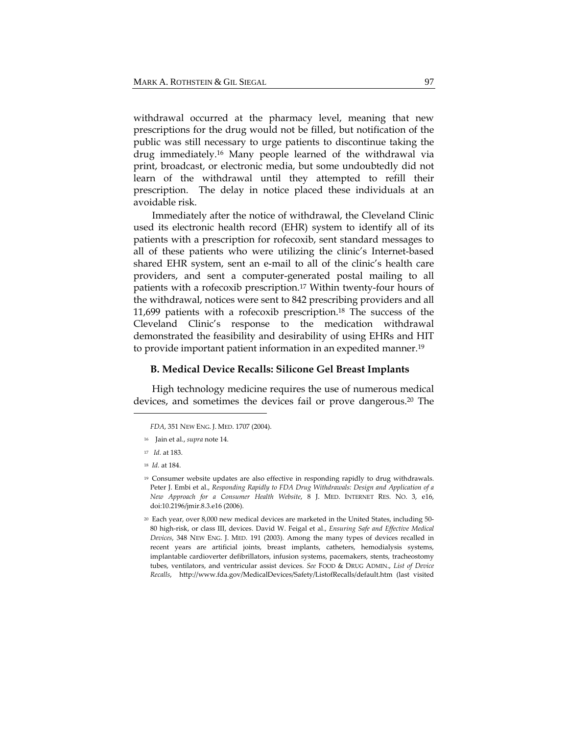withdrawal occurred at the pharmacy level, meaning that new prescriptions for the drug would not be filled, but notification of the public was still necessary to urge patients to discontinue taking the drug immediately.[16] Many people learned of the withdrawal via print, broadcast, or electronic media, but some undoubtedly did not learn of the withdrawal until they attempted to refill their prescription. The delay in notice placed these individuals at an avoidable risk.

Immediately after the notice of withdrawal, the Cleveland Clinic used its electronic health record (EHR) system to identify all of its patients with a prescription for rofecoxib, sent standard messages to all of these patients who were utilizing the clinic's Internet-based shared EHR system, sent an e-mail to all of the clinic's health care providers, and sent a computer-generated postal mailing to all patients with a rofecoxib prescription.[17] Within twenty-four hours of the withdrawal, notices were sent to 842 prescribing providers and all 11,699 patients with a rofecoxib prescription.[18] The success of the Cleveland Clinic's response to the medication withdrawal demonstrated the feasibility and desirability of using EHRs and HIT to provide important patient information in an expedited manner.[19]

### B. Medical Device Recalls: Silicone Gel Breast Implants

High technology medicine requires the use of numerous medical devices, and sometimes the devices fail or prove dangerous.[20] The

---

*FDA*, 351 NEW ENG. J. MED. 1707 (2004).

[16] Jain et al., *supra* note 14.

[17] *Id.* at 183.

[18] *Id.* at 184.

[19] Consumer website updates are also effective in responding rapidly to drug withdrawals. Peter J. Embi et al., *Responding Rapidly to FDA Drug Withdrawals: Design and Application of a New Approach for a Consumer Health Website*, 8 J. MED. INTERNET RES. NO. 3, e16, doi:10.2196/jmir.8.3.e16 (2006).

[20] Each year, over 8,000 new medical devices are marketed in the United States, including 50-80 high-risk, or class III, devices. David W. Feigal et al., *Ensuring Safe and Effective Medical Devices*, 348 NEW ENG. J. MED. 191 (2003). Among the many types of devices recalled in recent years are artificial joints, breast implants, catheters, hemodialysis systems, implantable cardioverter defibrillators, infusion systems, pacemakers, stents, tracheostomy tubes, ventilators, and ventricular assist devices. *See* FOOD & DRUG ADMIN., *List of Device Recalls*, http://www.fda.gov/MedicalDevices/Safety/ListofRecalls/default.htm (last visited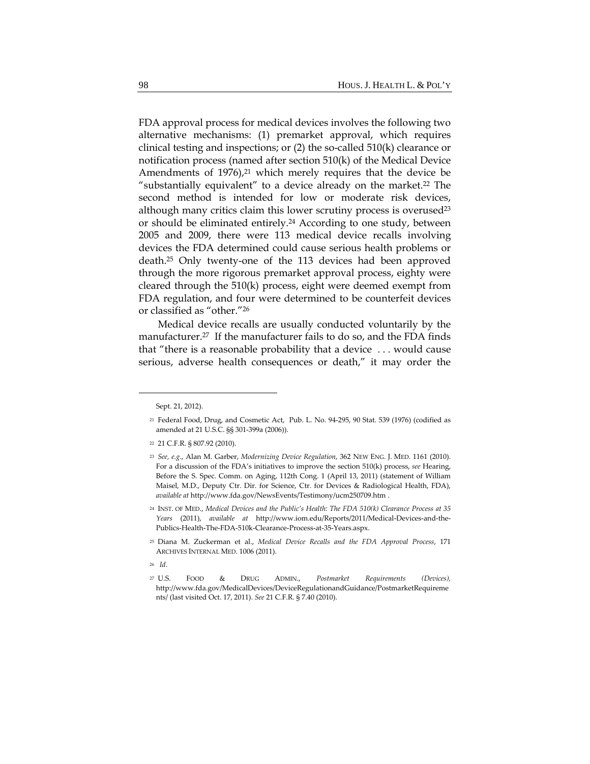FDA approval process for medical devices involves the following two alternative mechanisms: (1) premarket approval, which requires clinical testing and inspections; or (2) the so-called 510(k) clearance or notification process (named after section 510(k) of the Medical Device Amendments of 1976),[21] which merely requires that the device be "substantially equivalent" to a device already on the market.[22] The second method is intended for low or moderate risk devices, although many critics claim this lower scrutiny process is overused[23] or should be eliminated entirely.[24] According to one study, between 2005 and 2009, there were 113 medical device recalls involving devices the FDA determined could cause serious health problems or death.[25] Only twenty-one of the 113 devices had been approved through the more rigorous premarket approval process, eighty were cleared through the 510(k) process, eight were deemed exempt from FDA regulation, and four were determined to be counterfeit devices or classified as "other."[26]

Medical device recalls are usually conducted voluntarily by the manufacturer.[27] If the manufacturer fails to do so, and the FDA finds that "there is a reasonable probability that a device . . . would cause serious, adverse health consequences or death," it may order the

---

Sept. 21, 2012).

[21] Federal Food, Drug, and Cosmetic Act, Pub. L. No. 94-295, 90 Stat. 539 (1976) (codified as amended at 21 U.S.C. §§ 301-399a (2006)).

[22] 21 C.F.R. § 807.92 (2010).

[23] *See, e.g.*, Alan M. Garber, *Modernizing Device Regulation*, 362 NEW ENG. J. MED. 1161 (2010). For a discussion of the FDA's initiatives to improve the section 510(k) process, *see* Hearing, Before the S. Spec. Comm. on Aging, 112th Cong. 1 (April 13, 2011) (statement of William Maisel, M.D., Deputy Ctr. Dir. for Science, Ctr. for Devices & Radiological Health, FDA), *available at* http://www.fda.gov/NewsEvents/Testimony/ucm250709.htm .

[24] INST. OF MED., *Medical Devices and the Public's Health: The FDA 510(k) Clearance Process at 35 Years* (2011), *available at* http://www.iom.edu/Reports/2011/Medical-Devices-and-the-Publics-Health-The-FDA-510k-Clearance-Process-at-35-Years.aspx.

[25] Diana M. Zuckerman et al., *Medical Device Recalls and the FDA Approval Process*, 171 ARCHIVES INTERNAL MED. 1006 (2011).

[26] *Id*.

[27] U.S. FOOD & DRUG ADMIN., *Postmarket Requirements (Devices)*, http://www.fda.gov/MedicalDevices/DeviceRegulationandGuidance/PostmarketRequirements/ (last visited Oct. 17, 2011). *See* 21 C.F.R. § 7.40 (2010).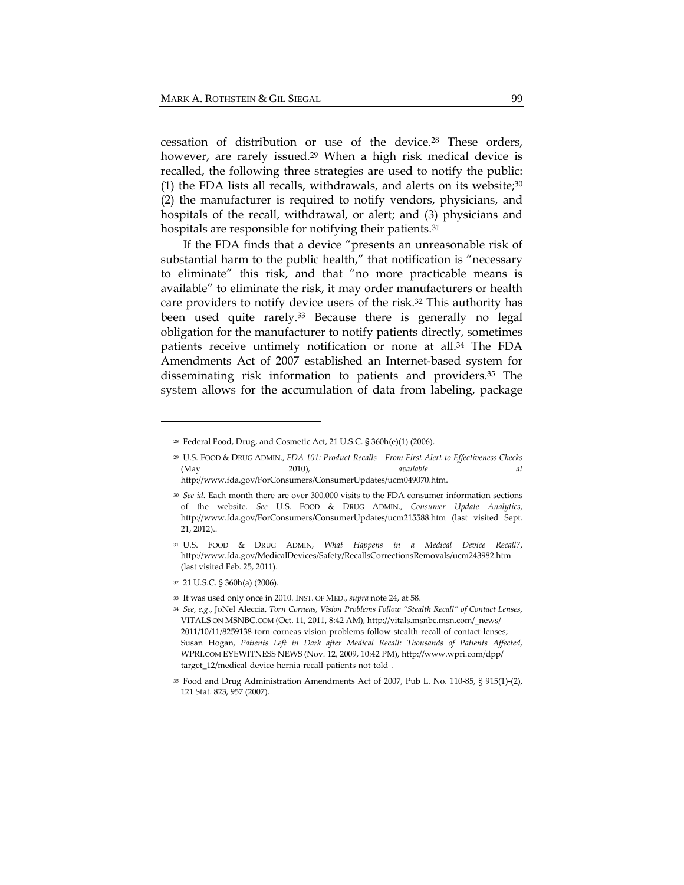cessation of distribution or use of the device.[28] These orders, however, are rarely issued.[29] When a high risk medical device is recalled, the following three strategies are used to notify the public: (1) the FDA lists all recalls, withdrawals, and alerts on its website;[30] (2) the manufacturer is required to notify vendors, physicians, and hospitals of the recall, withdrawal, or alert; and (3) physicians and hospitals are responsible for notifying their patients.[31]

If the FDA finds that a device "presents an unreasonable risk of substantial harm to the public health," that notification is "necessary to eliminate" this risk, and that "no more practicable means is available" to eliminate the risk, it may order manufacturers or health care providers to notify device users of the risk.[32] This authority has been used quite rarely.[33] Because there is generally no legal obligation for the manufacturer to notify patients directly, sometimes patients receive untimely notification or none at all.[34] The FDA Amendments Act of 2007 established an Internet-based system for disseminating risk information to patients and providers.[35] The system allows for the accumulation of data from labeling, package

---

[28] Federal Food, Drug, and Cosmetic Act, 21 U.S.C. § 360h(e)(1) (2006).

[29] U.S. FOOD & DRUG ADMIN., *FDA 101: Product Recalls—From First Alert to Effectiveness Checks* (May 2010), *available at* http://www.fda.gov/ForConsumers/ConsumerUpdates/ucm049070.htm.

[30] *See id.* Each month there are over 300,000 visits to the FDA consumer information sections of the website. *See* U.S. FOOD & DRUG ADMIN., *Consumer Update Analytics*, http://www.fda.gov/ForConsumers/ConsumerUpdates/ucm215588.htm (last visited Sept. 21, 2012)..

[31] U.S. FOOD & DRUG ADMIN, *What Happens in a Medical Device Recall?*, http://www.fda.gov/MedicalDevices/Safety/RecallsCorrectionsRemovals/ucm243982.htm (last visited Feb. 25, 2011).

[32] 21 U.S.C. § 360h(a) (2006).

[33] It was used only once in 2010. INST. OF MED., *supra* note 24, at 58.

[34] *See, e.g.*, JoNel Aleccia, *Torn Corneas, Vision Problems Follow "Stealth Recall" of Contact Lenses*, VITALS ON MSNBC.COM (Oct. 11, 2011, 8:42 AM), http://vitals.msnbc.msn.com/_news/2011/10/11/8259138-torn-corneas-vision-problems-follow-stealth-recall-of-contact-lenses; Susan Hogan, *Patients Left in Dark after Medical Recall: Thousands of Patients Affected*, WPRI.COM EYEWITNESS NEWS (Nov. 12, 2009, 10:42 PM), http://www.wpri.com/dpp/target_12/medical-device-hernia-recall-patients-not-told-.

[35] Food and Drug Administration Amendments Act of 2007, Pub L. No. 110-85, § 915(1)-(2), 121 Stat. 823, 957 (2007).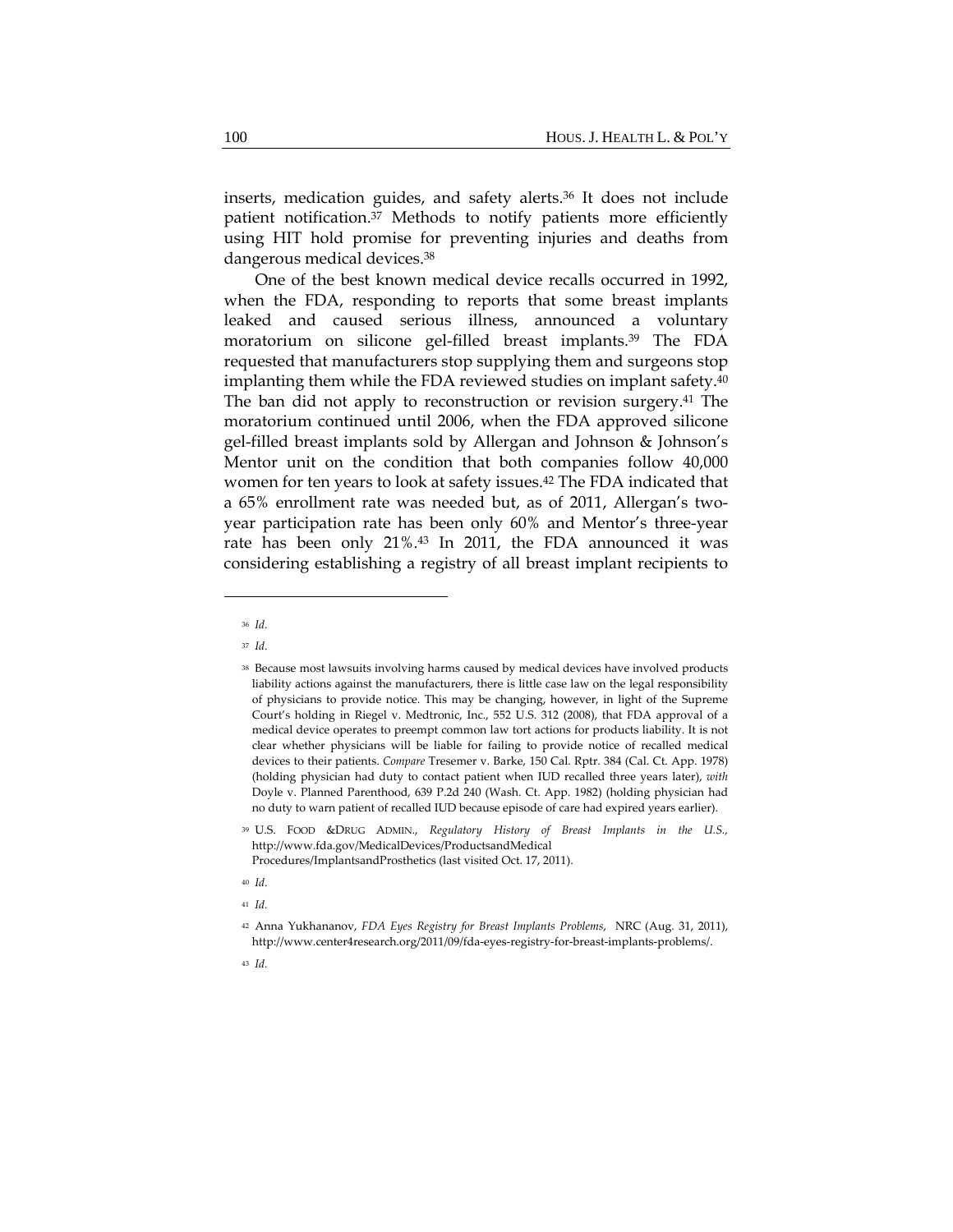inserts, medication guides, and safety alerts.[36] It does not include patient notification.[37] Methods to notify patients more efficiently using HIT hold promise for preventing injuries and deaths from dangerous medical devices.[38]

One of the best known medical device recalls occurred in 1992, when the FDA, responding to reports that some breast implants leaked and caused serious illness, announced a voluntary moratorium on silicone gel-filled breast implants.[39] The FDA requested that manufacturers stop supplying them and surgeons stop implanting them while the FDA reviewed studies on implant safety.[40] The ban did not apply to reconstruction or revision surgery.[41] The moratorium continued until 2006, when the FDA approved silicone gel-filled breast implants sold by Allergan and Johnson & Johnson's Mentor unit on the condition that both companies follow 40,000 women for ten years to look at safety issues.[42] The FDA indicated that a 65% enrollment rate was needed but, as of 2011, Allergan's two-year participation rate has been only 60% and Mentor's three-year rate has been only 21%.[43] In 2011, the FDA announced it was considering establishing a registry of all breast implant recipients to

---

[36] *Id.*

[37] *Id.*

[38] Because most lawsuits involving harms caused by medical devices have involved products liability actions against the manufacturers, there is little case law on the legal responsibility of physicians to provide notice. This may be changing, however, in light of the Supreme Court's holding in Riegel v. Medtronic, Inc., 552 U.S. 312 (2008), that FDA approval of a medical device operates to preempt common law tort actions for products liability. It is not clear whether physicians will be liable for failing to provide notice of recalled medical devices to their patients. *Compare* Tresemer v. Barke, 150 Cal. Rptr. 384 (Cal. Ct. App. 1978) (holding physician had duty to contact patient when IUD recalled three years later), *with* Doyle v. Planned Parenthood, 639 P.2d 240 (Wash. Ct. App. 1982) (holding physician had no duty to warn patient of recalled IUD because episode of care had expired years earlier).

[39] U.S. FOOD &DRUG ADMIN., *Regulatory History of Breast Implants in the U.S.*, http://www.fda.gov/MedicalDevices/ProductsandMedical Procedures/ImplantsandProsthetics (last visited Oct. 17, 2011).

[40] *Id.*

[41] *Id.*

[42] Anna Yukhananov, *FDA Eyes Registry for Breast Implants Problems*, NRC (Aug. 31, 2011), http://www.center4research.org/2011/09/fda-eyes-registry-for-breast-implants-problems/.

[43] *Id.*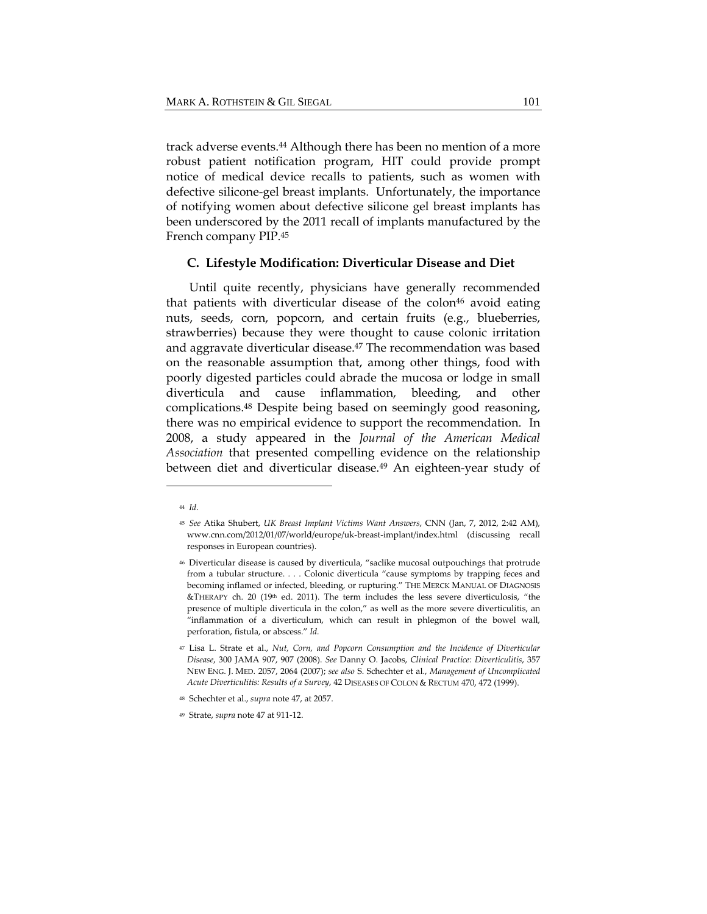track adverse events.[44] Although there has been no mention of a more robust patient notification program, HIT could provide prompt notice of medical device recalls to patients, such as women with defective silicone-gel breast implants. Unfortunately, the importance of notifying women about defective silicone gel breast implants has been underscored by the 2011 recall of implants manufactured by the French company PIP.[45]

### C. Lifestyle Modification: Diverticular Disease and Diet

Until quite recently, physicians have generally recommended that patients with diverticular disease of the colon[46] avoid eating nuts, seeds, corn, popcorn, and certain fruits (e.g., blueberries, strawberries) because they were thought to cause colonic irritation and aggravate diverticular disease.[47] The recommendation was based on the reasonable assumption that, among other things, food with poorly digested particles could abrade the mucosa or lodge in small diverticula and cause inflammation, bleeding, and other complications.[48] Despite being based on seemingly good reasoning, there was no empirical evidence to support the recommendation. In 2008, a study appeared in the *Journal of the American Medical Association* that presented compelling evidence on the relationship between diet and diverticular disease.[49] An eighteen-year study of

---

[44] *Id.*

[45] *See* Atika Shubert, *UK Breast Implant Victims Want Answers*, CNN (Jan, 7, 2012, 2:42 AM), www.cnn.com/2012/01/07/world/europe/uk-breast-implant/index.html (discussing recall responses in European countries).

[46] Diverticular disease is caused by diverticula, "saclike mucosal outpouchings that protrude from a tubular structure. . . . Colonic diverticula "cause symptoms by trapping feces and becoming inflamed or infected, bleeding, or rupturing." THE MERCK MANUAL OF DIAGNOSIS &THERAPY ch. 20 (19th ed. 2011). The term includes the less severe diverticulosis, "the presence of multiple diverticula in the colon," as well as the more severe diverticulitis, an "inflammation of a diverticulum, which can result in phlegmon of the bowel wall, perforation, fistula, or abscess." *Id.*

[47] Lisa L. Strate et al., *Nut, Corn, and Popcorn Consumption and the Incidence of Diverticular Disease*, 300 JAMA 907, 907 (2008). *See* Danny O. Jacobs, *Clinical Practice: Diverticulitis*, 357 NEW ENG. J. MED. 2057, 2064 (2007); *see also* S. Schechter et al., *Management of Uncomplicated Acute Diverticulitis: Results of a Survey*, 42 DISEASES OF COLON & RECTUM 470, 472 (1999).

[48] Schechter et al., *supra* note 47, at 2057.

[49] Strate, *supra* note 47 at 911-12.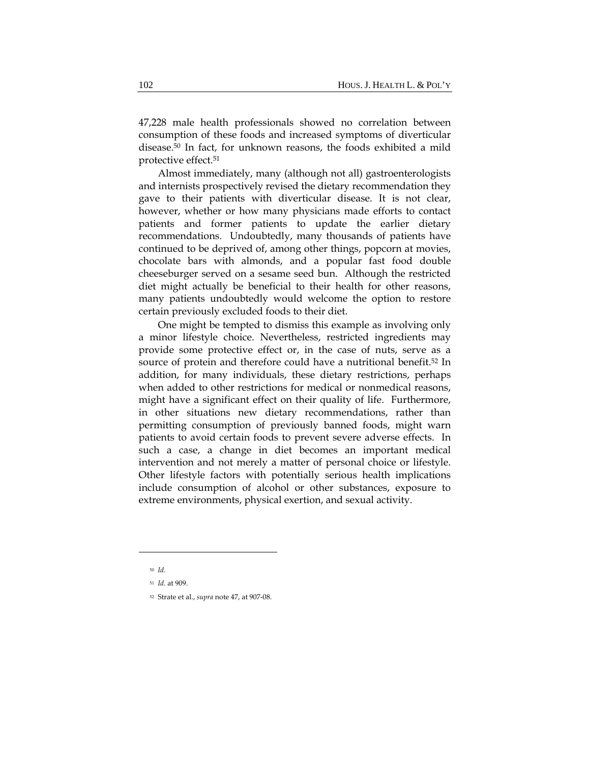47,228 male health professionals showed no correlation between consumption of these foods and increased symptoms of diverticular disease.[50] In fact, for unknown reasons, the foods exhibited a mild protective effect.[51]

Almost immediately, many (although not all) gastroenterologists and internists prospectively revised the dietary recommendation they gave to their patients with diverticular disease. It is not clear, however, whether or how many physicians made efforts to contact patients and former patients to update the earlier dietary recommendations. Undoubtedly, many thousands of patients have continued to be deprived of, among other things, popcorn at movies, chocolate bars with almonds, and a popular fast food double cheeseburger served on a sesame seed bun. Although the restricted diet might actually be beneficial to their health for other reasons, many patients undoubtedly would welcome the option to restore certain previously excluded foods to their diet.

One might be tempted to dismiss this example as involving only a minor lifestyle choice. Nevertheless, restricted ingredients may provide some protective effect or, in the case of nuts, serve as a source of protein and therefore could have a nutritional benefit.[52] In addition, for many individuals, these dietary restrictions, perhaps when added to other restrictions for medical or nonmedical reasons, might have a significant effect on their quality of life. Furthermore, in other situations new dietary recommendations, rather than permitting consumption of previously banned foods, might warn patients to avoid certain foods to prevent severe adverse effects. In such a case, a change in diet becomes an important medical intervention and not merely a matter of personal choice or lifestyle. Other lifestyle factors with potentially serious health implications include consumption of alcohol or other substances, exposure to extreme environments, physical exertion, and sexual activity.

---

[50] *Id.*

[51] *Id.* at 909.

[52] Strate et al., *supra* note 47, at 907-08.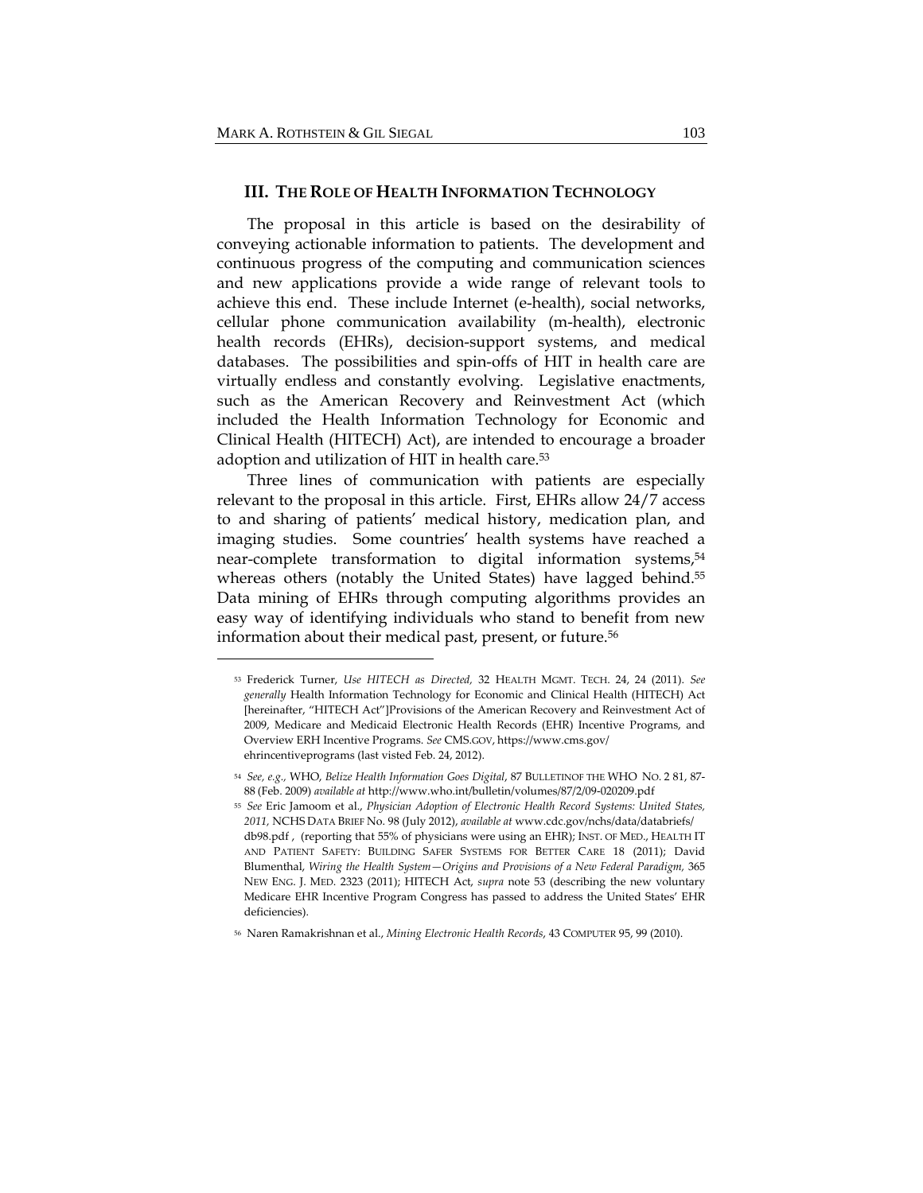## III. THE ROLE OF HEALTH INFORMATION TECHNOLOGY

The proposal in this article is based on the desirability of conveying actionable information to patients. The development and continuous progress of the computing and communication sciences and new applications provide a wide range of relevant tools to achieve this end. These include Internet (e-health), social networks, cellular phone communication availability (m-health), electronic health records (EHRs), decision-support systems, and medical databases. The possibilities and spin-offs of HIT in health care are virtually endless and constantly evolving. Legislative enactments, such as the American Recovery and Reinvestment Act (which included the Health Information Technology for Economic and Clinical Health (HITECH) Act), are intended to encourage a broader adoption and utilization of HIT in health care.[53]

Three lines of communication with patients are especially relevant to the proposal in this article. First, EHRs allow 24/7 access to and sharing of patients' medical history, medication plan, and imaging studies. Some countries' health systems have reached a near-complete transformation to digital information systems,[54] whereas others (notably the United States) have lagged behind.[55] Data mining of EHRs through computing algorithms provides an easy way of identifying individuals who stand to benefit from new information about their medical past, present, or future.[56]

---

[53] Frederick Turner, *Use HITECH as Directed*, 32 HEALTH MGMT. TECH. 24, 24 (2011). *See generally* Health Information Technology for Economic and Clinical Health (HITECH) Act [hereinafter, "HITECH Act"]Provisions of the American Recovery and Reinvestment Act of 2009, Medicare and Medicaid Electronic Health Records (EHR) Incentive Programs, and Overview ERH Incentive Programs. *See* CMS.GOV, https://www.cms.gov/ehrincentiveprograms (last visted Feb. 24, 2012).

[54] *See, e.g.*, WHO, *Belize Health Information Goes Digital*, 87 BULLETINOF THE WHO NO. 2 81, 87-88 (Feb. 2009) *available at* http://www.who.int/bulletin/volumes/87/2/09-020209.pdf

[55] *See* Eric Jamoom et al., *Physician Adoption of Electronic Health Record Systems: United States, 2011*, NCHS DATA BRIEF No. 98 (July 2012), *available at* www.cdc.gov/nchs/data/databriefs/db98.pdf , (reporting that 55% of physicians were using an EHR); INST. OF MED., HEALTH IT AND PATIENT SAFETY: BUILDING SAFER SYSTEMS FOR BETTER CARE 18 (2011); David Blumenthal, *Wiring the Health System—Origins and Provisions of a New Federal Paradigm*, 365 NEW ENG. J. MED. 2323 (2011); HITECH Act, *supra* note 53 (describing the new voluntary Medicare EHR Incentive Program Congress has passed to address the United States' EHR deficiencies).

[56] Naren Ramakrishnan et al., *Mining Electronic Health Records*, 43 COMPUTER 95, 99 (2010).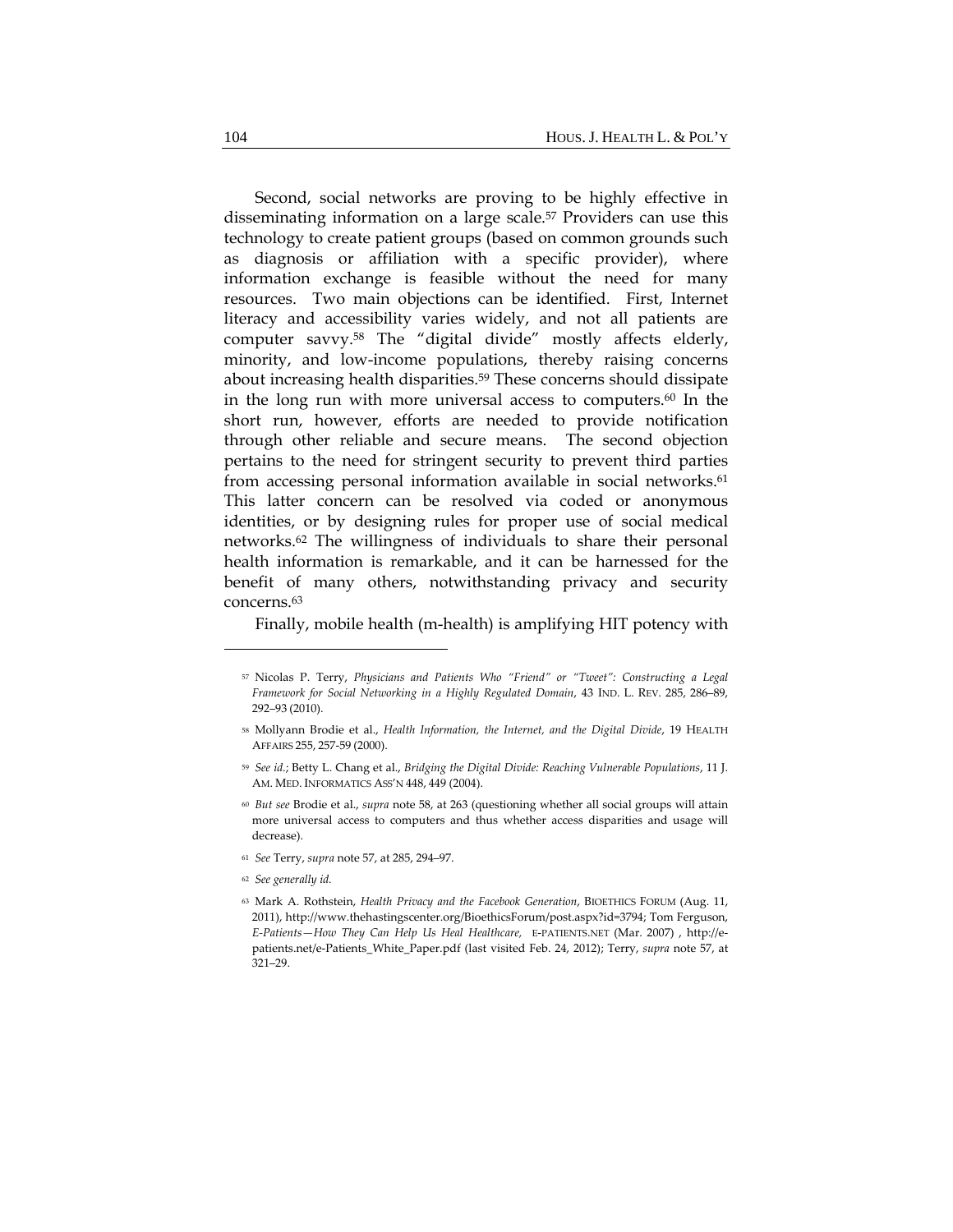Second, social networks are proving to be highly effective in disseminating information on a large scale.[57] Providers can use this technology to create patient groups (based on common grounds such as diagnosis or affiliation with a specific provider), where information exchange is feasible without the need for many resources. Two main objections can be identified. First, Internet literacy and accessibility varies widely, and not all patients are computer savvy.[58] The "digital divide" mostly affects elderly, minority, and low-income populations, thereby raising concerns about increasing health disparities.[59] These concerns should dissipate in the long run with more universal access to computers.[60] In the short run, however, efforts are needed to provide notification through other reliable and secure means. The second objection pertains to the need for stringent security to prevent third parties from accessing personal information available in social networks.[61] This latter concern can be resolved via coded or anonymous identities, or by designing rules for proper use of social medical networks.[62] The willingness of individuals to share their personal health information is remarkable, and it can be harnessed for the benefit of many others, notwithstanding privacy and security concerns.[63]

Finally, mobile health (m-health) is amplifying HIT potency with

---

[57] Nicolas P. Terry, *Physicians and Patients Who "Friend" or "Tweet": Constructing a Legal Framework for Social Networking in a Highly Regulated Domain*, 43 IND. L. REV. 285, 286–89, 292–93 (2010).

[58] Mollyann Brodie et al., *Health Information, the Internet, and the Digital Divide*, 19 HEALTH AFFAIRS 255, 257-59 (2000).

[59] *See id.*; Betty L. Chang et al., *Bridging the Digital Divide: Reaching Vulnerable Populations*, 11 J. AM. MED. INFORMATICS ASS'N 448, 449 (2004).

[60] *But see* Brodie et al., *supra* note 58, at 263 (questioning whether all social groups will attain more universal access to computers and thus whether access disparities and usage will decrease).

[61] *See* Terry, *supra* note 57, at 285, 294–97.

[62] *See generally id.*

[63] Mark A. Rothstein, *Health Privacy and the Facebook Generation*, BIOETHICS FORUM (Aug. 11, 2011), http://www.thehastingscenter.org/BioethicsForum/post.aspx?id=3794; Tom Ferguson, *E-Patients—How They Can Help Us Heal Healthcare,* E-PATIENTS.NET (Mar. 2007) , http://e-patients.net/e-Patients_White_Paper.pdf (last visited Feb. 24, 2012); Terry, *supra* note 57, at 321–29.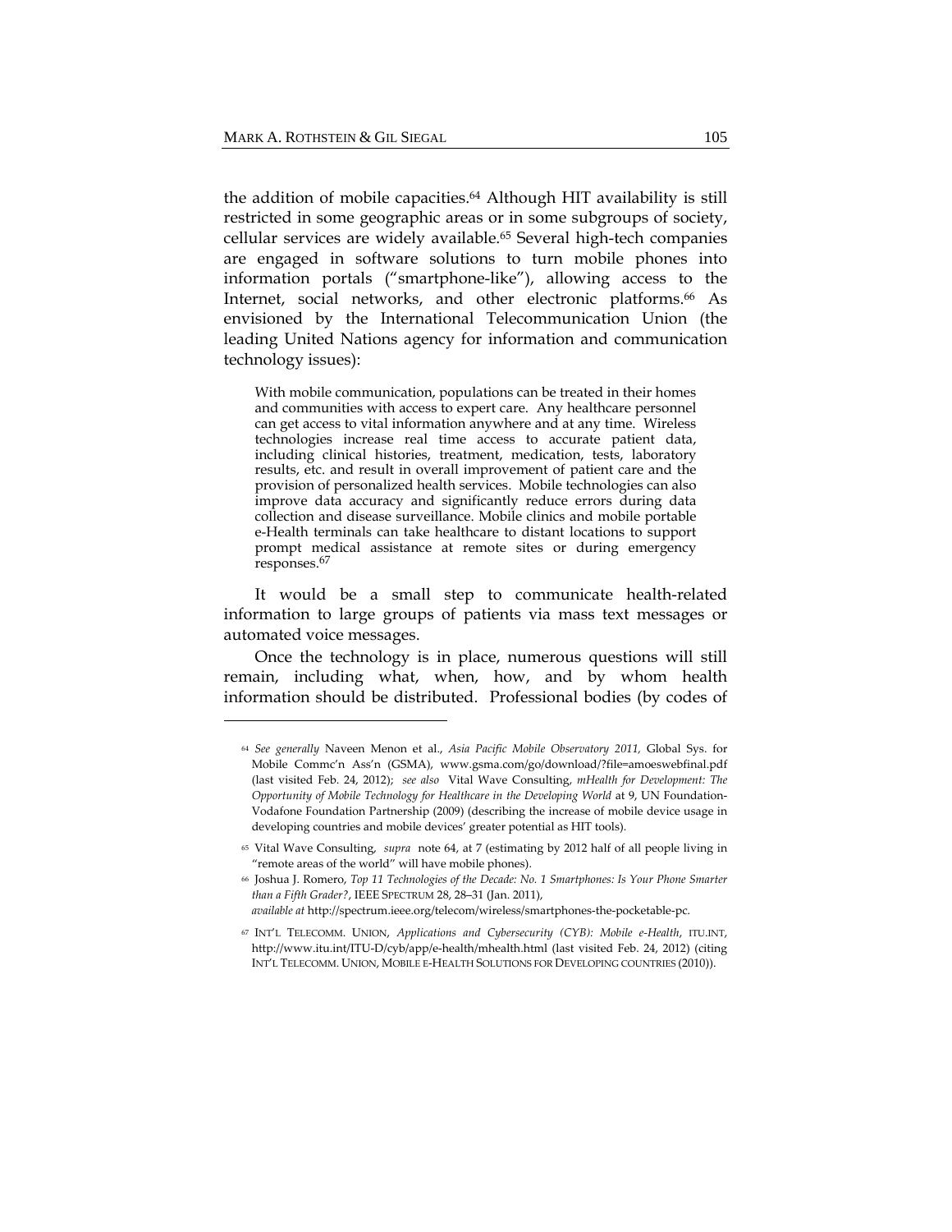the addition of mobile capacities.[64] Although HIT availability is still restricted in some geographic areas or in some subgroups of society, cellular services are widely available.[65] Several high-tech companies are engaged in software solutions to turn mobile phones into information portals ("smartphone-like"), allowing access to the Internet, social networks, and other electronic platforms.[66] As envisioned by the International Telecommunication Union (the leading United Nations agency for information and communication technology issues):

> With mobile communication, populations can be treated in their homes and communities with access to expert care. Any healthcare personnel can get access to vital information anywhere and at any time. Wireless technologies increase real time access to accurate patient data, including clinical histories, treatment, medication, tests, laboratory results, etc. and result in overall improvement of patient care and the provision of personalized health services. Mobile technologies can also improve data accuracy and significantly reduce errors during data collection and disease surveillance. Mobile clinics and mobile portable e-Health terminals can take healthcare to distant locations to support prompt medical assistance at remote sites or during emergency responses.[67]

It would be a small step to communicate health-related information to large groups of patients via mass text messages or automated voice messages.

Once the technology is in place, numerous questions will still remain, including what, when, how, and by whom health information should be distributed. Professional bodies (by codes of

---

[64] *See generally* Naveen Menon et al., *Asia Pacific Mobile Observatory 2011,* Global Sys. for Mobile Commc'n Ass'n (GSMA), www.gsma.com/go/download/?file=amoeswebfinal.pdf (last visited Feb. 24, 2012); *see also* Vital Wave Consulting, *mHealth for Development: The Opportunity of Mobile Technology for Healthcare in the Developing World* at 9, UN Foundation-Vodafone Foundation Partnership (2009) (describing the increase of mobile device usage in developing countries and mobile devices' greater potential as HIT tools).

[65] Vital Wave Consulting, *supra* note 64, at 7 (estimating by 2012 half of all people living in "remote areas of the world" will have mobile phones).

[66] Joshua J. Romero, *Top 11 Technologies of the Decade: No. 1 Smartphones: Is Your Phone Smarter than a Fifth Grader?*, IEEE SPECTRUM 28, 28–31 (Jan. 2011), *available at* http://spectrum.ieee.org/telecom/wireless/smartphones-the-pocketable-pc.

[67] INT'L TELECOMM. UNION, *Applications and Cybersecurity (CYB): Mobile e-Health*, ITU.INT, http://www.itu.int/ITU-D/cyb/app/e-health/mhealth.html (last visited Feb. 24, 2012) (citing INT'L TELECOMM. UNION, MOBILE E-HEALTH SOLUTIONS FOR DEVELOPING COUNTRIES (2010)).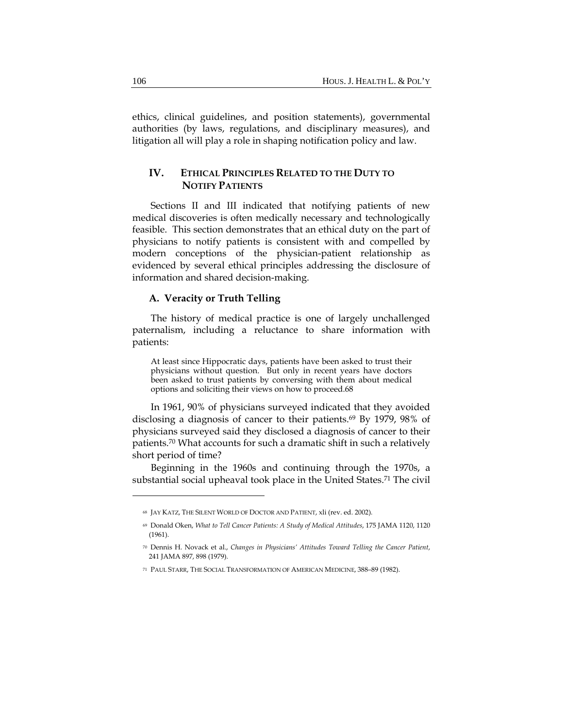ethics, clinical guidelines, and position statements), governmental authorities (by laws, regulations, and disciplinary measures), and litigation all will play a role in shaping notification policy and law.

## IV. ETHICAL PRINCIPLES RELATED TO THE DUTY TO NOTIFY PATIENTS

Sections II and III indicated that notifying patients of new medical discoveries is often medically necessary and technologically feasible. This section demonstrates that an ethical duty on the part of physicians to notify patients is consistent with and compelled by modern conceptions of the physician-patient relationship as evidenced by several ethical principles addressing the disclosure of information and shared decision-making.

### A. Veracity or Truth Telling

The history of medical practice is one of largely unchallenged paternalism, including a reluctance to share information with patients:

> At least since Hippocratic days, patients have been asked to trust their physicians without question. But only in recent years have doctors been asked to trust patients by conversing with them about medical options and soliciting their views on how to proceed.[68]

In 1961, 90% of physicians surveyed indicated that they avoided disclosing a diagnosis of cancer to their patients.[69] By 1979, 98% of physicians surveyed said they disclosed a diagnosis of cancer to their patients.[70] What accounts for such a dramatic shift in such a relatively short period of time?

Beginning in the 1960s and continuing through the 1970s, a substantial social upheaval took place in the United States.[71] The civil

---

[68] JAY KATZ, THE SILENT WORLD OF DOCTOR AND PATIENT, xli (rev. ed. 2002).

[69] Donald Oken, *What to Tell Cancer Patients: A Study of Medical Attitudes*, 175 JAMA 1120, 1120 (1961).

[70] Dennis H. Novack et al., *Changes in Physicians' Attitudes Toward Telling the Cancer Patient*, 241 JAMA 897, 898 (1979).

[71] PAUL STARR, THE SOCIAL TRANSFORMATION OF AMERICAN MEDICINE, 388–89 (1982).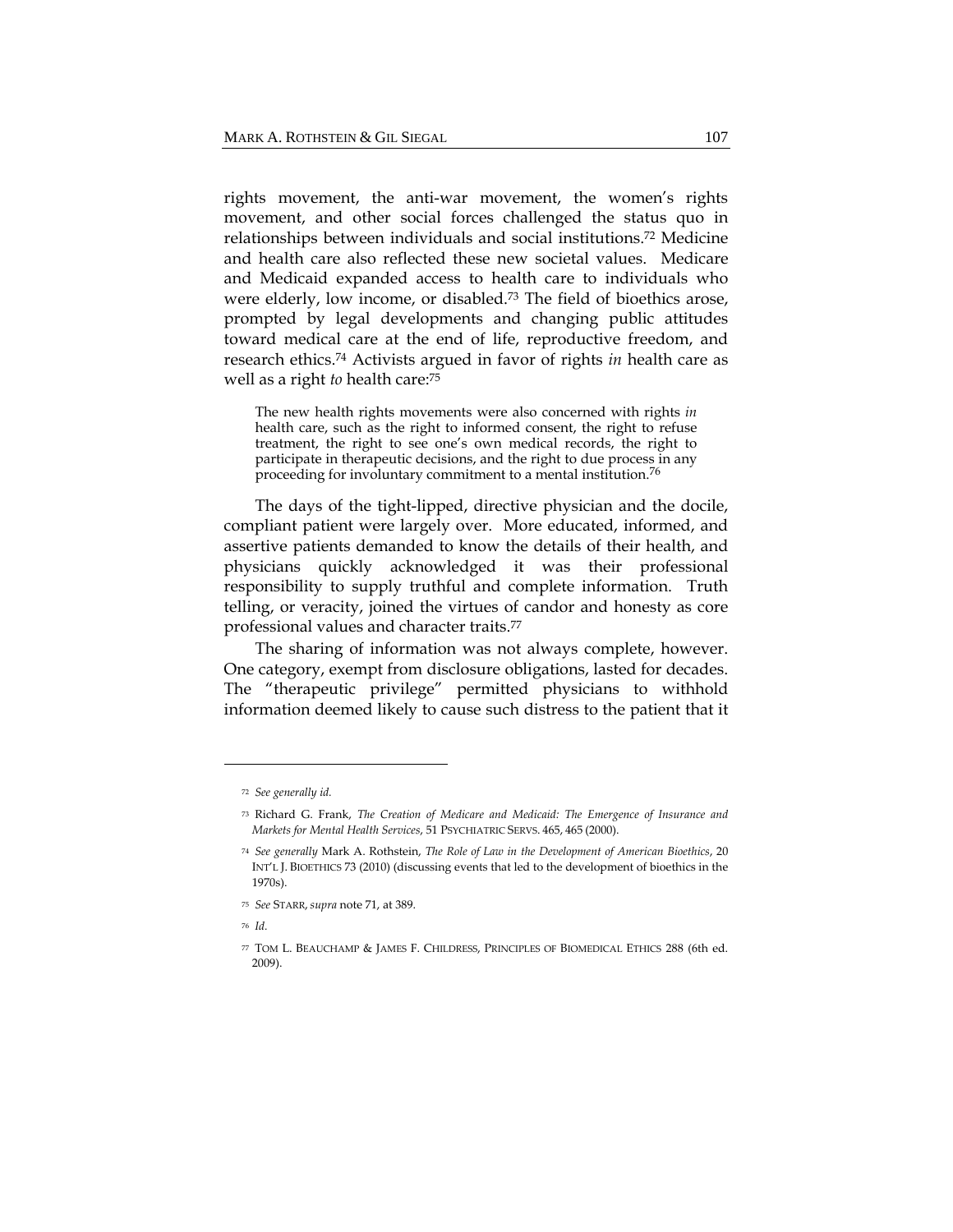rights movement, the anti-war movement, the women's rights movement, and other social forces challenged the status quo in relationships between individuals and social institutions.[72] Medicine and health care also reflected these new societal values. Medicare and Medicaid expanded access to health care to individuals who were elderly, low income, or disabled.[73] The field of bioethics arose, prompted by legal developments and changing public attitudes toward medical care at the end of life, reproductive freedom, and research ethics.[74] Activists argued in favor of rights *in* health care as well as a right *to* health care:[75]

> The new health rights movements were also concerned with rights *in* health care, such as the right to informed consent, the right to refuse treatment, the right to see one's own medical records, the right to participate in therapeutic decisions, and the right to due process in any proceeding for involuntary commitment to a mental institution.[76]

The days of the tight-lipped, directive physician and the docile, compliant patient were largely over. More educated, informed, and assertive patients demanded to know the details of their health, and physicians quickly acknowledged it was their professional responsibility to supply truthful and complete information. Truth telling, or veracity, joined the virtues of candor and honesty as core professional values and character traits.[77]

The sharing of information was not always complete, however. One category, exempt from disclosure obligations, lasted for decades. The "therapeutic privilege" permitted physicians to withhold information deemed likely to cause such distress to the patient that it

---

[72] *See generally id.*

[73] Richard G. Frank, *The Creation of Medicare and Medicaid: The Emergence of Insurance and Markets for Mental Health Services*, 51 PSYCHIATRIC SERVS. 465, 465 (2000).

[74] *See generally* Mark A. Rothstein, *The Role of Law in the Development of American Bioethics*, 20 INT'L J. BIOETHICS 73 (2010) (discussing events that led to the development of bioethics in the 1970s).

[75] *See* STARR, *supra* note 71, at 389.

[76] *Id.*

[77] TOM L. BEAUCHAMP & JAMES F. CHILDRESS, PRINCIPLES OF BIOMEDICAL ETHICS 288 (6th ed. 2009).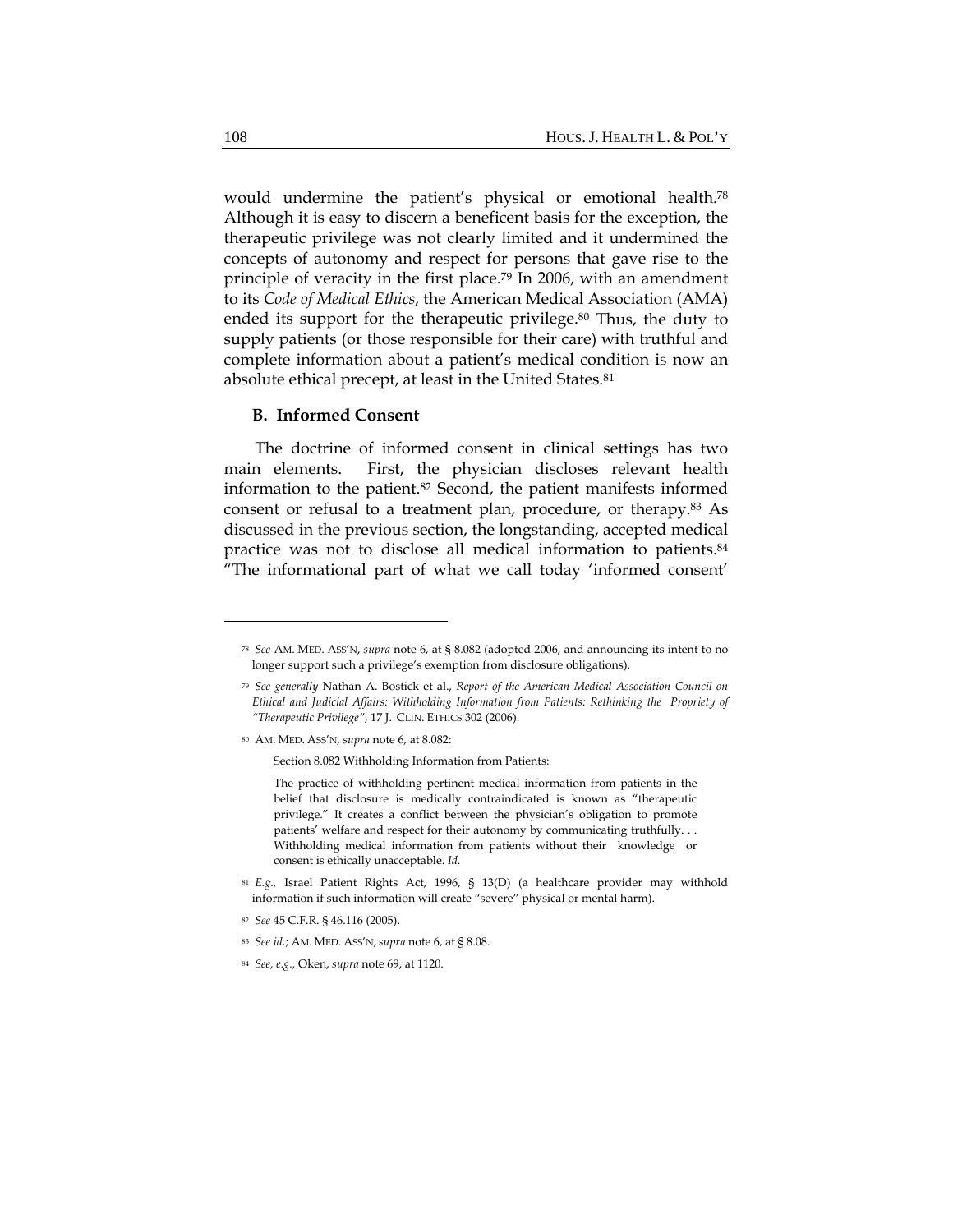would undermine the patient's physical or emotional health.[78] Although it is easy to discern a beneficent basis for the exception, the therapeutic privilege was not clearly limited and it undermined the concepts of autonomy and respect for persons that gave rise to the principle of veracity in the first place.[79] In 2006, with an amendment to its *Code of Medical Ethics*, the American Medical Association (AMA) ended its support for the therapeutic privilege.[80] Thus, the duty to supply patients (or those responsible for their care) with truthful and complete information about a patient's medical condition is now an absolute ethical precept, at least in the United States.[81]

### B. Informed Consent

The doctrine of informed consent in clinical settings has two main elements. First, the physician discloses relevant health information to the patient.[82] Second, the patient manifests informed consent or refusal to a treatment plan, procedure, or therapy.[83] As discussed in the previous section, the longstanding, accepted medical practice was not to disclose all medical information to patients.[84] "The informational part of what we call today 'informed consent'

---

[78] *See* AM. MED. ASS'N, *supra* note 6, at § 8.082 (adopted 2006, and announcing its intent to no longer support such a privilege's exemption from disclosure obligations).

[79] *See generally* Nathan A. Bostick et al., *Report of the American Medical Association Council on Ethical and Judicial Affairs: Withholding Information from Patients: Rethinking the Propriety of "Therapeutic Privilege"*, 17 J. CLIN. ETHICS 302 (2006).

[80] AM. MED. ASS'N, *supra* note 6, at 8.082:

> Section 8.082 Withholding Information from Patients:
>
> The practice of withholding pertinent medical information from patients in the belief that disclosure is medically contraindicated is known as "therapeutic privilege." It creates a conflict between the physician's obligation to promote patients' welfare and respect for their autonomy by communicating truthfully. . . Withholding medical information from patients without their knowledge or consent is ethically unacceptable. *Id.*

[81] *E.g.*, Israel Patient Rights Act, 1996, § 13(D) (a healthcare provider may withhold information if such information will create "severe" physical or mental harm).

[82] *See* 45 C.F.R. § 46.116 (2005).

[83] *See id.*; AM. MED. ASS'N, *supra* note 6, at § 8.08.

[84] *See, e.g.*, Oken, *supra* note 69, at 1120.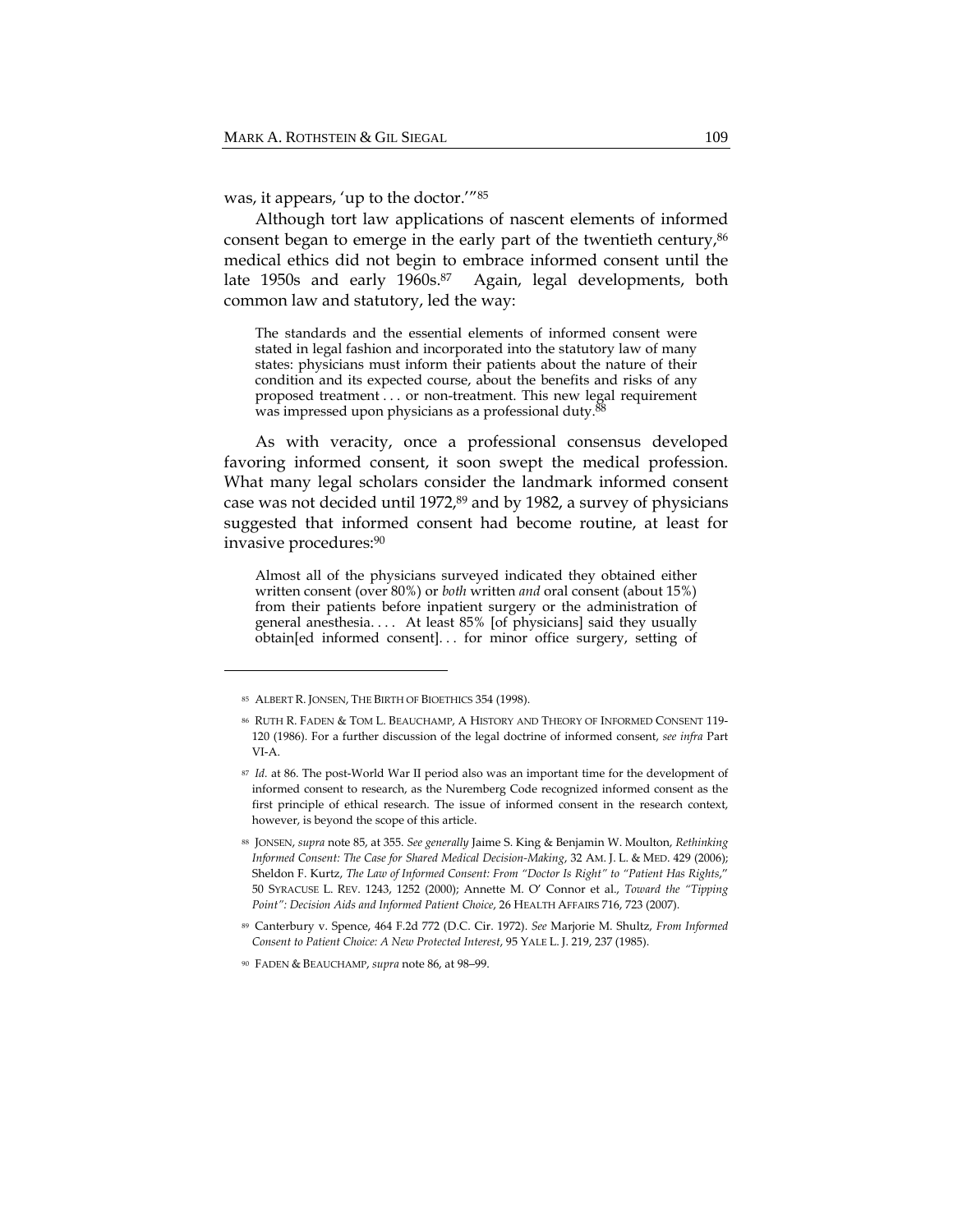was, it appears, 'up to the doctor.'"[85]

Although tort law applications of nascent elements of informed consent began to emerge in the early part of the twentieth century,[86] medical ethics did not begin to embrace informed consent until the late 1950s and early 1960s.[87] Again, legal developments, both common law and statutory, led the way:

> The standards and the essential elements of informed consent were stated in legal fashion and incorporated into the statutory law of many states: physicians must inform their patients about the nature of their condition and its expected course, about the benefits and risks of any proposed treatment . . . or non-treatment. This new legal requirement was impressed upon physicians as a professional duty.[88]

As with veracity, once a professional consensus developed favoring informed consent, it soon swept the medical profession. What many legal scholars consider the landmark informed consent case was not decided until 1972,[89] and by 1982, a survey of physicians suggested that informed consent had become routine, at least for invasive procedures:[90]

> Almost all of the physicians surveyed indicated they obtained either written consent (over 80%) or *both* written *and* oral consent (about 15%) from their patients before inpatient surgery or the administration of general anesthesia. . . . At least 85% [of physicians] said they usually obtain[ed informed consent]. . . for minor office surgery, setting of

---

[85] ALBERT R. JONSEN, THE BIRTH OF BIOETHICS 354 (1998).

[86] RUTH R. FADEN & TOM L. BEAUCHAMP, A HISTORY AND THEORY OF INFORMED CONSENT 119-120 (1986). For a further discussion of the legal doctrine of informed consent, *see infra* Part VI-A.

[87] *Id.* at 86. The post-World War II period also was an important time for the development of informed consent to research, as the Nuremberg Code recognized informed consent as the first principle of ethical research. The issue of informed consent in the research context, however, is beyond the scope of this article.

[88] JONSEN, *supra* note 85, at 355. *See generally* Jaime S. King & Benjamin W. Moulton, *Rethinking Informed Consent: The Case for Shared Medical Decision-Making*, 32 AM. J. L. & MED. 429 (2006); Sheldon F. Kurtz, *The Law of Informed Consent: From "Doctor Is Right" to "Patient Has Rights*," 50 SYRACUSE L. REV. 1243, 1252 (2000); Annette M. O' Connor et al., *Toward the "Tipping Point": Decision Aids and Informed Patient Choice*, 26 HEALTH AFFAIRS 716, 723 (2007).

[89] Canterbury v. Spence, 464 F.2d 772 (D.C. Cir. 1972). *See* Marjorie M. Shultz, *From Informed Consent to Patient Choice: A New Protected Interest*, 95 YALE L. J. 219, 237 (1985).

[90] FADEN & BEAUCHAMP, *supra* note 86, at 98–99.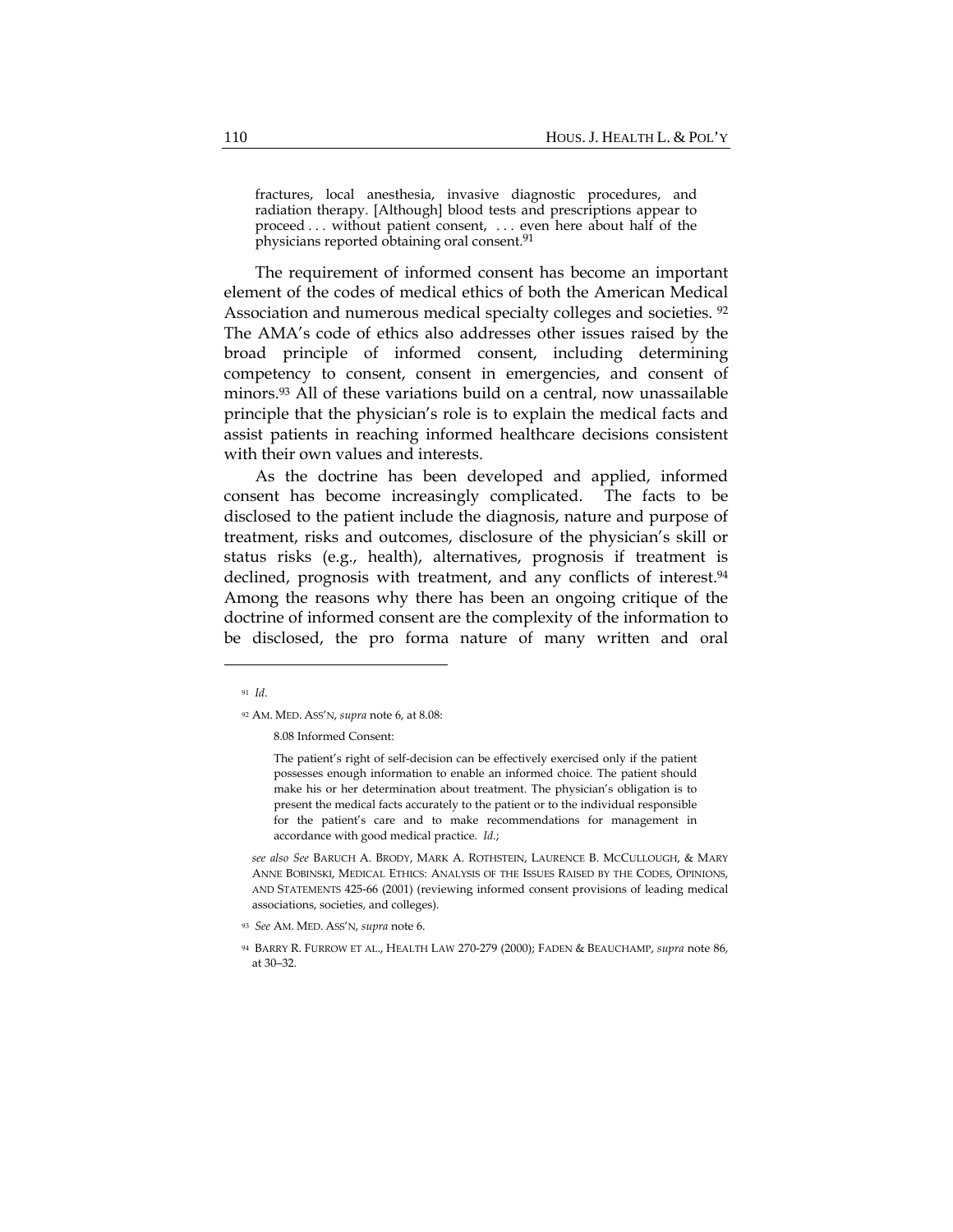> fractures, local anesthesia, invasive diagnostic procedures, and radiation therapy. [Although] blood tests and prescriptions appear to proceed . . . without patient consent, . . . even here about half of the physicians reported obtaining oral consent.[91]

The requirement of informed consent has become an important element of the codes of medical ethics of both the American Medical Association and numerous medical specialty colleges and societies. [92] The AMA's code of ethics also addresses other issues raised by the broad principle of informed consent, including determining competency to consent, consent in emergencies, and consent of minors.[93] All of these variations build on a central, now unassailable principle that the physician's role is to explain the medical facts and assist patients in reaching informed healthcare decisions consistent with their own values and interests.

As the doctrine has been developed and applied, informed consent has become increasingly complicated. The facts to be disclosed to the patient include the diagnosis, nature and purpose of treatment, risks and outcomes, disclosure of the physician's skill or status risks (e.g., health), alternatives, prognosis if treatment is declined, prognosis with treatment, and any conflicts of interest.[94] Among the reasons why there has been an ongoing critique of the doctrine of informed consent are the complexity of the information to be disclosed, the pro forma nature of many written and oral

---

[91] *Id*.

[92] AM. MED. ASS'N, *supra* note 6, at 8.08:

> 8.08 Informed Consent:
>
> The patient's right of self-decision can be effectively exercised only if the patient possesses enough information to enable an informed choice. The patient should make his or her determination about treatment. The physician's obligation is to present the medical facts accurately to the patient or to the individual responsible for the patient's care and to make recommendations for management in accordance with good medical practice. *Id*.;

*see also See* BARUCH A. BRODY, MARK A. ROTHSTEIN, LAURENCE B. MCCULLOUGH, & MARY ANNE BOBINSKI, MEDICAL ETHICS: ANALYSIS OF THE ISSUES RAISED BY THE CODES, OPINIONS, AND STATEMENTS 425-66 (2001) (reviewing informed consent provisions of leading medical associations, societies, and colleges).

[93] *See* AM. MED. ASS'N, *supra* note 6.

[94] BARRY R. FURROW ET AL., HEALTH LAW 270-279 (2000); FADEN & BEAUCHAMP, *supra* note 86, at 30–32.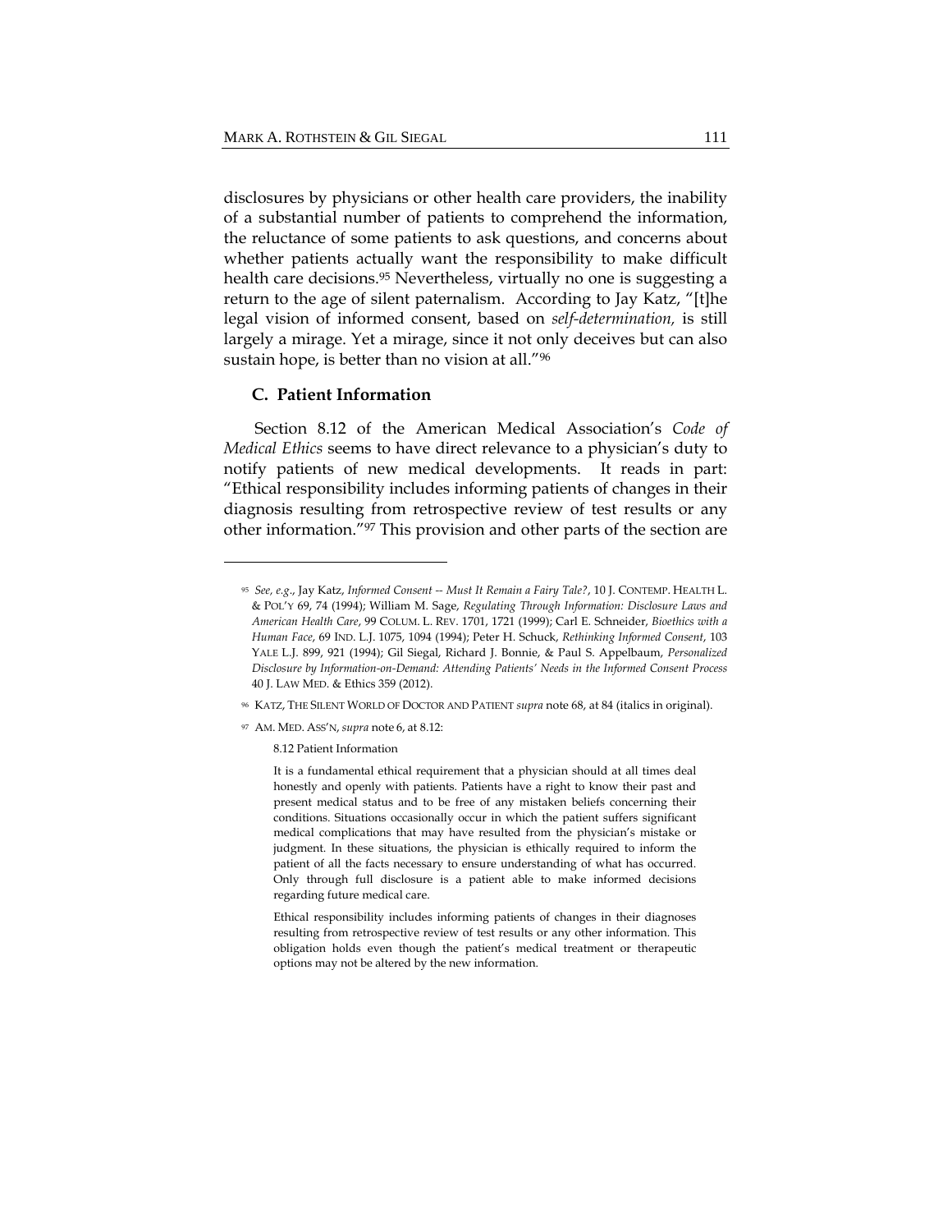disclosures by physicians or other health care providers, the inability of a substantial number of patients to comprehend the information, the reluctance of some patients to ask questions, and concerns about whether patients actually want the responsibility to make difficult health care decisions.[95] Nevertheless, virtually no one is suggesting a return to the age of silent paternalism. According to Jay Katz, "[t]he legal vision of informed consent, based on *self-determination,* is still largely a mirage. Yet a mirage, since it not only deceives but can also sustain hope, is better than no vision at all."[96]

### C. Patient Information

Section 8.12 of the American Medical Association's *Code of Medical Ethics* seems to have direct relevance to a physician's duty to notify patients of new medical developments. It reads in part: "Ethical responsibility includes informing patients of changes in their diagnosis resulting from retrospective review of test results or any other information."[97] This provision and other parts of the section are

---

[95] *See, e.g.*, Jay Katz, *Informed Consent -- Must It Remain a Fairy Tale?*, 10 J. CONTEMP. HEALTH L. & POL'Y 69, 74 (1994); William M. Sage, *Regulating Through Information: Disclosure Laws and American Health Care*, 99 COLUM. L. REV. 1701, 1721 (1999); Carl E. Schneider, *Bioethics with a Human Face*, 69 IND. L.J. 1075, 1094 (1994); Peter H. Schuck, *Rethinking Informed Consent*, 103 YALE L.J. 899, 921 (1994); Gil Siegal, Richard J. Bonnie, & Paul S. Appelbaum, *Personalized Disclosure by Information-on-Demand: Attending Patients' Needs in the Informed Consent Process* 40 J. LAW MED. & Ethics 359 (2012).

[96] KATZ, THE SILENT WORLD OF DOCTOR AND PATIENT *supra* note 68, at 84 (italics in original).

[97] AM. MED. ASS'N, *supra* note 6, at 8.12:

> 8.12 Patient Information
>
> It is a fundamental ethical requirement that a physician should at all times deal honestly and openly with patients. Patients have a right to know their past and present medical status and to be free of any mistaken beliefs concerning their conditions. Situations occasionally occur in which the patient suffers significant medical complications that may have resulted from the physician's mistake or judgment. In these situations, the physician is ethically required to inform the patient of all the facts necessary to ensure understanding of what has occurred. Only through full disclosure is a patient able to make informed decisions regarding future medical care.
>
> Ethical responsibility includes informing patients of changes in their diagnoses resulting from retrospective review of test results or any other information. This obligation holds even though the patient's medical treatment or therapeutic options may not be altered by the new information.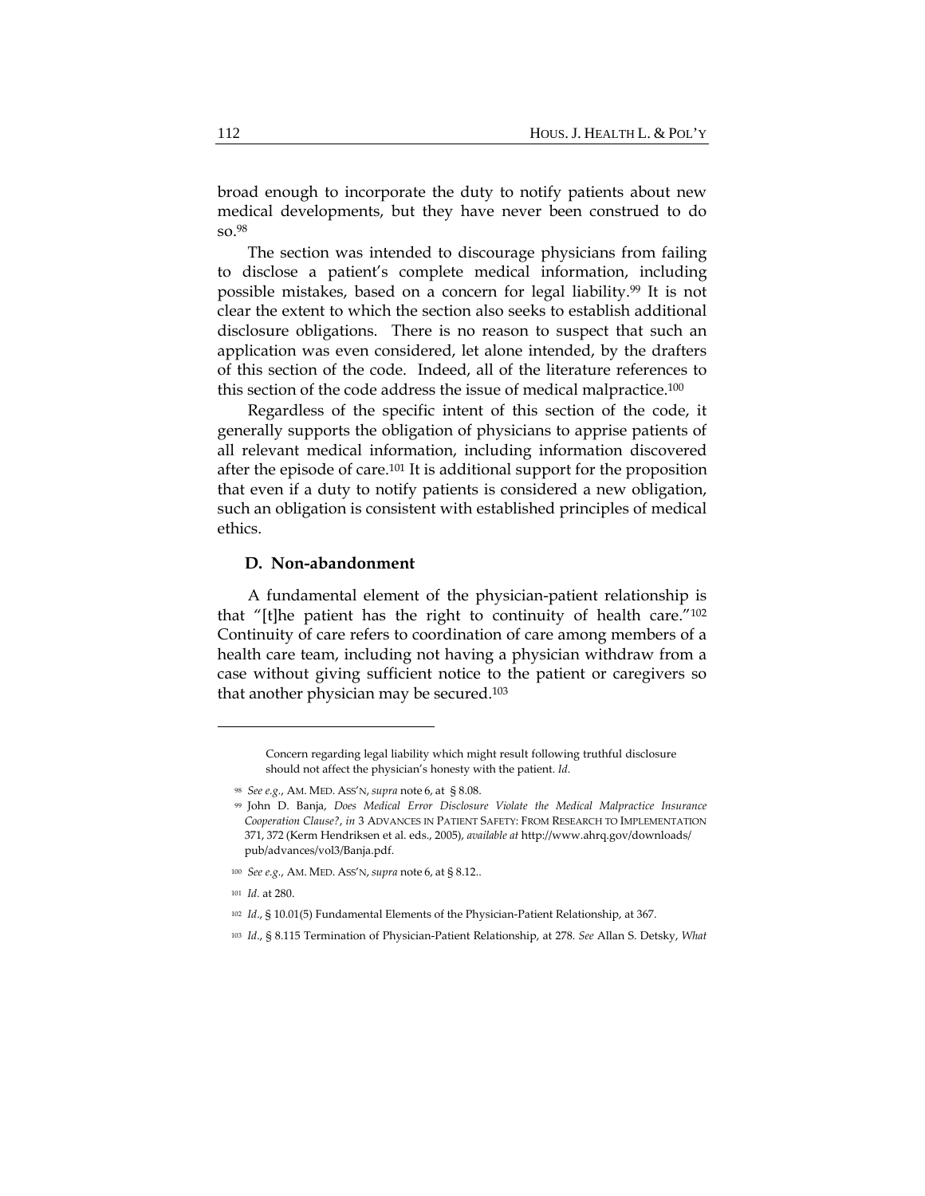broad enough to incorporate the duty to notify patients about new medical developments, but they have never been construed to do so.[98]

The section was intended to discourage physicians from failing to disclose a patient's complete medical information, including possible mistakes, based on a concern for legal liability.[99] It is not clear the extent to which the section also seeks to establish additional disclosure obligations. There is no reason to suspect that such an application was even considered, let alone intended, by the drafters of this section of the code. Indeed, all of the literature references to this section of the code address the issue of medical malpractice.[100]

Regardless of the specific intent of this section of the code, it generally supports the obligation of physicians to apprise patients of all relevant medical information, including information discovered after the episode of care.[101] It is additional support for the proposition that even if a duty to notify patients is considered a new obligation, such an obligation is consistent with established principles of medical ethics.

### D. Non-abandonment

A fundamental element of the physician-patient relationship is that "[t]he patient has the right to continuity of health care."[102] Continuity of care refers to coordination of care among members of a health care team, including not having a physician withdraw from a case without giving sufficient notice to the patient or caregivers so that another physician may be secured.[103]

---

Concern regarding legal liability which might result following truthful disclosure should not affect the physician's honesty with the patient. *Id.*

[98] *See e.g.*, AM. MED. ASS'N, *supra* note 6, at § 8.08.

[99] John D. Banja, *Does Medical Error Disclosure Violate the Medical Malpractice Insurance Cooperation Clause?*, *in* 3 ADVANCES IN PATIENT SAFETY: FROM RESEARCH TO IMPLEMENTATION 371, 372 (Kerm Hendriksen et al. eds., 2005), *available at* http://www.ahrq.gov/downloads/pub/advances/vol3/Banja.pdf.

[100] *See e.g.*, AM. MED. ASS'N, *supra* note 6, at § 8.12..

[101] *Id.* at 280.

[102] *Id.*, § 10.01(5) Fundamental Elements of the Physician-Patient Relationship, at 367.

[103] *Id.*, § 8.115 Termination of Physician-Patient Relationship, at 278. *See* Allan S. Detsky, *What*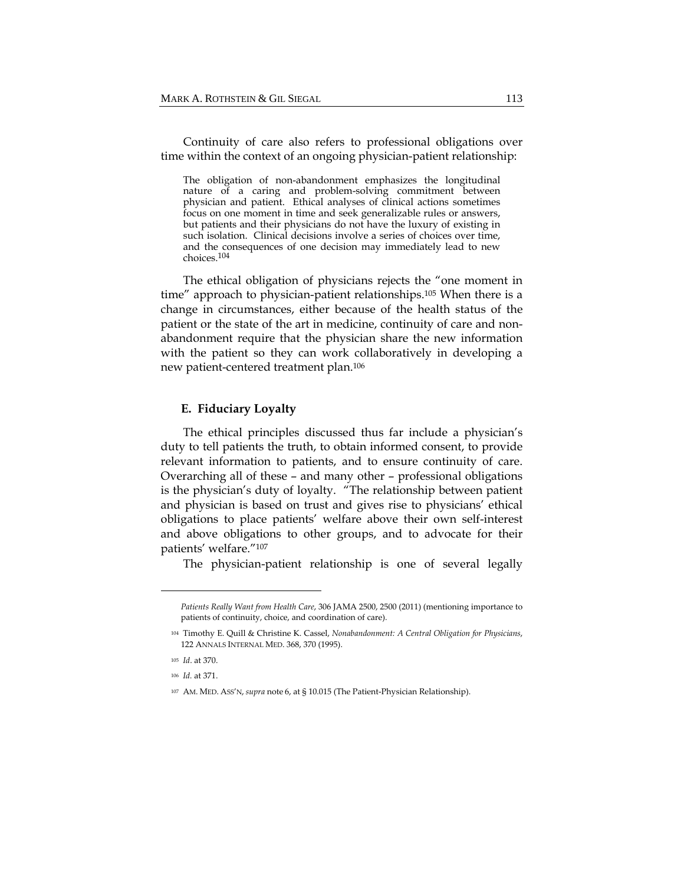Continuity of care also refers to professional obligations over time within the context of an ongoing physician-patient relationship:

> The obligation of non-abandonment emphasizes the longitudinal nature of a caring and problem-solving commitment between physician and patient. Ethical analyses of clinical actions sometimes focus on one moment in time and seek generalizable rules or answers, but patients and their physicians do not have the luxury of existing in such isolation. Clinical decisions involve a series of choices over time, and the consequences of one decision may immediately lead to new choices.[104]

The ethical obligation of physicians rejects the "one moment in time" approach to physician-patient relationships.[105] When there is a change in circumstances, either because of the health status of the patient or the state of the art in medicine, continuity of care and non-abandonment require that the physician share the new information with the patient so they can work collaboratively in developing a new patient-centered treatment plan.[106]

### E. Fiduciary Loyalty

The ethical principles discussed thus far include a physician's duty to tell patients the truth, to obtain informed consent, to provide relevant information to patients, and to ensure continuity of care. Overarching all of these – and many other – professional obligations is the physician's duty of loyalty. "The relationship between patient and physician is based on trust and gives rise to physicians' ethical obligations to place patients' welfare above their own self-interest and above obligations to other groups, and to advocate for their patients' welfare."[107]

The physician-patient relationship is one of several legally

---

*Patients Really Want from Health Care*, 306 JAMA 2500, 2500 (2011) (mentioning importance to patients of continuity, choice, and coordination of care).

[104] Timothy E. Quill & Christine K. Cassel, *Nonabandonment: A Central Obligation for Physicians*, 122 ANNALS INTERNAL MED. 368, 370 (1995).

[105] *Id*. at 370.

[106] *Id.* at 371.

[107] AM. MED. ASS'N, *supra* note 6, at § 10.015 (The Patient-Physician Relationship).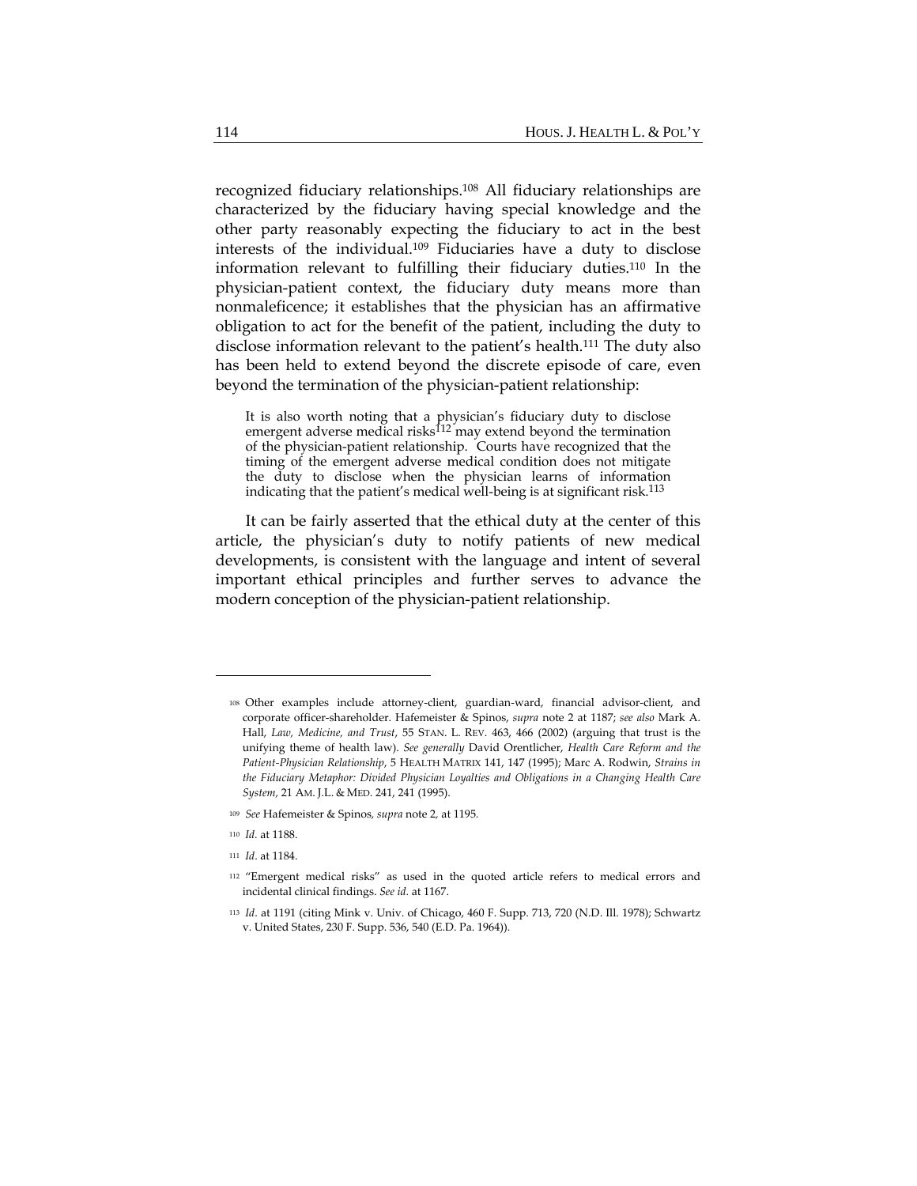recognized fiduciary relationships.[108] All fiduciary relationships are characterized by the fiduciary having special knowledge and the other party reasonably expecting the fiduciary to act in the best interests of the individual.[109] Fiduciaries have a duty to disclose information relevant to fulfilling their fiduciary duties.[110] In the physician-patient context, the fiduciary duty means more than nonmaleficence; it establishes that the physician has an affirmative obligation to act for the benefit of the patient, including the duty to disclose information relevant to the patient's health.[111] The duty also has been held to extend beyond the discrete episode of care, even beyond the termination of the physician-patient relationship:

> It is also worth noting that a physician's fiduciary duty to disclose emergent adverse medical risks[112] may extend beyond the termination of the physician-patient relationship. Courts have recognized that the timing of the emergent adverse medical condition does not mitigate the duty to disclose when the physician learns of information indicating that the patient's medical well-being is at significant risk.[113]

It can be fairly asserted that the ethical duty at the center of this article, the physician's duty to notify patients of new medical developments, is consistent with the language and intent of several important ethical principles and further serves to advance the modern conception of the physician-patient relationship.

---

[108] Other examples include attorney-client, guardian-ward, financial advisor-client, and corporate officer-shareholder. Hafemeister & Spinos, *supra* note 2 at 1187; *see also* Mark A. Hall, *Law, Medicine, and Trust*, 55 STAN. L. REV. 463, 466 (2002) (arguing that trust is the unifying theme of health law). *See generally* David Orentlicher, *Health Care Reform and the Patient-Physician Relationship*, 5 HEALTH MATRIX 141, 147 (1995); Marc A. Rodwin, *Strains in the Fiduciary Metaphor: Divided Physician Loyalties and Obligations in a Changing Health Care System*, 21 AM. J.L. & MED. 241, 241 (1995).

[109] *See* Hafemeister & Spinos, *supra* note 2, at 1195.

[110] *Id.* at 1188.

[111] *Id*. at 1184.

[112] "Emergent medical risks" as used in the quoted article refers to medical errors and incidental clinical findings. *See id.* at 1167.

[113] *Id*. at 1191 (citing Mink v. Univ. of Chicago, 460 F. Supp. 713, 720 (N.D. Ill. 1978); Schwartz v. United States, 230 F. Supp. 536, 540 (E.D. Pa. 1964)).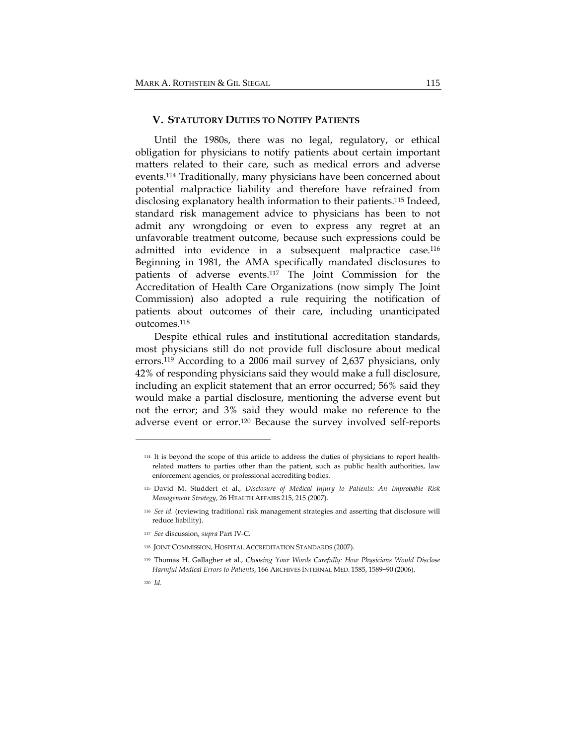## V. STATUTORY DUTIES TO NOTIFY PATIENTS

Until the 1980s, there was no legal, regulatory, or ethical obligation for physicians to notify patients about certain important matters related to their care, such as medical errors and adverse events.[114] Traditionally, many physicians have been concerned about potential malpractice liability and therefore have refrained from disclosing explanatory health information to their patients.[115] Indeed, standard risk management advice to physicians has been to not admit any wrongdoing or even to express any regret at an unfavorable treatment outcome, because such expressions could be admitted into evidence in a subsequent malpractice case.[116] Beginning in 1981, the AMA specifically mandated disclosures to patients of adverse events.[117] The Joint Commission for the Accreditation of Health Care Organizations (now simply The Joint Commission) also adopted a rule requiring the notification of patients about outcomes of their care, including unanticipated outcomes.[118]

Despite ethical rules and institutional accreditation standards, most physicians still do not provide full disclosure about medical errors.[119] According to a 2006 mail survey of 2,637 physicians, only 42% of responding physicians said they would make a full disclosure, including an explicit statement that an error occurred; 56% said they would make a partial disclosure, mentioning the adverse event but not the error; and 3% said they would make no reference to the adverse event or error.[120] Because the survey involved self-reports

---

[114] It is beyond the scope of this article to address the duties of physicians to report health-related matters to parties other than the patient, such as public health authorities, law enforcement agencies, or professional accrediting bodies.

[115] David M. Studdert et al., *Disclosure of Medical Injury to Patients: An Improbable Risk Management Strategy*, 26 HEALTH AFFAIRS 215, 215 (2007).

[116] *See id.* (reviewing traditional risk management strategies and asserting that disclosure will reduce liability).

[117] *See* discussion, *supra* Part IV-C.

[118] JOINT COMMISSION, HOSPITAL ACCREDITATION STANDARDS (2007).

[119] Thomas H. Gallagher et al., *Choosing Your Words Carefully: How Physicians Would Disclose Harmful Medical Errors to Patients*, 166 ARCHIVES INTERNAL MED. 1585, 1589–90 (2006).

[120] *Id.*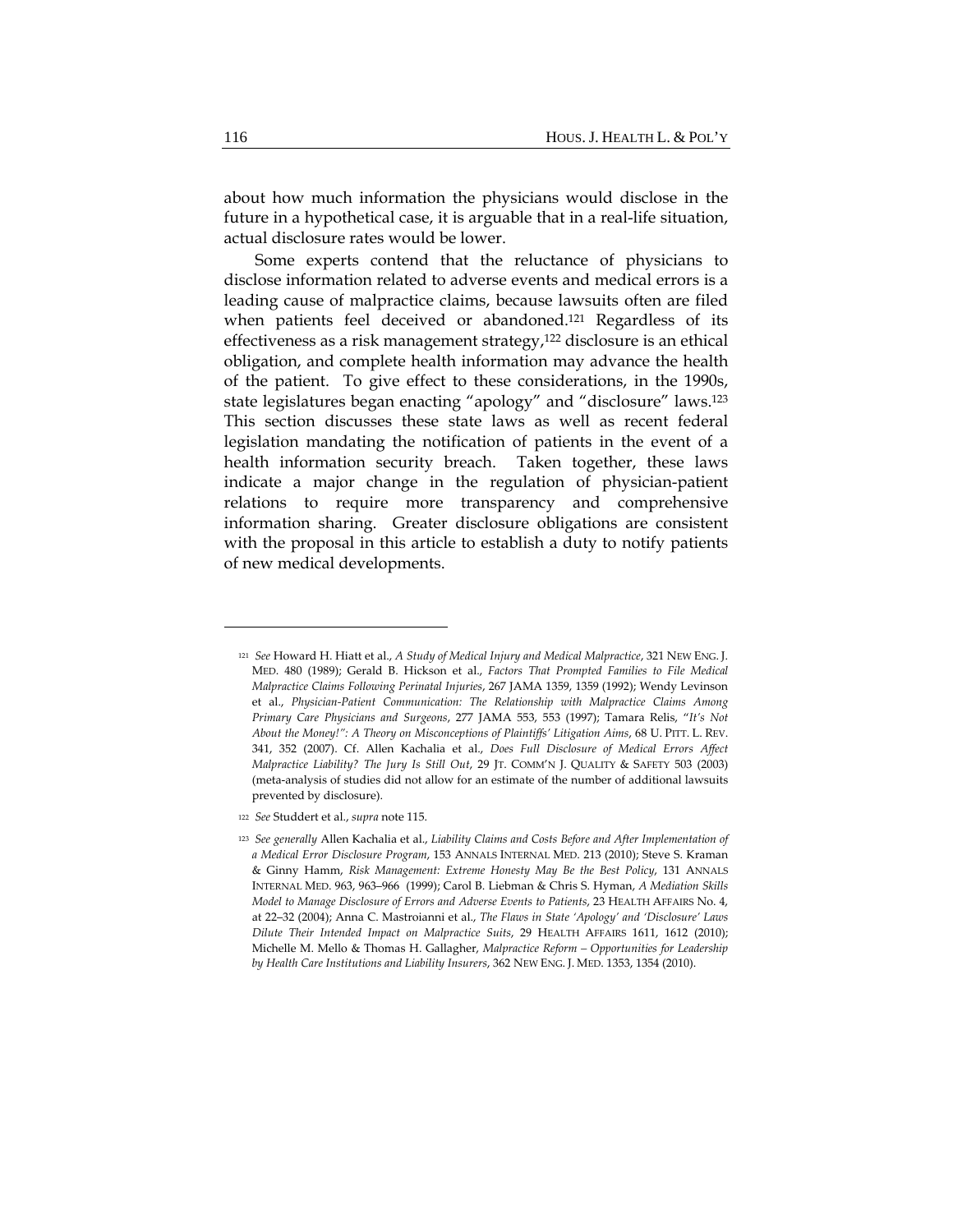about how much information the physicians would disclose in the future in a hypothetical case, it is arguable that in a real-life situation, actual disclosure rates would be lower.

Some experts contend that the reluctance of physicians to disclose information related to adverse events and medical errors is a leading cause of malpractice claims, because lawsuits often are filed when patients feel deceived or abandoned.[121] Regardless of its effectiveness as a risk management strategy,[122] disclosure is an ethical obligation, and complete health information may advance the health of the patient. To give effect to these considerations, in the 1990s, state legislatures began enacting "apology" and "disclosure" laws.[123] This section discusses these state laws as well as recent federal legislation mandating the notification of patients in the event of a health information security breach. Taken together, these laws indicate a major change in the regulation of physician-patient relations to require more transparency and comprehensive information sharing. Greater disclosure obligations are consistent with the proposal in this article to establish a duty to notify patients of new medical developments.

---

[121] *See* Howard H. Hiatt et al., *A Study of Medical Injury and Medical Malpractice*, 321 NEW ENG. J. MED. 480 (1989); Gerald B. Hickson et al., *Factors That Prompted Families to File Medical Malpractice Claims Following Perinatal Injuries*, 267 JAMA 1359, 1359 (1992); Wendy Levinson et al., *Physician-Patient Communication: The Relationship with Malpractice Claims Among Primary Care Physicians and Surgeons*, 277 JAMA 553, 553 (1997); Tamara Relis, *"It's Not About the Money!": A Theory on Misconceptions of Plaintiffs' Litigation Aims*, 68 U. PITT. L. REV. 341, 352 (2007). Cf. Allen Kachalia et al., *Does Full Disclosure of Medical Errors Affect Malpractice Liability? The Jury Is Still Out*, 29 JT. COMM'N J. QUALITY & SAFETY 503 (2003) (meta-analysis of studies did not allow for an estimate of the number of additional lawsuits prevented by disclosure).

[122] *See* Studdert et al., *supra* note 115.

[123] *See generally* Allen Kachalia et al., *Liability Claims and Costs Before and After Implementation of a Medical Error Disclosure Program*, 153 ANNALS INTERNAL MED. 213 (2010); Steve S. Kraman & Ginny Hamm, *Risk Management: Extreme Honesty May Be the Best Policy*, 131 ANNALS INTERNAL MED. 963, 963–966 (1999); Carol B. Liebman & Chris S. Hyman, *A Mediation Skills Model to Manage Disclosure of Errors and Adverse Events to Patients*, 23 HEALTH AFFAIRS No. 4, at 22–32 (2004); Anna C. Mastroianni et al., *The Flaws in State 'Apology' and 'Disclosure' Laws Dilute Their Intended Impact on Malpractice Suits*, 29 HEALTH AFFAIRS 1611, 1612 (2010); Michelle M. Mello & Thomas H. Gallagher, *Malpractice Reform – Opportunities for Leadership by Health Care Institutions and Liability Insurers*, 362 NEW ENG. J. MED. 1353, 1354 (2010).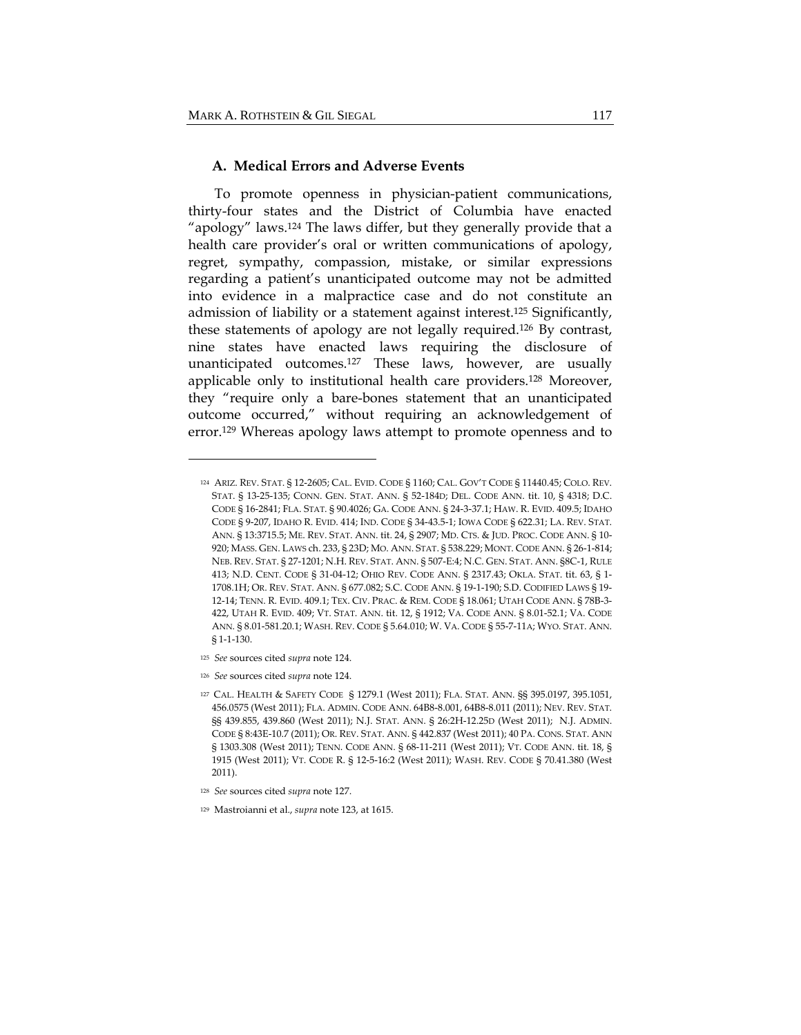### A. Medical Errors and Adverse Events

To promote openness in physician-patient communications, thirty-four states and the District of Columbia have enacted "apology" laws.[124] The laws differ, but they generally provide that a health care provider's oral or written communications of apology, regret, sympathy, compassion, mistake, or similar expressions regarding a patient's unanticipated outcome may not be admitted into evidence in a malpractice case and do not constitute an admission of liability or a statement against interest.[125] Significantly, these statements of apology are not legally required.[126] By contrast, nine states have enacted laws requiring the disclosure of unanticipated outcomes.[127] These laws, however, are usually applicable only to institutional health care providers.[128] Moreover, they "require only a bare-bones statement that an unanticipated outcome occurred," without requiring an acknowledgement of error.[129] Whereas apology laws attempt to promote openness and to

---

[124] ARIZ. REV. STAT. § 12-2605; CAL. EVID. CODE § 1160; CAL. GOV'T CODE § 11440.45; COLO. REV. STAT. § 13-25-135; CONN. GEN. STAT. ANN. § 52-184D; DEL. CODE ANN. tit. 10, § 4318; D.C. CODE § 16-2841; FLA. STAT. § 90.4026; GA. CODE ANN. § 24-3-37.1; HAW. R. EVID. 409.5; IDAHO CODE § 9-207, IDAHO R. EVID. 414; IND. CODE § 34-43.5-1; IOWA CODE § 622.31; LA. REV. STAT. ANN. § 13:3715.5; ME. REV. STAT. ANN. tit. 24, § 2907; MD. CTS. & JUD. PROC. CODE ANN. § 10-920; MASS. GEN. LAWS ch. 233, § 23D; MO. ANN. STAT. § 538.229; MONT. CODE ANN. § 26-1-814; NEB. REV. STAT. § 27-1201; N.H. REV. STAT. ANN. § 507-E:4; N.C. GEN. STAT. ANN. §8C-1, RULE 413; N.D. CENT. CODE § 31-04-12; OHIO REV. CODE ANN. § 2317.43; OKLA. STAT. tit. 63, § 1-1708.1H; OR. REV. STAT. ANN. § 677.082; S.C. CODE ANN. § 19-1-190; S.D. CODIFIED LAWS § 19-12-14; TENN. R. EVID. 409.1; TEX. CIV. PRAC. & REM. CODE § 18.061; UTAH CODE ANN. § 78B-3-422, UTAH R. EVID. 409; VT. STAT. ANN. tit. 12, § 1912; VA. CODE ANN. § 8.01-52.1; VA. CODE ANN. § 8.01-581.20.1; WASH. REV. CODE § 5.64.010; W. VA. CODE § 55-7-11A; WYO. STAT. ANN. § 1-1-130.

[125] *See* sources cited *supra* note 124.

[126] *See* sources cited *supra* note 124.

[127] CAL. HEALTH & SAFETY CODE § 1279.1 (West 2011); FLA. STAT. ANN. §§ 395.0197, 395.1051, 456.0575 (West 2011); FLA. ADMIN. CODE ANN. 64B8-8.001, 64B8-8.011 (2011); NEV. REV. STAT. §§ 439.855, 439.860 (West 2011); N.J. STAT. ANN. § 26:2H-12.25D (West 2011); N.J. ADMIN. CODE § 8:43E-10.7 (2011); OR. REV. STAT. ANN. § 442.837 (West 2011); 40 PA. CONS. STAT. ANN § 1303.308 (West 2011); TENN. CODE ANN. § 68-11-211 (West 2011); VT. CODE ANN. tit. 18, § 1915 (West 2011); VT. CODE R. § 12-5-16:2 (West 2011); WASH. REV. CODE § 70.41.380 (West 2011).

[128] *See* sources cited *supra* note 127.

[129] Mastroianni et al., *supra* note 123, at 1615.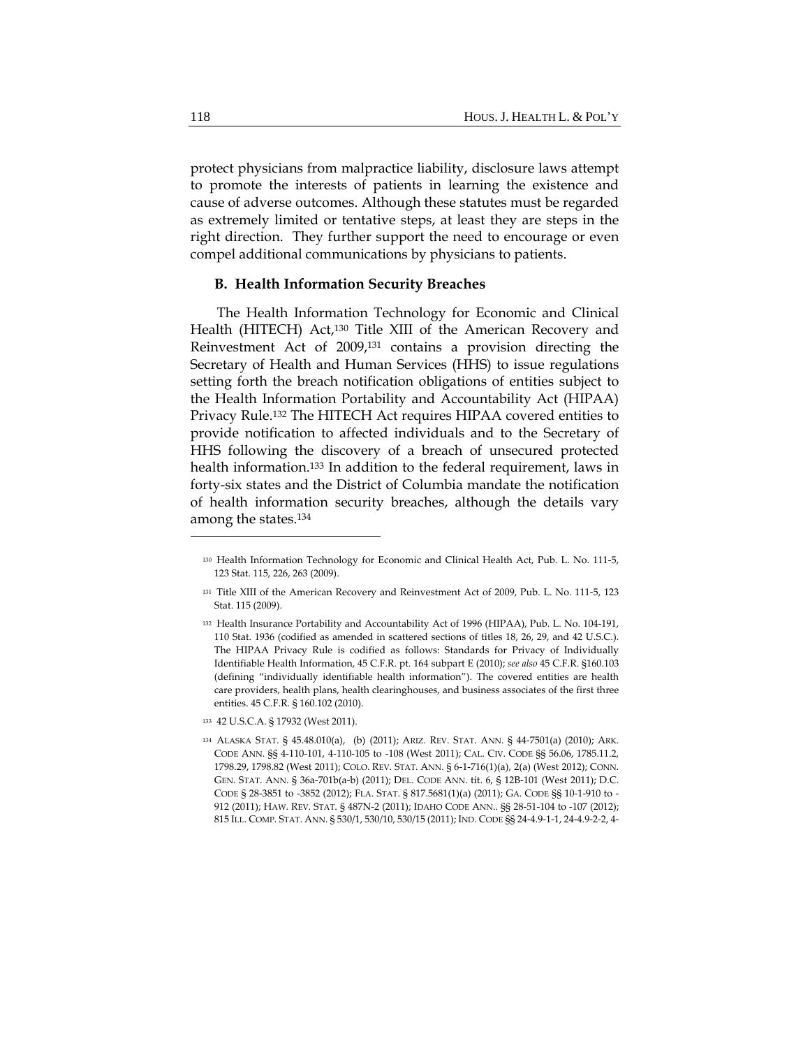protect physicians from malpractice liability, disclosure laws attempt to promote the interests of patients in learning the existence and cause of adverse outcomes. Although these statutes must be regarded as extremely limited or tentative steps, at least they are steps in the right direction. They further support the need to encourage or even compel additional communications by physicians to patients.

### B. Health Information Security Breaches

The Health Information Technology for Economic and Clinical Health (HITECH) Act,[130] Title XIII of the American Recovery and Reinvestment Act of 2009,[131] contains a provision directing the Secretary of Health and Human Services (HHS) to issue regulations setting forth the breach notification obligations of entities subject to the Health Information Portability and Accountability Act (HIPAA) Privacy Rule.[132] The HITECH Act requires HIPAA covered entities to provide notification to affected individuals and to the Secretary of HHS following the discovery of a breach of unsecured protected health information.[133] In addition to the federal requirement, laws in forty-six states and the District of Columbia mandate the notification of health information security breaches, although the details vary among the states.[134]

---

[130] Health Information Technology for Economic and Clinical Health Act, Pub. L. No. 111-5, 123 Stat. 115, 226, 263 (2009).

[131] Title XIII of the American Recovery and Reinvestment Act of 2009, Pub. L. No. 111-5, 123 Stat. 115 (2009).

[132] Health Insurance Portability and Accountability Act of 1996 (HIPAA), Pub. L. No. 104-191, 110 Stat. 1936 (codified as amended in scattered sections of titles 18, 26, 29, and 42 U.S.C.). The HIPAA Privacy Rule is codified as follows: Standards for Privacy of Individually Identifiable Health Information, 45 C.F.R. pt. 164 subpart E (2010); *see also* 45 C.F.R. §160.103 (defining "individually identifiable health information"). The covered entities are health care providers, health plans, health clearinghouses, and business associates of the first three entities. 45 C.F.R. § 160.102 (2010).

[133] 42 U.S.C.A. § 17932 (West 2011).

[134] ALASKA STAT. § 45.48.010(a), (b) (2011); ARIZ. REV. STAT. ANN. § 44-7501(a) (2010); ARK. CODE ANN. §§ 4-110-101, 4-110-105 to -108 (West 2011); CAL. CIV. CODE §§ 56.06, 1785.11.2, 1798.29, 1798.82 (West 2011); COLO. REV. STAT. ANN. § 6-1-716(1)(a), 2(a) (West 2012); CONN. GEN. STAT. ANN. § 36a-701b(a-b) (2011); DEL. CODE ANN. tit. 6, § 12B-101 (West 2011); D.C. CODE § 28-3851 to -3852 (2012); FLA. STAT. § 817.5681(1)(a) (2011); GA. CODE §§ 10-1-910 to -912 (2011); HAW. REV. STAT. § 487N-2 (2011); IDAHO CODE ANN.. §§ 28-51-104 to -107 (2012); 815 ILL. COMP. STAT. ANN. § 530/1, 530/10, 530/15 (2011); IND. CODE §§ 24-4.9-1-1, 24-4.9-2-2, 4-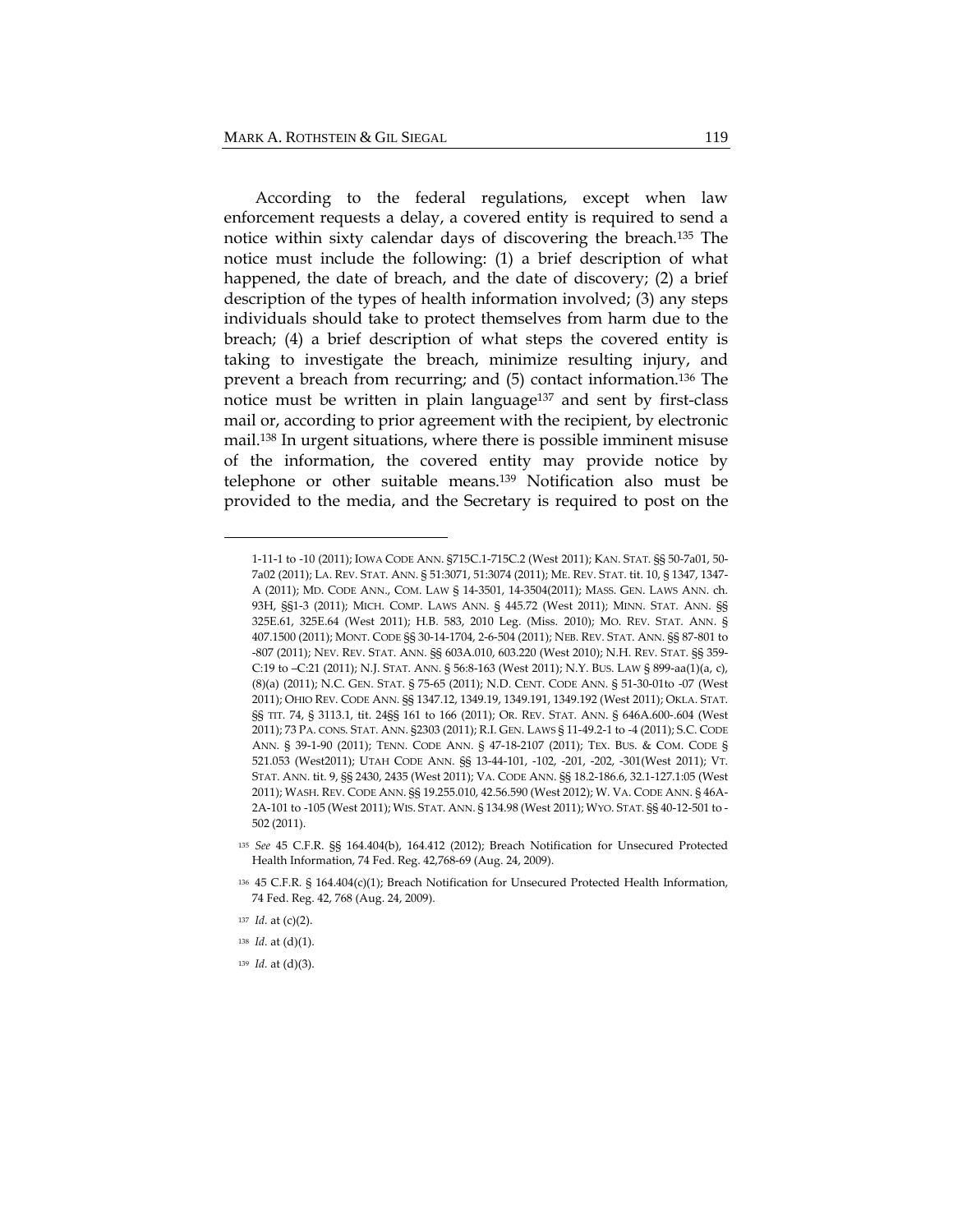According to the federal regulations, except when law enforcement requests a delay, a covered entity is required to send a notice within sixty calendar days of discovering the breach.[135] The notice must include the following: (1) a brief description of what happened, the date of breach, and the date of discovery; (2) a brief description of the types of health information involved; (3) any steps individuals should take to protect themselves from harm due to the breach; (4) a brief description of what steps the covered entity is taking to investigate the breach, minimize resulting injury, and prevent a breach from recurring; and (5) contact information.[136] The notice must be written in plain language[137] and sent by first-class mail or, according to prior agreement with the recipient, by electronic mail.[138] In urgent situations, where there is possible imminent misuse of the information, the covered entity may provide notice by telephone or other suitable means.[139] Notification also must be provided to the media, and the Secretary is required to post on the

---

1-11-1 to -10 (2011); IOWA CODE ANN. §715C.1-715C.2 (West 2011); KAN. STAT. §§ 50-7a01, 50-7a02 (2011); LA. REV. STAT. ANN. § 51:3071, 51:3074 (2011); ME. REV. STAT. tit. 10, § 1347, 1347-A (2011); MD. CODE ANN., COM. LAW § 14-3501, 14-3504(2011); MASS. GEN. LAWS ANN. ch. 93H, §§1-3 (2011); MICH. COMP. LAWS ANN. § 445.72 (West 2011); MINN. STAT. ANN. §§ 325E.61, 325E.64 (West 2011); H.B. 583, 2010 Leg. (Miss. 2010); MO. REV. STAT. ANN. § 407.1500 (2011); MONT. CODE §§ 30-14-1704, 2-6-504 (2011); NEB. REV. STAT. ANN. §§ 87-801 to -807 (2011); NEV. REV. STAT. ANN. §§ 603A.010, 603.220 (West 2010); N.H. REV. STAT. §§ 359-C:19 to –C:21 (2011); N.J. STAT. ANN. § 56:8-163 (West 2011); N.Y. BUS. LAW § 899-aa(1)(a, c), (8)(a) (2011); N.C. GEN. STAT. § 75-65 (2011); N.D. CENT. CODE ANN. § 51-30-01to -07 (West 2011); OHIO REV. CODE ANN. §§ 1347.12, 1349.19, 1349.191, 1349.192 (West 2011); OKLA. STAT. §§ TIT. 74, § 3113.1, tit. 24§§ 161 to 166 (2011); OR. REV. STAT. ANN. § 646A.600-.604 (West 2011); 73 PA. CONS. STAT. ANN. §2303 (2011); R.I. GEN. LAWS § 11-49.2-1 to -4 (2011); S.C. CODE ANN. § 39-1-90 (2011); TENN. CODE ANN. § 47-18-2107 (2011); TEX. BUS. & COM. CODE § 521.053 (West2011); UTAH CODE ANN. §§ 13-44-101, -102, -201, -202, -301(West 2011); VT. STAT. ANN. tit. 9, §§ 2430, 2435 (West 2011); VA. CODE ANN. §§ 18.2-186.6, 32.1-127.1:05 (West 2011); WASH. REV. CODE ANN. §§ 19.255.010, 42.56.590 (West 2012); W. VA. CODE ANN. § 46A-2A-101 to -105 (West 2011); WIS. STAT. ANN. § 134.98 (West 2011); WYO. STAT. §§ 40-12-501 to -502 (2011).

[135] *See* 45 C.F.R. §§ 164.404(b), 164.412 (2012); Breach Notification for Unsecured Protected Health Information, 74 Fed. Reg. 42,768-69 (Aug. 24, 2009).

[136] 45 C.F.R. § 164.404(c)(1); Breach Notification for Unsecured Protected Health Information, 74 Fed. Reg. 42, 768 (Aug. 24, 2009).

[137] *Id.* at (c)(2).

[138] *Id.* at (d)(1).

[139] *Id.* at (d)(3).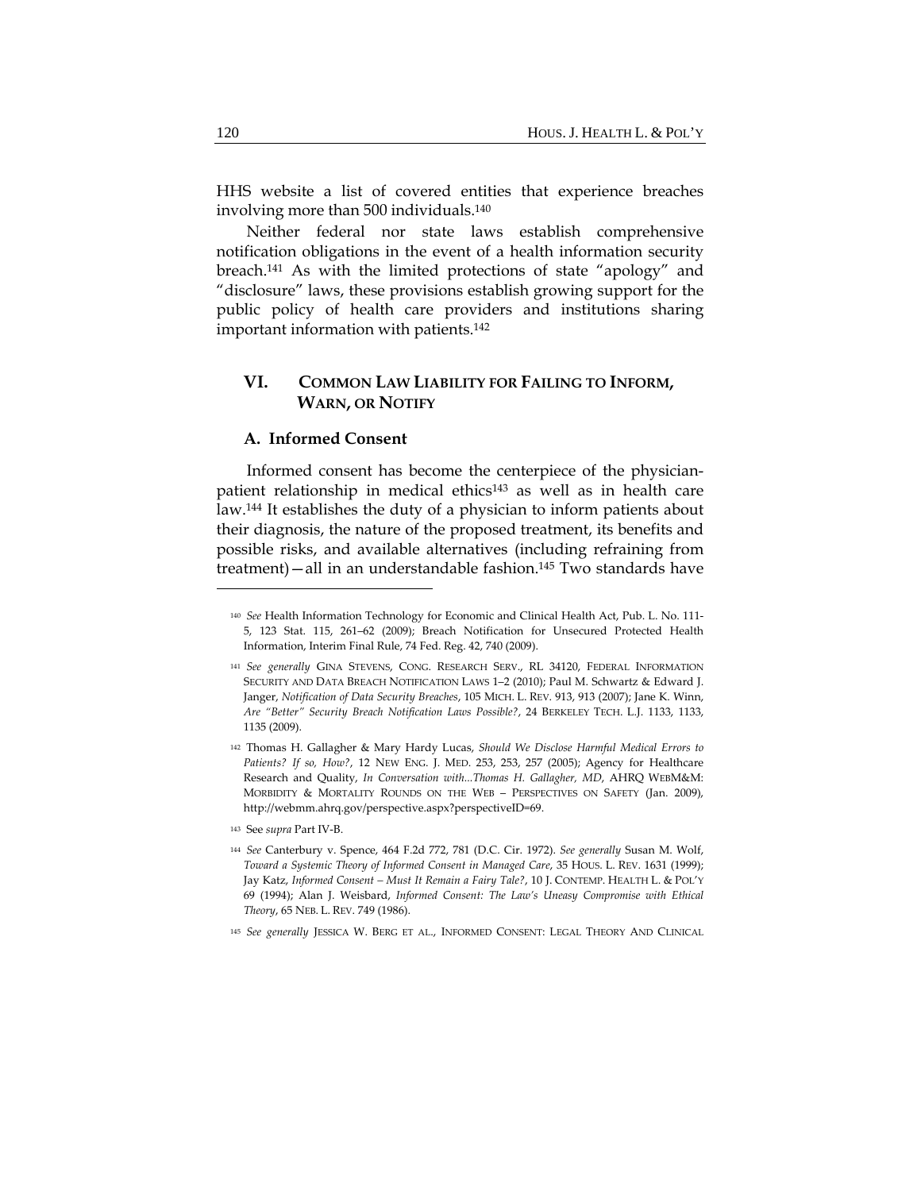HHS website a list of covered entities that experience breaches involving more than 500 individuals.[140]

Neither federal nor state laws establish comprehensive notification obligations in the event of a health information security breach.[141] As with the limited protections of state "apology" and "disclosure" laws, these provisions establish growing support for the public policy of health care providers and institutions sharing important information with patients.[142]

## VI. COMMON LAW LIABILITY FOR FAILING TO INFORM, WARN, OR NOTIFY

### A. Informed Consent

Informed consent has become the centerpiece of the physician-patient relationship in medical ethics[143] as well as in health care law.[144] It establishes the duty of a physician to inform patients about their diagnosis, the nature of the proposed treatment, its benefits and possible risks, and available alternatives (including refraining from treatment)—all in an understandable fashion.[145] Two standards have

---

[140] *See* Health Information Technology for Economic and Clinical Health Act, Pub. L. No. 111-5, 123 Stat. 115, 261–62 (2009); Breach Notification for Unsecured Protected Health Information, Interim Final Rule, 74 Fed. Reg. 42, 740 (2009).

[141] *See generally* GINA STEVENS, CONG. RESEARCH SERV., RL 34120, FEDERAL INFORMATION SECURITY AND DATA BREACH NOTIFICATION LAWS 1–2 (2010); Paul M. Schwartz & Edward J. Janger, *Notification of Data Security Breaches*, 105 MICH. L. REV. 913, 913 (2007); Jane K. Winn, *Are "Better" Security Breach Notification Laws Possible?*, 24 BERKELEY TECH. L.J. 1133, 1133, 1135 (2009).

[142] Thomas H. Gallagher & Mary Hardy Lucas, *Should We Disclose Harmful Medical Errors to Patients? If so, How?*, 12 NEW ENG. J. MED. 253, 253, 257 (2005); Agency for Healthcare Research and Quality, *In Conversation with...Thomas H. Gallagher, MD*, AHRQ WEBM&M: MORBIDITY & MORTALITY ROUNDS ON THE WEB – PERSPECTIVES ON SAFETY (Jan. 2009), http://webmm.ahrq.gov/perspective.aspx?perspectiveID=69.

[143] See *supra* Part IV-B.

[144] *See* Canterbury v. Spence, 464 F.2d 772, 781 (D.C. Cir. 1972). *See generally* Susan M. Wolf, *Toward a Systemic Theory of Informed Consent in Managed Care*, 35 HOUS. L. REV. 1631 (1999); Jay Katz, *Informed Consent – Must It Remain a Fairy Tale?*, 10 J. CONTEMP. HEALTH L. & POL'Y 69 (1994); Alan J. Weisbard, *Informed Consent: The Law's Uneasy Compromise with Ethical Theory*, 65 NEB. L. REV. 749 (1986).

[145] *See generally* JESSICA W. BERG ET AL., INFORMED CONSENT: LEGAL THEORY AND CLINICAL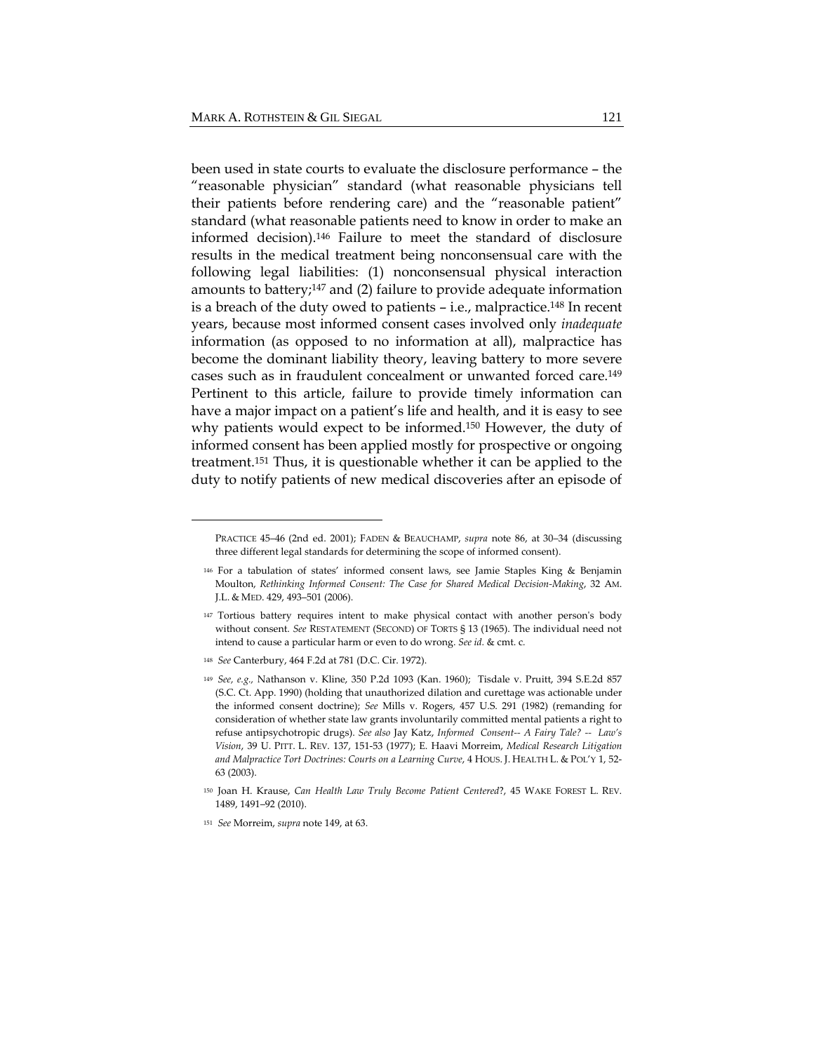been used in state courts to evaluate the disclosure performance – the "reasonable physician" standard (what reasonable physicians tell their patients before rendering care) and the "reasonable patient" standard (what reasonable patients need to know in order to make an informed decision).[146] Failure to meet the standard of disclosure results in the medical treatment being nonconsensual care with the following legal liabilities: (1) nonconsensual physical interaction amounts to battery;[147] and (2) failure to provide adequate information is a breach of the duty owed to patients – i.e., malpractice.[148] In recent years, because most informed consent cases involved only *inadequate* information (as opposed to no information at all), malpractice has become the dominant liability theory, leaving battery to more severe cases such as in fraudulent concealment or unwanted forced care.[149] Pertinent to this article, failure to provide timely information can have a major impact on a patient's life and health, and it is easy to see why patients would expect to be informed.[150] However, the duty of informed consent has been applied mostly for prospective or ongoing treatment.[151] Thus, it is questionable whether it can be applied to the duty to notify patients of new medical discoveries after an episode of

---

PRACTICE 45–46 (2nd ed. 2001); FADEN & BEAUCHAMP, *supra* note 86, at 30–34 (discussing three different legal standards for determining the scope of informed consent).

[146] For a tabulation of states' informed consent laws, see Jamie Staples King & Benjamin Moulton, *Rethinking Informed Consent: The Case for Shared Medical Decision-Making*, 32 AM. J.L. & MED. 429, 493–501 (2006).

[147] Tortious battery requires intent to make physical contact with another person's body without consent. *See* RESTATEMENT (SECOND) OF TORTS § 13 (1965). The individual need not intend to cause a particular harm or even to do wrong. *See id.* & cmt. c.

[148] *See* Canterbury, 464 F.2d at 781 (D.C. Cir. 1972).

[149] *See, e.g.*, Nathanson v. Kline, 350 P.2d 1093 (Kan. 1960); Tisdale v. Pruitt, 394 S.E.2d 857 (S.C. Ct. App. 1990) (holding that unauthorized dilation and curettage was actionable under the informed consent doctrine); *See* Mills v. Rogers, 457 U.S. 291 (1982) (remanding for consideration of whether state law grants involuntarily committed mental patients a right to refuse antipsychotropic drugs). *See also* Jay Katz, *Informed Consent-- A Fairy Tale? -- Law's Vision*, 39 U. PITT. L. REV. 137, 151-53 (1977); E. Haavi Morreim, *Medical Research Litigation and Malpractice Tort Doctrines: Courts on a Learning Curve*, 4 HOUS. J. HEALTH L. & POL'Y 1, 52-63 (2003).

[150] Joan H. Krause, *Can Health Law Truly Become Patient Centered?*, 45 WAKE FOREST L. REV. 1489, 1491–92 (2010).

[151] *See* Morreim, *supra* note 149, at 63.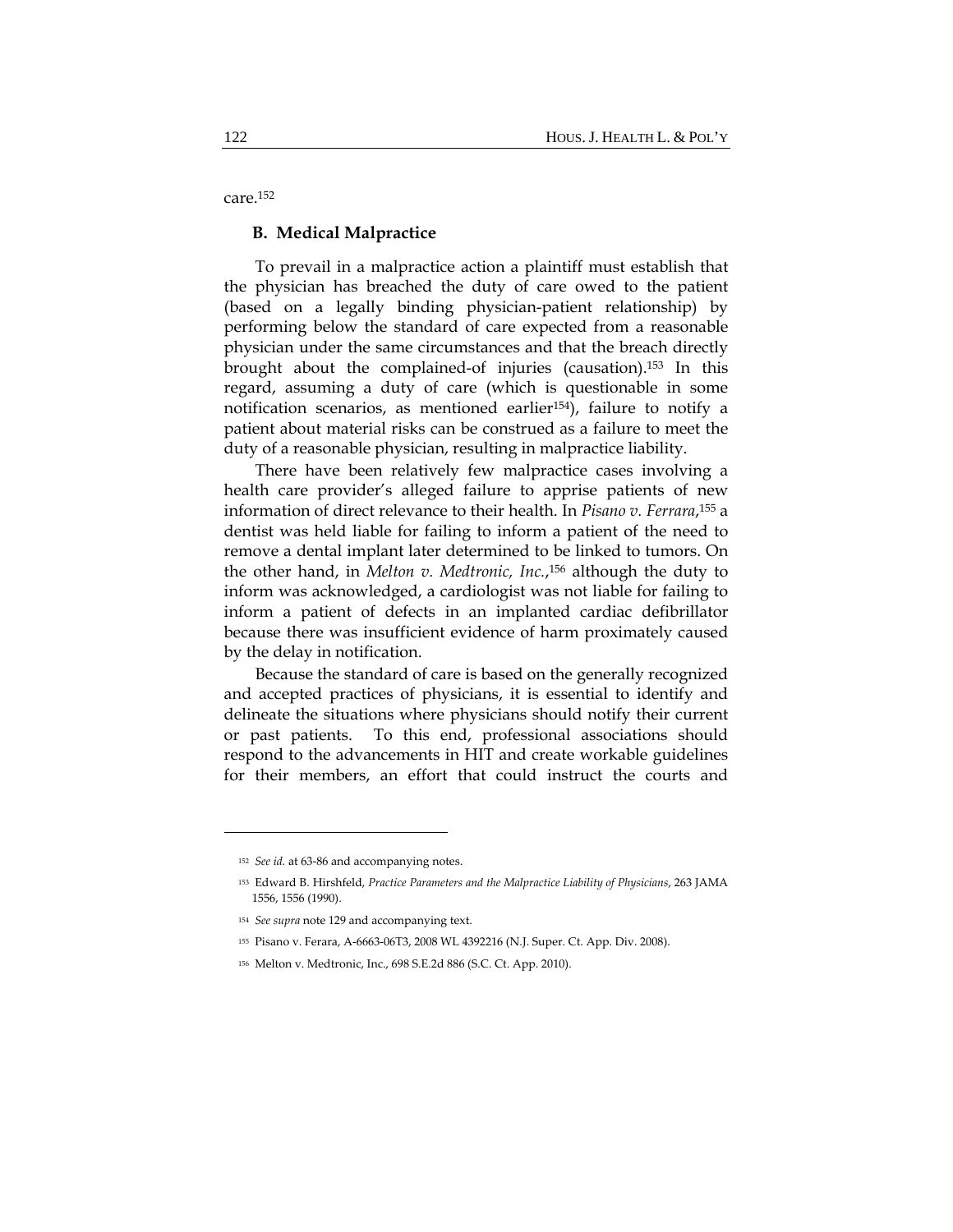care.[152]

### B. Medical Malpractice

To prevail in a malpractice action a plaintiff must establish that the physician has breached the duty of care owed to the patient (based on a legally binding physician-patient relationship) by performing below the standard of care expected from a reasonable physician under the same circumstances and that the breach directly brought about the complained-of injuries (causation).[153] In this regard, assuming a duty of care (which is questionable in some notification scenarios, as mentioned earlier[154]), failure to notify a patient about material risks can be construed as a failure to meet the duty of a reasonable physician, resulting in malpractice liability.

There have been relatively few malpractice cases involving a health care provider's alleged failure to apprise patients of new information of direct relevance to their health. In *Pisano v. Ferrara*,[155] a dentist was held liable for failing to inform a patient of the need to remove a dental implant later determined to be linked to tumors. On the other hand, in *Melton v. Medtronic, Inc.*,[156] although the duty to inform was acknowledged, a cardiologist was not liable for failing to inform a patient of defects in an implanted cardiac defibrillator because there was insufficient evidence of harm proximately caused by the delay in notification.

Because the standard of care is based on the generally recognized and accepted practices of physicians, it is essential to identify and delineate the situations where physicians should notify their current or past patients. To this end, professional associations should respond to the advancements in HIT and create workable guidelines for their members, an effort that could instruct the courts and

---

[152] *See id.* at 63-86 and accompanying notes.

[153] Edward B. Hirshfeld, *Practice Parameters and the Malpractice Liability of Physicians*, 263 JAMA 1556, 1556 (1990).

[154] *See supra* note 129 and accompanying text.

[155] Pisano v. Ferara, A-6663-06T3, 2008 WL 4392216 (N.J. Super. Ct. App. Div. 2008).

[156] Melton v. Medtronic, Inc., 698 S.E.2d 886 (S.C. Ct. App. 2010).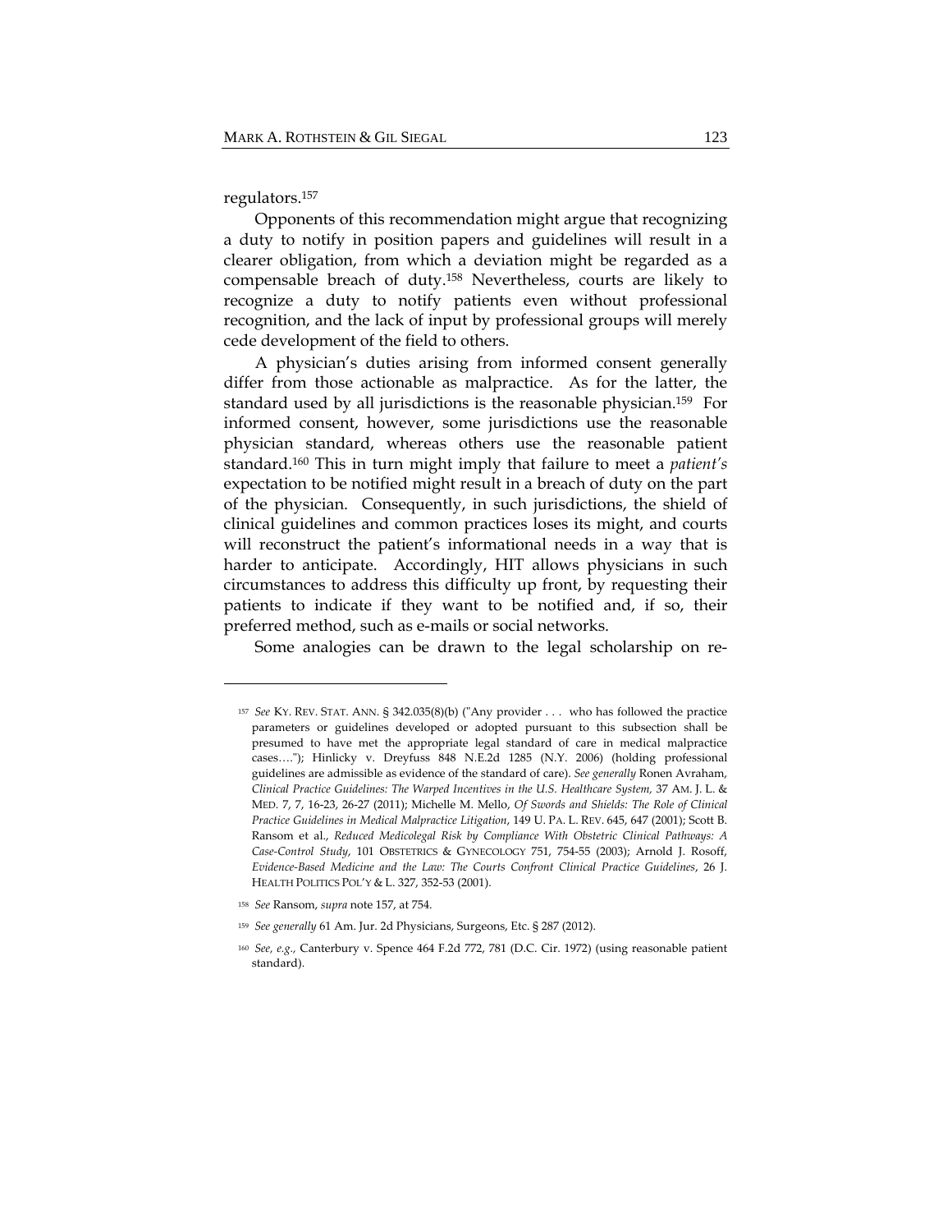regulators.[157]

Opponents of this recommendation might argue that recognizing a duty to notify in position papers and guidelines will result in a clearer obligation, from which a deviation might be regarded as a compensable breach of duty.[158] Nevertheless, courts are likely to recognize a duty to notify patients even without professional recognition, and the lack of input by professional groups will merely cede development of the field to others.

A physician's duties arising from informed consent generally differ from those actionable as malpractice. As for the latter, the standard used by all jurisdictions is the reasonable physician.[159] For informed consent, however, some jurisdictions use the reasonable physician standard, whereas others use the reasonable patient standard.[160] This in turn might imply that failure to meet a *patient's* expectation to be notified might result in a breach of duty on the part of the physician. Consequently, in such jurisdictions, the shield of clinical guidelines and common practices loses its might, and courts will reconstruct the patient's informational needs in a way that is harder to anticipate. Accordingly, HIT allows physicians in such circumstances to address this difficulty up front, by requesting their patients to indicate if they want to be notified and, if so, their preferred method, such as e-mails or social networks.

Some analogies can be drawn to the legal scholarship on re-

---

[157] *See* KY. REV. STAT. ANN. § 342.035(8)(b) ("Any provider . . . who has followed the practice parameters or guidelines developed or adopted pursuant to this subsection shall be presumed to have met the appropriate legal standard of care in medical malpractice cases…."); Hinlicky v. Dreyfuss 848 N.E.2d 1285 (N.Y. 2006) (holding professional guidelines are admissible as evidence of the standard of care). *See generally* Ronen Avraham, *Clinical Practice Guidelines: The Warped Incentives in the U.S. Healthcare System,* 37 AM. J. L. & MED. 7, 7, 16-23, 26-27 (2011); Michelle M. Mello, *Of Swords and Shields: The Role of Clinical Practice Guidelines in Medical Malpractice Litigation*, 149 U. PA. L. REV. 645, 647 (2001); Scott B. Ransom et al., *Reduced Medicolegal Risk by Compliance With Obstetric Clinical Pathways: A Case-Control Study*, 101 OBSTETRICS & GYNECOLOGY 751, 754-55 (2003); Arnold J. Rosoff, *Evidence-Based Medicine and the Law: The Courts Confront Clinical Practice Guidelines*, 26 J. HEALTH POLITICS POL'Y & L. 327, 352-53 (2001).

[158] *See* Ransom, *supra* note 157, at 754.

[159] *See generally* 61 Am. Jur. 2d Physicians, Surgeons, Etc. § 287 (2012).

[160] *See, e.g.,* Canterbury v. Spence 464 F.2d 772, 781 (D.C. Cir. 1972) (using reasonable patient standard).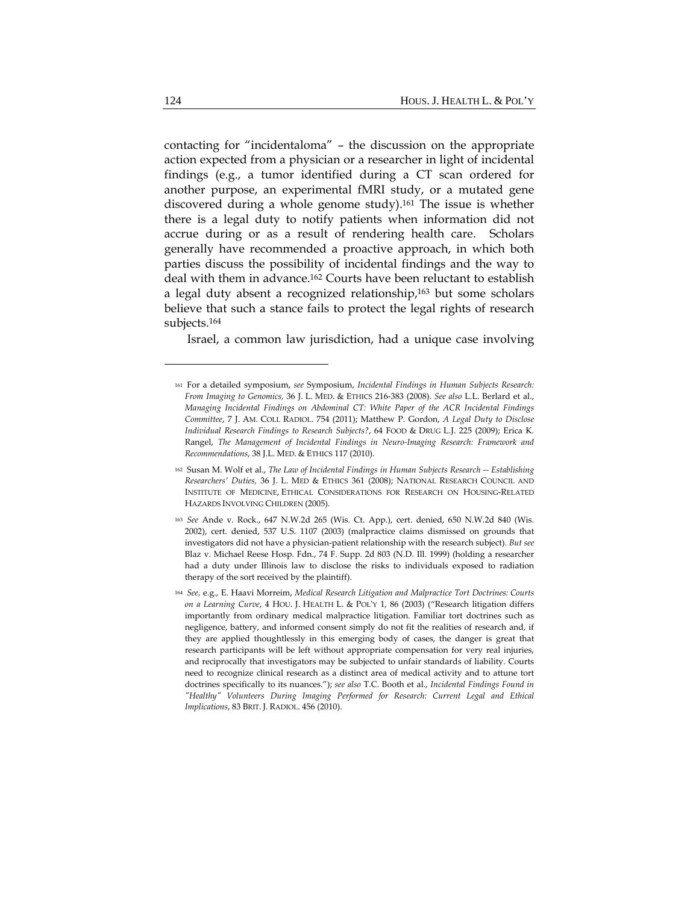contacting for "incidentaloma" – the discussion on the appropriate action expected from a physician or a researcher in light of incidental findings (e.g., a tumor identified during a CT scan ordered for another purpose, an experimental fMRI study, or a mutated gene discovered during a whole genome study).[161] The issue is whether there is a legal duty to notify patients when information did not accrue during or as a result of rendering health care. Scholars generally have recommended a proactive approach, in which both parties discuss the possibility of incidental findings and the way to deal with them in advance.[162] Courts have been reluctant to establish a legal duty absent a recognized relationship,[163] but some scholars believe that such a stance fails to protect the legal rights of research subjects.[164]

Israel, a common law jurisdiction, had a unique case involving

---

[161] For a detailed symposium, *see* Symposium, *Incidental Findings in Human Subjects Research: From Imaging to Genomics,* 36 J. L. MED. & ETHICS 216-383 (2008). *See also* L.L. Berlard et al., *Managing Incidental Findings on Abdominal CT: White Paper of the ACR Incidental Findings Committee*, 7 J. AM. COLL RADIOL. 754 (2011); Matthew P. Gordon, *A Legal Duty to Disclose Individual Research Findings to Research Subjects?*, 64 FOOD & DRUG L.J. 225 (2009); Erica K. Rangel, *The Management of Incidental Findings in Neuro-Imaging Research: Framework and Recommendations*, 38 J.L. MED. & ETHICS 117 (2010).

[162] Susan M. Wolf et al., *The Law of Incidental Findings in Human Subjects Research -- Establishing Researchers' Duties,* 36 J. L. MED & ETHICS 361 (2008); NATIONAL RESEARCH COUNCIL AND INSTITUTE OF MEDICINE, ETHICAL CONSIDERATIONS FOR RESEARCH ON HOUSING-RELATED HAZARDS INVOLVING CHILDREN (2005).

[163] *See* Ande v. Rock., 647 N.W.2d 265 (Wis. Ct. App.), cert. denied, 650 N.W.2d 840 (Wis. 2002), cert. denied, 537 U.S. 1107 (2003) (malpractice claims dismissed on grounds that investigators did not have a physician-patient relationship with the research subject). *But see* Blaz v. Michael Reese Hosp. Fdn., 74 F. Supp. 2d 803 (N.D. Ill. 1999) (holding a researcher had a duty under Illinois law to disclose the risks to individuals exposed to radiation therapy of the sort received by the plaintiff).

[164] *See,* e.g., E. Haavi Morreim, *Medical Research Litigation and Malpractice Tort Doctrines: Courts on a Learning Curve*, 4 HOU. J. HEALTH L. & POL'Y 1, 86 (2003) ("Research litigation differs importantly from ordinary medical malpractice litigation. Familiar tort doctrines such as negligence, battery, and informed consent simply do not fit the realities of research and, if they are applied thoughtlessly in this emerging body of cases, the danger is great that research participants will be left without appropriate compensation for very real injuries, and reciprocally that investigators may be subjected to unfair standards of liability. Courts need to recognize clinical research as a distinct area of medical activity and to attune tort doctrines specifically to its nuances."); *see also* T.C. Booth et al., *Incidental Findings Found in "Healthy" Volunteers During Imaging Performed for Research: Current Legal and Ethical Implications*, 83 BRIT. J. RADIOL. 456 (2010).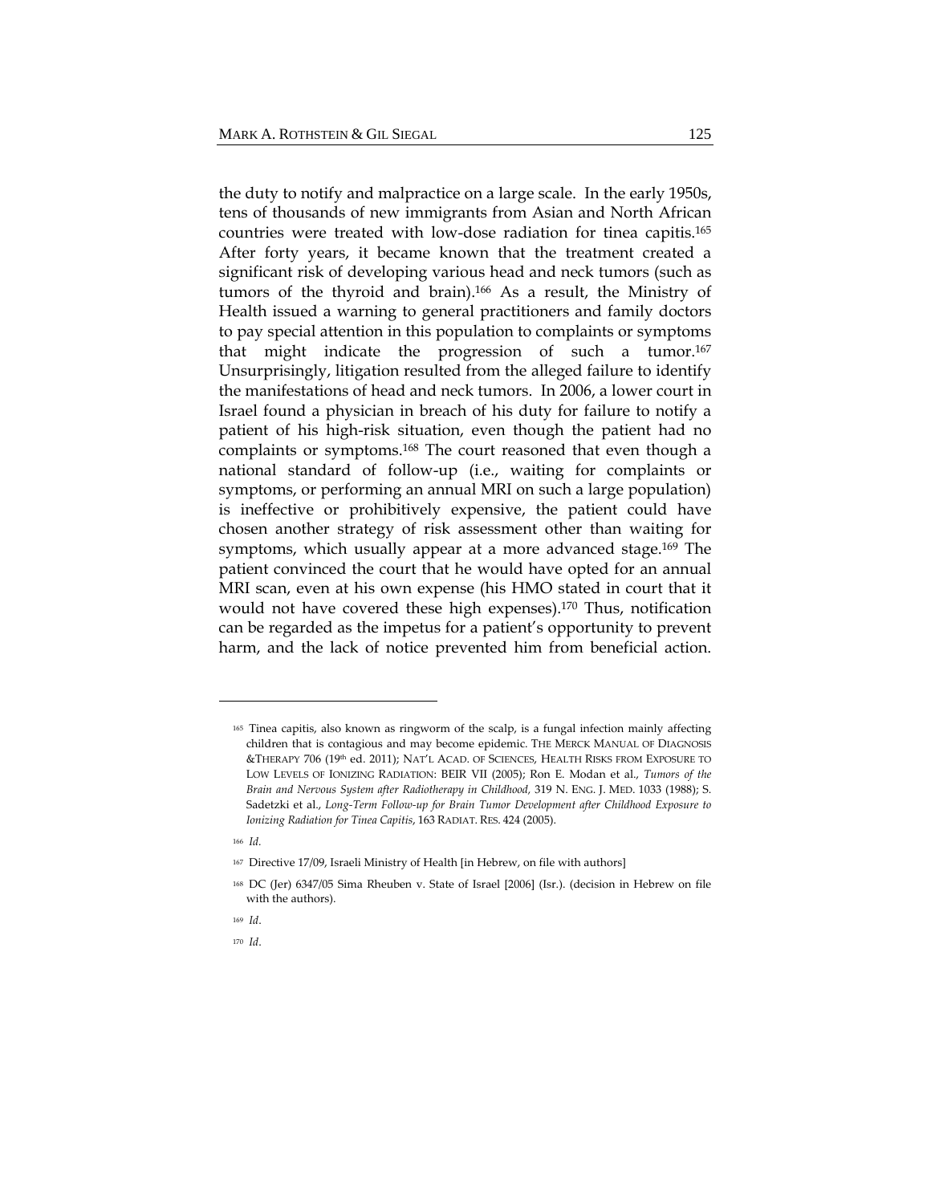the duty to notify and malpractice on a large scale. In the early 1950s, tens of thousands of new immigrants from Asian and North African countries were treated with low-dose radiation for tinea capitis.[165] After forty years, it became known that the treatment created a significant risk of developing various head and neck tumors (such as tumors of the thyroid and brain).[166] As a result, the Ministry of Health issued a warning to general practitioners and family doctors to pay special attention in this population to complaints or symptoms that might indicate the progression of such a tumor.[167] Unsurprisingly, litigation resulted from the alleged failure to identify the manifestations of head and neck tumors. In 2006, a lower court in Israel found a physician in breach of his duty for failure to notify a patient of his high-risk situation, even though the patient had no complaints or symptoms.[168] The court reasoned that even though a national standard of follow-up (i.e., waiting for complaints or symptoms, or performing an annual MRI on such a large population) is ineffective or prohibitively expensive, the patient could have chosen another strategy of risk assessment other than waiting for symptoms, which usually appear at a more advanced stage.[169] The patient convinced the court that he would have opted for an annual MRI scan, even at his own expense (his HMO stated in court that it would not have covered these high expenses).[170] Thus, notification can be regarded as the impetus for a patient's opportunity to prevent harm, and the lack of notice prevented him from beneficial action.

---

[165] Tinea capitis, also known as ringworm of the scalp, is a fungal infection mainly affecting children that is contagious and may become epidemic. THE MERCK MANUAL OF DIAGNOSIS &THERAPY 706 (19th ed. 2011); NAT'L ACAD. OF SCIENCES, HEALTH RISKS FROM EXPOSURE TO LOW LEVELS OF IONIZING RADIATION: BEIR VII (2005); Ron E. Modan et al., *Tumors of the Brain and Nervous System after Radiotherapy in Childhood,* 319 N. ENG. J. MED. 1033 (1988); S. Sadetzki et al., *Long-Term Follow-up for Brain Tumor Development after Childhood Exposure to Ionizing Radiation for Tinea Capitis*, 163 RADIAT. RES. 424 (2005).

[166] *Id.*

[167] Directive 17/09, Israeli Ministry of Health [in Hebrew, on file with authors]

[168] DC (Jer) 6347/05 Sima Rheuben v. State of Israel [2006] (Isr.). (decision in Hebrew on file with the authors).

[169] *Id*.

[170] *Id*.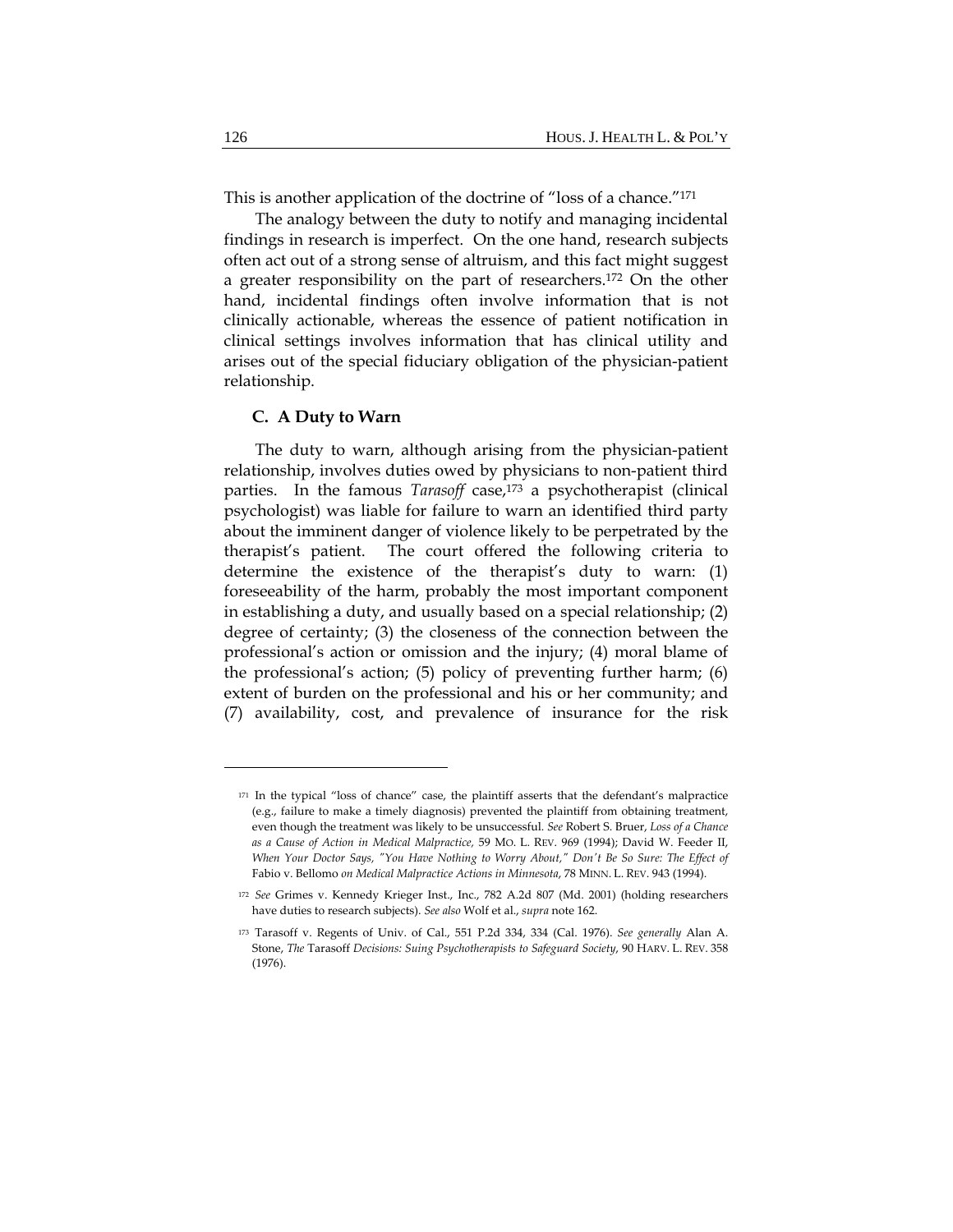This is another application of the doctrine of "loss of a chance."[171]

The analogy between the duty to notify and managing incidental findings in research is imperfect. On the one hand, research subjects often act out of a strong sense of altruism, and this fact might suggest a greater responsibility on the part of researchers.[172] On the other hand, incidental findings often involve information that is not clinically actionable, whereas the essence of patient notification in clinical settings involves information that has clinical utility and arises out of the special fiduciary obligation of the physician-patient relationship.

### C. A Duty to Warn

The duty to warn, although arising from the physician-patient relationship, involves duties owed by physicians to non-patient third parties. In the famous *Tarasoff* case,[173] a psychotherapist (clinical psychologist) was liable for failure to warn an identified third party about the imminent danger of violence likely to be perpetrated by the therapist's patient. The court offered the following criteria to determine the existence of the therapist's duty to warn: (1) foreseeability of the harm, probably the most important component in establishing a duty, and usually based on a special relationship; (2) degree of certainty; (3) the closeness of the connection between the professional's action or omission and the injury; (4) moral blame of the professional's action; (5) policy of preventing further harm; (6) extent of burden on the professional and his or her community; and (7) availability, cost, and prevalence of insurance for the risk

---

[171] In the typical "loss of chance" case, the plaintiff asserts that the defendant's malpractice (e.g., failure to make a timely diagnosis) prevented the plaintiff from obtaining treatment, even though the treatment was likely to be unsuccessful. *See* Robert S. Bruer, *Loss of a Chance as a Cause of Action in Medical Malpractice*, 59 MO. L. REV. 969 (1994); David W. Feeder II, *When Your Doctor Says, "You Have Nothing to Worry About," Don't Be So Sure: The Effect of* Fabio v. Bellomo *on Medical Malpractice Actions in Minnesota*, 78 MINN. L. REV. 943 (1994).

[172] *See* Grimes v. Kennedy Krieger Inst., Inc., 782 A.2d 807 (Md. 2001) (holding researchers have duties to research subjects). *See also* Wolf et al., *supra* note 162.

[173] Tarasoff v. Regents of Univ. of Cal., 551 P.2d 334, 334 (Cal. 1976). *See generally* Alan A. Stone, *The* Tarasoff *Decisions: Suing Psychotherapists to Safeguard Society*, 90 HARV. L. REV. 358 (1976).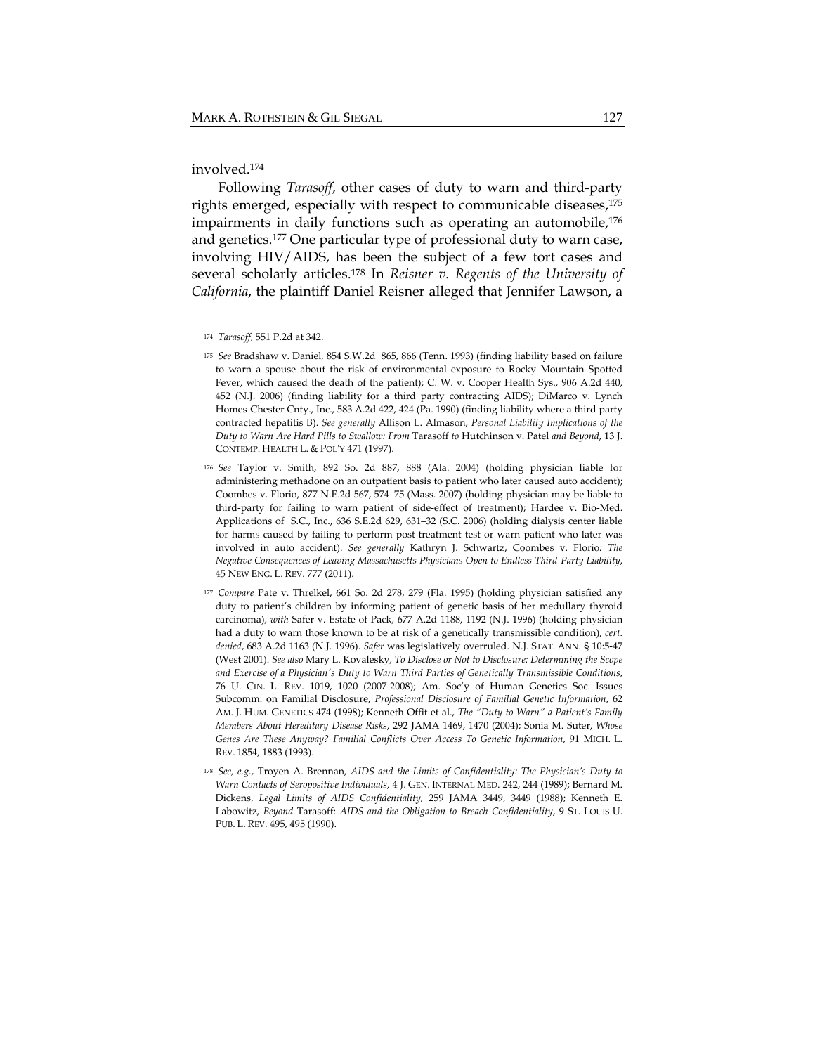involved.[174]

Following *Tarasoff*, other cases of duty to warn and third-party rights emerged, especially with respect to communicable diseases,[175] impairments in daily functions such as operating an automobile,[176] and genetics.[177] One particular type of professional duty to warn case, involving HIV/AIDS, has been the subject of a few tort cases and several scholarly articles.[178] In *Reisner v. Regents of the University of California*, the plaintiff Daniel Reisner alleged that Jennifer Lawson, a

---

[174] *Tarasoff*, 551 P.2d at 342.

[175] *See* Bradshaw v. Daniel, 854 S.W.2d 865, 866 (Tenn. 1993) (finding liability based on failure to warn a spouse about the risk of environmental exposure to Rocky Mountain Spotted Fever, which caused the death of the patient); C. W. v. Cooper Health Sys., 906 A.2d 440, 452 (N.J. 2006) (finding liability for a third party contracting AIDS); DiMarco v. Lynch Homes-Chester Cnty., Inc., 583 A.2d 422, 424 (Pa. 1990) (finding liability where a third party contracted hepatitis B). *See generally* Allison L. Almason, *Personal Liability Implications of the Duty to Warn Are Hard Pills to Swallow: From* Tarasoff *to* Hutchinson v. Patel *and Beyond*, 13 J. CONTEMP. HEALTH L. & POL'Y 471 (1997).

[176] *See* Taylor v. Smith, 892 So. 2d 887, 888 (Ala. 2004) (holding physician liable for administering methadone on an outpatient basis to patient who later caused auto accident); Coombes v. Florio, 877 N.E.2d 567, 574–75 (Mass. 2007) (holding physician may be liable to third-party for failing to warn patient of side-effect of treatment); Hardee v. Bio-Med. Applications of S.C., Inc., 636 S.E.2d 629, 631–32 (S.C. 2006) (holding dialysis center liable for harms caused by failing to perform post-treatment test or warn patient who later was involved in auto accident). *See generally* Kathryn J. Schwartz, Coombes v. Florio*: The Negative Consequences of Leaving Massachusetts Physicians Open to Endless Third-Party Liability*, 45 NEW ENG. L. REV. 777 (2011).

[177] *Compare* Pate v. Threlkel, 661 So. 2d 278, 279 (Fla. 1995) (holding physician satisfied any duty to patient's children by informing patient of genetic basis of her medullary thyroid carcinoma), *with* Safer v. Estate of Pack, 677 A.2d 1188, 1192 (N.J. 1996) (holding physician had a duty to warn those known to be at risk of a genetically transmissible condition), *cert. denied*, 683 A.2d 1163 (N.J. 1996). *Safer* was legislatively overruled. N.J. STAT. ANN. § 10:5-47 (West 2001). *See also* Mary L. Kovalesky, *To Disclose or Not to Disclosure: Determining the Scope and Exercise of a Physician's Duty to Warn Third Parties of Genetically Transmissible Conditions*, 76 U. CIN. L. REV. 1019, 1020 (2007-2008); Am. Soc'y of Human Genetics Soc. Issues Subcomm. on Familial Disclosure, *Professional Disclosure of Familial Genetic Information*, 62 AM. J. HUM. GENETICS 474 (1998); Kenneth Offit et al., *The "Duty to Warn" a Patient's Family Members About Hereditary Disease Risks*, 292 JAMA 1469, 1470 (2004); Sonia M. Suter, *Whose Genes Are These Anyway? Familial Conflicts Over Access To Genetic Information*, 91 MICH. L. REV. 1854, 1883 (1993).

[178] *See, e.g.*, Troyen A. Brennan, *AIDS and the Limits of Confidentiality: The Physician's Duty to Warn Contacts of Seropositive Individuals*, 4 J. GEN. INTERNAL MED. 242, 244 (1989); Bernard M. Dickens, *Legal Limits of AIDS Confidentiality*, 259 JAMA 3449, 3449 (1988); Kenneth E. Labowitz, *Beyond* Tarasoff*: AIDS and the Obligation to Breach Confidentiality*, 9 ST. LOUIS U. PUB. L. REV. 495, 495 (1990).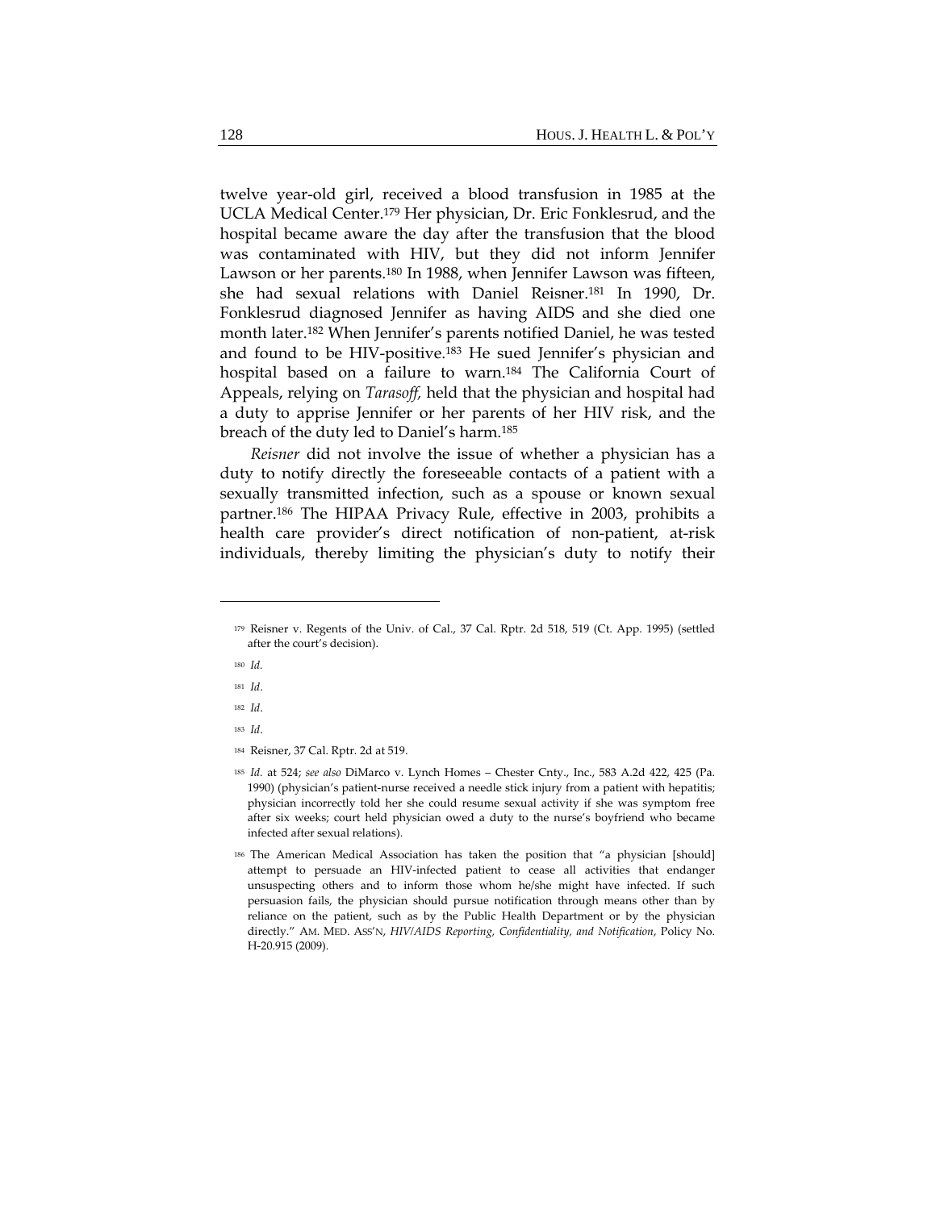twelve year-old girl, received a blood transfusion in 1985 at the UCLA Medical Center.[179] Her physician, Dr. Eric Fonklesrud, and the hospital became aware the day after the transfusion that the blood was contaminated with HIV, but they did not inform Jennifer Lawson or her parents.[180] In 1988, when Jennifer Lawson was fifteen, she had sexual relations with Daniel Reisner.[181] In 1990, Dr. Fonklesrud diagnosed Jennifer as having AIDS and she died one month later.[182] When Jennifer's parents notified Daniel, he was tested and found to be HIV-positive.[183] He sued Jennifer's physician and hospital based on a failure to warn.[184] The California Court of Appeals, relying on *Tarasoff,* held that the physician and hospital had a duty to apprise Jennifer or her parents of her HIV risk, and the breach of the duty led to Daniel's harm.[185]

*Reisner* did not involve the issue of whether a physician has a duty to notify directly the foreseeable contacts of a patient with a sexually transmitted infection, such as a spouse or known sexual partner.[186] The HIPAA Privacy Rule, effective in 2003, prohibits a health care provider's direct notification of non-patient, at-risk individuals, thereby limiting the physician's duty to notify their

---

[179] Reisner v. Regents of the Univ. of Cal., 37 Cal. Rptr. 2d 518, 519 (Ct. App. 1995) (settled after the court's decision).

[180] *Id.*

[181] *Id*.

[182] *Id*.

[183] *Id*.

[184] Reisner, 37 Cal. Rptr. 2d at 519.

[185] *Id.* at 524; *see also* DiMarco v. Lynch Homes – Chester Cnty., Inc., 583 A.2d 422, 425 (Pa. 1990) (physician's patient-nurse received a needle stick injury from a patient with hepatitis; physician incorrectly told her she could resume sexual activity if she was symptom free after six weeks; court held physician owed a duty to the nurse's boyfriend who became infected after sexual relations).

[186] The American Medical Association has taken the position that "a physician [should] attempt to persuade an HIV-infected patient to cease all activities that endanger unsuspecting others and to inform those whom he/she might have infected. If such persuasion fails, the physician should pursue notification through means other than by reliance on the patient, such as by the Public Health Department or by the physician directly." AM. MED. ASS'N, *HIV/AIDS Reporting, Confidentiality, and Notification*, Policy No. H-20.915 (2009).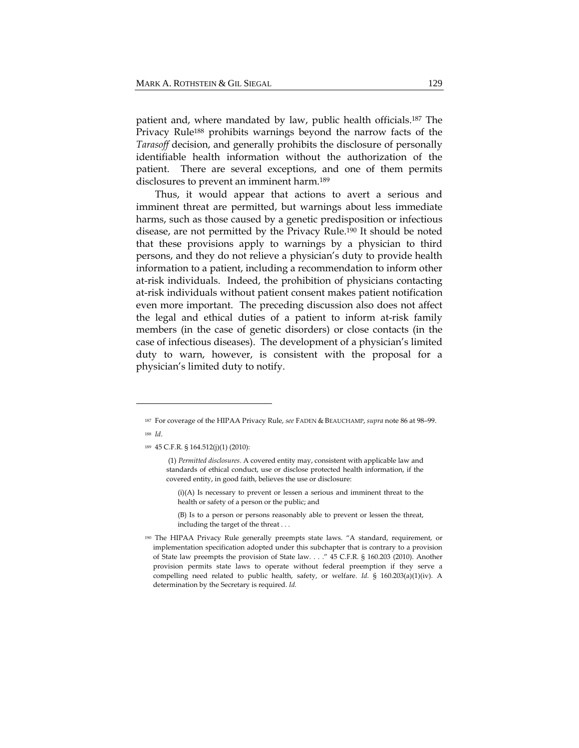patient and, where mandated by law, public health officials.[187] The Privacy Rule[188] prohibits warnings beyond the narrow facts of the *Tarasoff* decision, and generally prohibits the disclosure of personally identifiable health information without the authorization of the patient. There are several exceptions, and one of them permits disclosures to prevent an imminent harm.[189]

Thus, it would appear that actions to avert a serious and imminent threat are permitted, but warnings about less immediate harms, such as those caused by a genetic predisposition or infectious disease, are not permitted by the Privacy Rule.[190] It should be noted that these provisions apply to warnings by a physician to third persons, and they do not relieve a physician's duty to provide health information to a patient, including a recommendation to inform other at-risk individuals. Indeed, the prohibition of physicians contacting at-risk individuals without patient consent makes patient notification even more important. The preceding discussion also does not affect the legal and ethical duties of a patient to inform at-risk family members (in the case of genetic disorders) or close contacts (in the case of infectious diseases). The development of a physician's limited duty to warn, however, is consistent with the proposal for a physician's limited duty to notify.

---

[187] For coverage of the HIPAA Privacy Rule, *see* FADEN & BEAUCHAMP, *supra* note 86 at 98–99.

[188] *Id*.

[189] 45 C.F.R. § 164.512(j)(1) (2010):

> (1) *Permitted disclosures.* A covered entity may, consistent with applicable law and standards of ethical conduct, use or disclose protected health information, if the covered entity, in good faith, believes the use or disclosure:
>
> > (i)(A) Is necessary to prevent or lessen a serious and imminent threat to the health or safety of a person or the public; and
> >
> > (B) Is to a person or persons reasonably able to prevent or lessen the threat, including the target of the threat . . .

[190] The HIPAA Privacy Rule generally preempts state laws. "A standard, requirement, or implementation specification adopted under this subchapter that is contrary to a provision of State law preempts the provision of State law. . . ." 45 C.F.R. § 160.203 (2010). Another provision permits state laws to operate without federal preemption if they serve a compelling need related to public health, safety, or welfare. *Id.* § 160.203(a)(1)(iv). A determination by the Secretary is required. *Id.*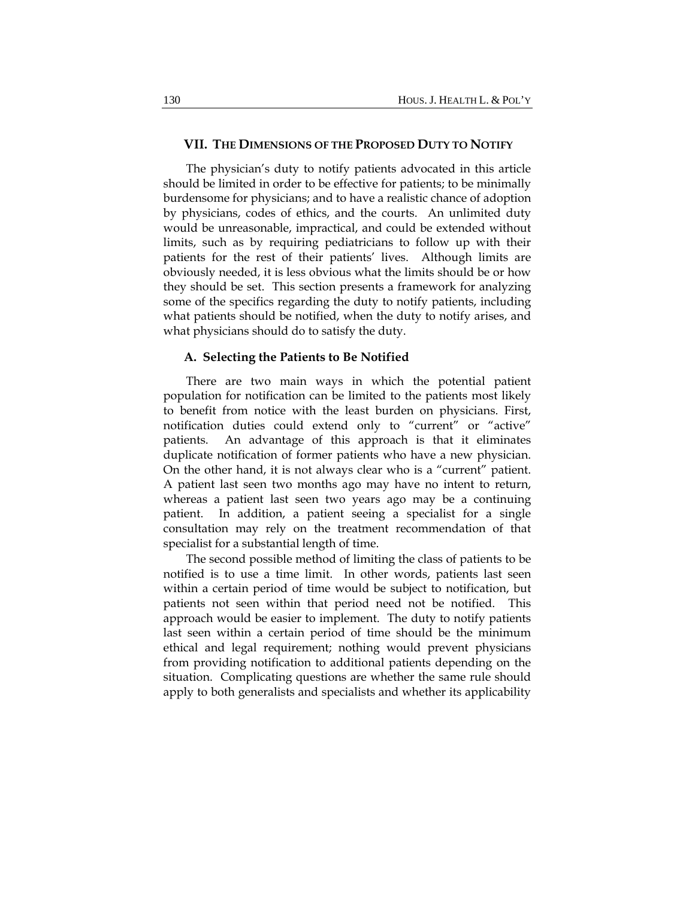## VII. THE DIMENSIONS OF THE PROPOSED DUTY TO NOTIFY

The physician's duty to notify patients advocated in this article should be limited in order to be effective for patients; to be minimally burdensome for physicians; and to have a realistic chance of adoption by physicians, codes of ethics, and the courts. An unlimited duty would be unreasonable, impractical, and could be extended without limits, such as by requiring pediatricians to follow up with their patients for the rest of their patients' lives. Although limits are obviously needed, it is less obvious what the limits should be or how they should be set. This section presents a framework for analyzing some of the specifics regarding the duty to notify patients, including what patients should be notified, when the duty to notify arises, and what physicians should do to satisfy the duty.

### A. Selecting the Patients to Be Notified

There are two main ways in which the potential patient population for notification can be limited to the patients most likely to benefit from notice with the least burden on physicians. First, notification duties could extend only to "current" or "active" patients. An advantage of this approach is that it eliminates duplicate notification of former patients who have a new physician. On the other hand, it is not always clear who is a "current" patient. A patient last seen two months ago may have no intent to return, whereas a patient last seen two years ago may be a continuing patient. In addition, a patient seeing a specialist for a single consultation may rely on the treatment recommendation of that specialist for a substantial length of time.

The second possible method of limiting the class of patients to be notified is to use a time limit. In other words, patients last seen within a certain period of time would be subject to notification, but patients not seen within that period need not be notified. This approach would be easier to implement. The duty to notify patients last seen within a certain period of time should be the minimum ethical and legal requirement; nothing would prevent physicians from providing notification to additional patients depending on the situation. Complicating questions are whether the same rule should apply to both generalists and specialists and whether its applicability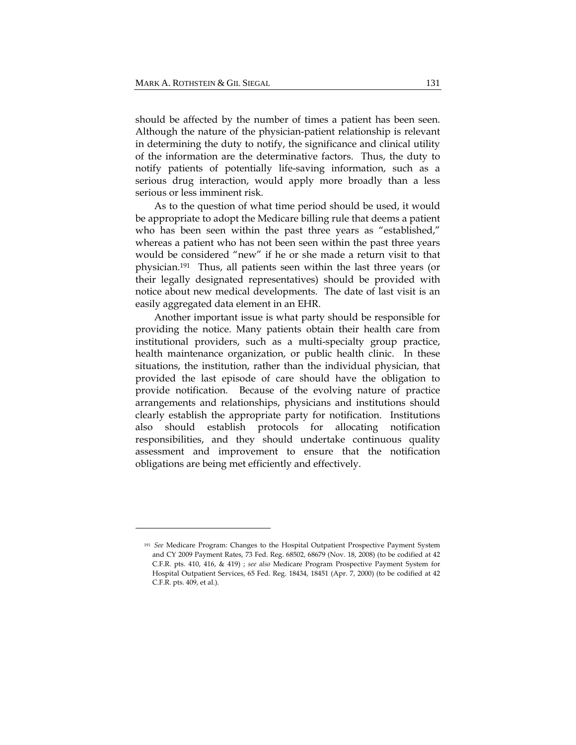should be affected by the number of times a patient has been seen. Although the nature of the physician-patient relationship is relevant in determining the duty to notify, the significance and clinical utility of the information are the determinative factors. Thus, the duty to notify patients of potentially life-saving information, such as a serious drug interaction, would apply more broadly than a less serious or less imminent risk.

As to the question of what time period should be used, it would be appropriate to adopt the Medicare billing rule that deems a patient who has been seen within the past three years as "established," whereas a patient who has not been seen within the past three years would be considered "new" if he or she made a return visit to that physician.[191] Thus, all patients seen within the last three years (or their legally designated representatives) should be provided with notice about new medical developments. The date of last visit is an easily aggregated data element in an EHR.

Another important issue is what party should be responsible for providing the notice. Many patients obtain their health care from institutional providers, such as a multi-specialty group practice, health maintenance organization, or public health clinic. In these situations, the institution, rather than the individual physician, that provided the last episode of care should have the obligation to provide notification. Because of the evolving nature of practice arrangements and relationships, physicians and institutions should clearly establish the appropriate party for notification. Institutions also should establish protocols for allocating notification responsibilities, and they should undertake continuous quality assessment and improvement to ensure that the notification obligations are being met efficiently and effectively.

---

[191] *See* Medicare Program: Changes to the Hospital Outpatient Prospective Payment System and CY 2009 Payment Rates, 73 Fed. Reg. 68502, 68679 (Nov. 18, 2008) (to be codified at 42 C.F.R. pts. 410, 416, & 419) ; *see also* Medicare Program Prospective Payment System for Hospital Outpatient Services, 65 Fed. Reg. 18434, 18451 (Apr. 7, 2000) (to be codified at 42 C.F.R. pts. 409, et al.).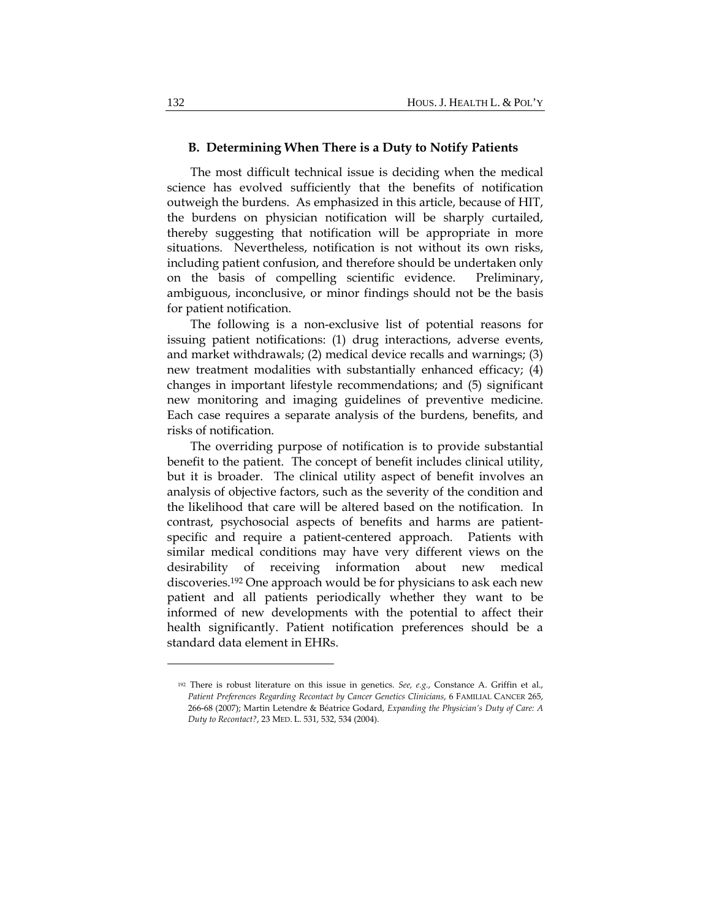### B. Determining When There is a Duty to Notify Patients

The most difficult technical issue is deciding when the medical science has evolved sufficiently that the benefits of notification outweigh the burdens. As emphasized in this article, because of HIT, the burdens on physician notification will be sharply curtailed, thereby suggesting that notification will be appropriate in more situations. Nevertheless, notification is not without its own risks, including patient confusion, and therefore should be undertaken only on the basis of compelling scientific evidence. Preliminary, ambiguous, inconclusive, or minor findings should not be the basis for patient notification.

The following is a non-exclusive list of potential reasons for issuing patient notifications: (1) drug interactions, adverse events, and market withdrawals; (2) medical device recalls and warnings; (3) new treatment modalities with substantially enhanced efficacy; (4) changes in important lifestyle recommendations; and (5) significant new monitoring and imaging guidelines of preventive medicine. Each case requires a separate analysis of the burdens, benefits, and risks of notification.

The overriding purpose of notification is to provide substantial benefit to the patient. The concept of benefit includes clinical utility, but it is broader. The clinical utility aspect of benefit involves an analysis of objective factors, such as the severity of the condition and the likelihood that care will be altered based on the notification. In contrast, psychosocial aspects of benefits and harms are patient-specific and require a patient-centered approach. Patients with similar medical conditions may have very different views on the desirability of receiving information about new medical discoveries.[192] One approach would be for physicians to ask each new patient and all patients periodically whether they want to be informed of new developments with the potential to affect their health significantly. Patient notification preferences should be a standard data element in EHRs.

---

[192] There is robust literature on this issue in genetics. *See, e.g.*, Constance A. Griffin et al., *Patient Preferences Regarding Recontact by Cancer Genetics Clinicians*, 6 FAMILIAL CANCER 265, 266-68 (2007); Martin Letendre & Béatrice Godard, *Expanding the Physician's Duty of Care: A Duty to Recontact?*, 23 MED. L. 531, 532, 534 (2004).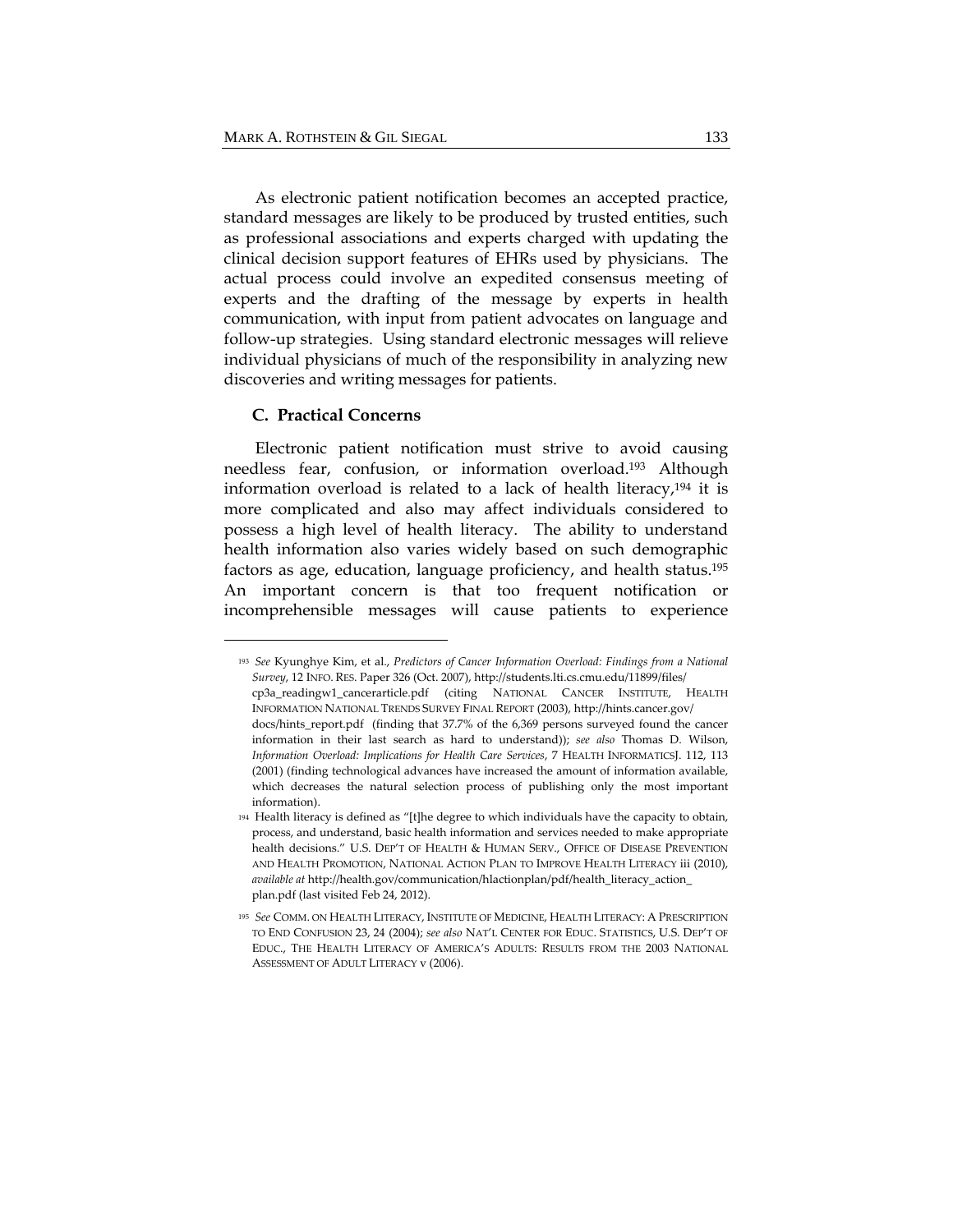As electronic patient notification becomes an accepted practice, standard messages are likely to be produced by trusted entities, such as professional associations and experts charged with updating the clinical decision support features of EHRs used by physicians. The actual process could involve an expedited consensus meeting of experts and the drafting of the message by experts in health communication, with input from patient advocates on language and follow-up strategies. Using standard electronic messages will relieve individual physicians of much of the responsibility in analyzing new discoveries and writing messages for patients.

### C. Practical Concerns

Electronic patient notification must strive to avoid causing needless fear, confusion, or information overload.[193] Although information overload is related to a lack of health literacy,[194] it is more complicated and also may affect individuals considered to possess a high level of health literacy. The ability to understand health information also varies widely based on such demographic factors as age, education, language proficiency, and health status.[195] An important concern is that too frequent notification or incomprehensible messages will cause patients to experience

---

[193] *See* Kyunghye Kim, et al., *Predictors of Cancer Information Overload: Findings from a National Survey*, 12 INFO. RES. Paper 326 (Oct. 2007), http://students.lti.cs.cmu.edu/11899/files/cp3a_readingw1_cancerarticle.pdf (citing NATIONAL CANCER INSTITUTE, HEALTH INFORMATION NATIONAL TRENDS SURVEY FINAL REPORT (2003), http://hints.cancer.gov/docs/hints_report.pdf (finding that 37.7% of the 6,369 persons surveyed found the cancer information in their last search as hard to understand)); *see also* Thomas D. Wilson, *Information Overload: Implications for Health Care Services*, 7 HEALTH INFORMATICSJ. 112, 113 (2001) (finding technological advances have increased the amount of information available, which decreases the natural selection process of publishing only the most important information).

[194] Health literacy is defined as "[t]he degree to which individuals have the capacity to obtain, process, and understand, basic health information and services needed to make appropriate health decisions." U.S. DEP'T OF HEALTH & HUMAN SERV., OFFICE OF DISEASE PREVENTION AND HEALTH PROMOTION, NATIONAL ACTION PLAN TO IMPROVE HEALTH LITERACY iii (2010), *available at* http://health.gov/communication/hlactionplan/pdf/health_literacy_action_plan.pdf (last visited Feb 24, 2012).

[195] *See* COMM. ON HEALTH LITERACY, INSTITUTE OF MEDICINE, HEALTH LITERACY: A PRESCRIPTION TO END CONFUSION 23, 24 (2004); *see also* NAT'L CENTER FOR EDUC. STATISTICS, U.S. DEP'T OF EDUC., THE HEALTH LITERACY OF AMERICA'S ADULTS: RESULTS FROM THE 2003 NATIONAL ASSESSMENT OF ADULT LITERACY v (2006).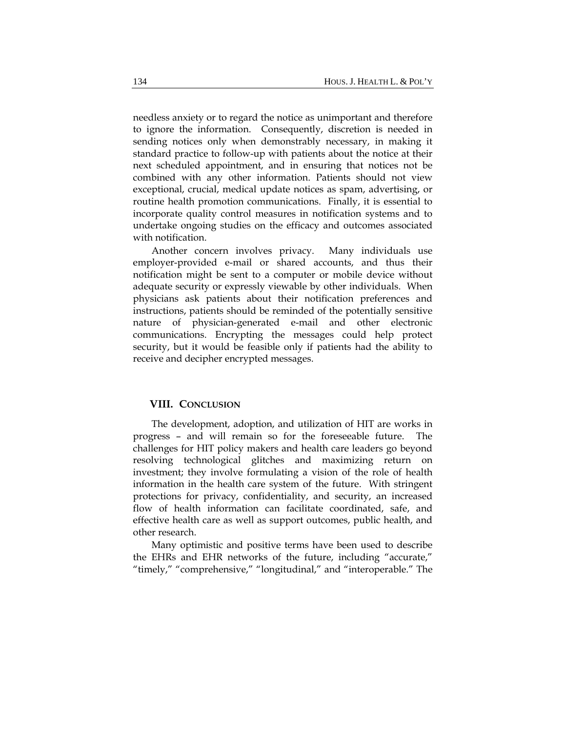needless anxiety or to regard the notice as unimportant and therefore to ignore the information. Consequently, discretion is needed in sending notices only when demonstrably necessary, in making it standard practice to follow-up with patients about the notice at their next scheduled appointment, and in ensuring that notices not be combined with any other information. Patients should not view exceptional, crucial, medical update notices as spam, advertising, or routine health promotion communications. Finally, it is essential to incorporate quality control measures in notification systems and to undertake ongoing studies on the efficacy and outcomes associated with notification.

Another concern involves privacy. Many individuals use employer-provided e-mail or shared accounts, and thus their notification might be sent to a computer or mobile device without adequate security or expressly viewable by other individuals. When physicians ask patients about their notification preferences and instructions, patients should be reminded of the potentially sensitive nature of physician-generated e-mail and other electronic communications. Encrypting the messages could help protect security, but it would be feasible only if patients had the ability to receive and decipher encrypted messages.

## VIII. CONCLUSION

The development, adoption, and utilization of HIT are works in progress – and will remain so for the foreseeable future. The challenges for HIT policy makers and health care leaders go beyond resolving technological glitches and maximizing return on investment; they involve formulating a vision of the role of health information in the health care system of the future. With stringent protections for privacy, confidentiality, and security, an increased flow of health information can facilitate coordinated, safe, and effective health care as well as support outcomes, public health, and other research.

Many optimistic and positive terms have been used to describe the EHRs and EHR networks of the future, including "accurate," "timely," "comprehensive," "longitudinal," and "interoperable." The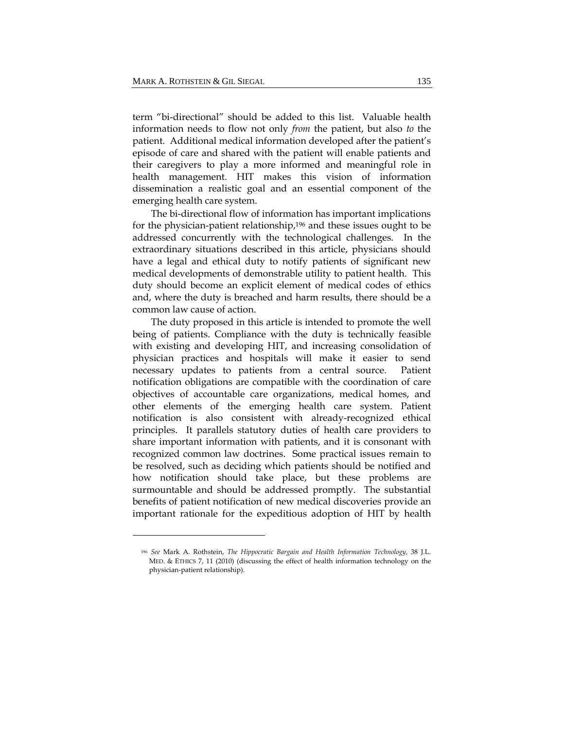term “bi-directional” should be added to this list. Valuable health information needs to flow not only *from* the patient, but also *to* the patient. Additional medical information developed after the patient’s episode of care and shared with the patient will enable patients and their caregivers to play a more informed and meaningful role in health management. HIT makes this vision of information dissemination a realistic goal and an essential component of the emerging health care system.

The bi-directional flow of information has important implications for the physician-patient relationship,[196] and these issues ought to be addressed concurrently with the technological challenges. In the extraordinary situations described in this article, physicians should have a legal and ethical duty to notify patients of significant new medical developments of demonstrable utility to patient health. This duty should become an explicit element of medical codes of ethics and, where the duty is breached and harm results, there should be a common law cause of action.

The duty proposed in this article is intended to promote the well being of patients. Compliance with the duty is technically feasible with existing and developing HIT, and increasing consolidation of physician practices and hospitals will make it easier to send necessary updates to patients from a central source. Patient notification obligations are compatible with the coordination of care objectives of accountable care organizations, medical homes, and other elements of the emerging health care system. Patient notification is also consistent with already-recognized ethical principles. It parallels statutory duties of health care providers to share important information with patients, and it is consonant with recognized common law doctrines. Some practical issues remain to be resolved, such as deciding which patients should be notified and how notification should take place, but these problems are surmountable and should be addressed promptly. The substantial benefits of patient notification of new medical discoveries provide an important rationale for the expeditious adoption of HIT by health

---

[196] *See* Mark A. Rothstein, *The Hippocratic Bargain and Health Information Technology*, 38 J.L. MED. & ETHICS 7, 11 (2010) (discussing the effect of health information technology on the physician-patient relationship).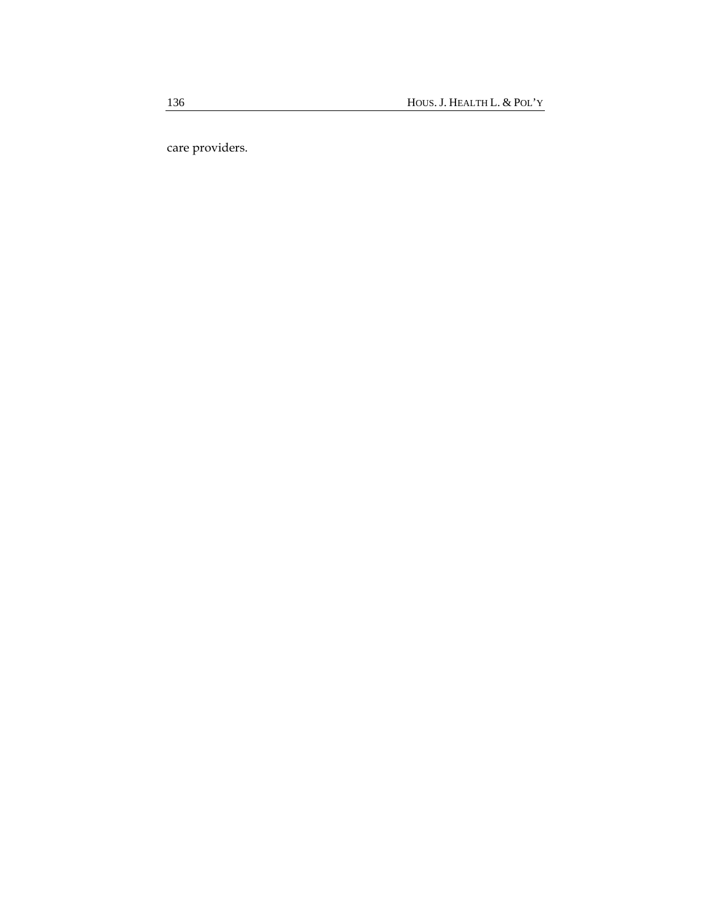care providers.